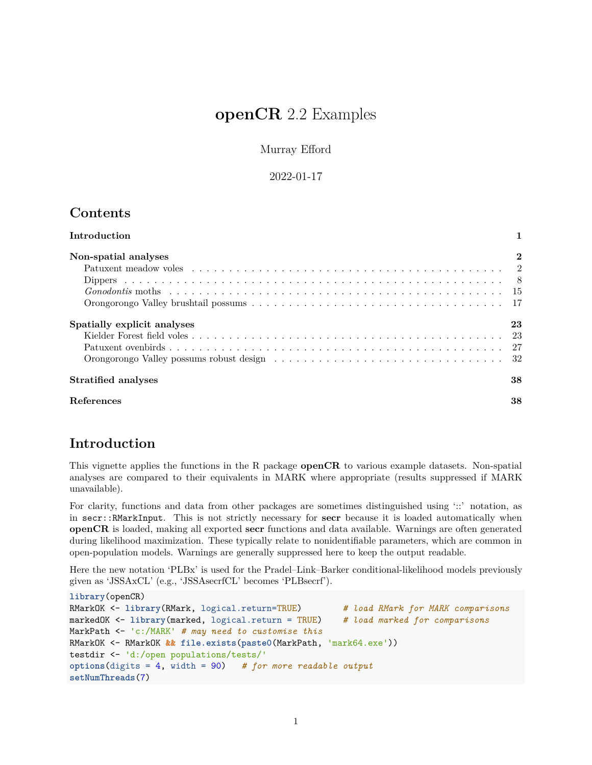# **openCR** 2.2 Examples

Murray Efford

2022-01-17

## Contents

**Introduction** 1

**Non-spatial analyses** 2
- Patuxent meadow voles 2
- Dippers 8
- *Gonodontis* moths 15
- Orongorongo Valley brushtail possums 17

**Spatially explicit analyses** 23
- Kielder Forest field voles 23
- Patuxent ovenbirds 27
- Orongorongo Valley possums robust design 32

**Stratified analyses** 38

**References** 38

## Introduction

This vignette applies the functions in the R package **openCR** to various example datasets. Non-spatial analyses are compared to their equivalents in MARK where appropriate (results suppressed if MARK unavailable).

For clarity, functions and data from other packages are sometimes distinguished using '::' notation, as in `secr::RMarkInput`. This is not strictly necessary for **secr** because it is loaded automatically when **openCR** is loaded, making all exported **secr** functions and data available. Warnings are often generated during likelihood maximization. These typically relate to nonidentifiable parameters, which are common in open-population models. Warnings are generally suppressed here to keep the output readable.

Here the new notation 'PLBx' is used for the Pradel–Link–Barker conditional-likelihood models previously given as 'JSSAxCL' (e.g., 'JSSAsecrfCL' becomes 'PLBsecrf').

```
library(openCR)
RMarkOK <- library(RMark, logical.return=TRUE)        # load RMark for MARK comparisons
markedOK <- library(marked, logical.return = TRUE)    # load marked for comparisons
MarkPath <- 'c:/MARK' # may need to customise this
RMarkOK <- RMarkOK && file.exists(paste0(MarkPath, 'mark64.exe'))
testdir <- 'd:/open populations/tests/'
options(digits = 4, width = 90)   # for more readable output
setNumThreads(7)
```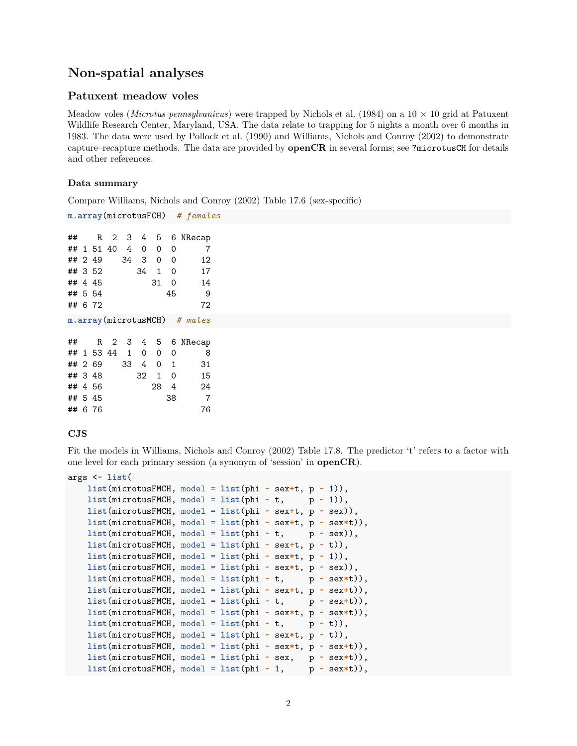# Non-spatial analyses

## Patuxent meadow voles

Meadow voles (*Microtus pennsylvanicus*) were trapped by Nichols et al. (1984) on a 10 × 10 grid at Patuxent Wildlife Research Center, Maryland, USA. The data relate to trapping for 5 nights a month over 6 months in 1983. The data were used by Pollock et al. (1990) and Williams, Nichols and Conroy (2002) to demonstrate capture–recapture methods. The data are provided by **openCR** in several forms; see `?microtusCH` for details and other references.

### Data summary

Compare Williams, Nichols and Conroy (2002) Table 17.6 (sex-specific)

```
m.array(microtusFCH)  # females
```

```
##    R  2  3  4  5  6 NRecap
## 1 51 40  4  0  0  0      7
## 2 49    34  3  0  0     12
## 3 52       34  1  0     17
## 4 45          31  0     14
## 5 54             45      9
## 6 72                    72
```

```
m.array(microtusMCH)  # males
```

```
##    R  2  3  4  5  6 NRecap
## 1 53 44  1  0  0  0      8
## 2 69    33  4  0  1     31
## 3 48       32  1  0     15
## 4 56          28  4     24
## 5 45             38      7
## 6 76                    76
```

### CJS

Fit the models in Williams, Nichols and Conroy (2002) Table 17.8. The predictor 't' refers to a factor with one level for each primary session (a synonym of 'session' in **openCR**).

```
args <- list(
    list(microtusFMCH, model = list(phi ~ sex+t, p ~ 1)),
    list(microtusFMCH, model = list(phi ~ t,     p ~ 1)),
    list(microtusFMCH, model = list(phi ~ sex+t, p ~ sex)),
    list(microtusFMCH, model = list(phi ~ sex+t, p ~ sex*t)),
    list(microtusFMCH, model = list(phi ~ t,     p ~ sex)),
    list(microtusFMCH, model = list(phi ~ sex+t, p ~ t)),
    list(microtusFMCH, model = list(phi ~ sex*t, p ~ 1)),
    list(microtusFMCH, model = list(phi ~ sex*t, p ~ sex)),
    list(microtusFMCH, model = list(phi ~ t,     p ~ sex*t)),
    list(microtusFMCH, model = list(phi ~ sex+t, p ~ sex+t)),
    list(microtusFMCH, model = list(phi ~ t,     p ~ sex+t)),
    list(microtusFMCH, model = list(phi ~ sex*t, p ~ sex*t)),
    list(microtusFMCH, model = list(phi ~ t,     p ~ t)),
    list(microtusFMCH, model = list(phi ~ sex*t, p ~ t)),
    list(microtusFMCH, model = list(phi ~ sex*t, p ~ sex+t)),
    list(microtusFMCH, model = list(phi ~ sex,   p ~ sex*t)),
    list(microtusFMCH, model = list(phi ~ 1,     p ~ sex*t)),
```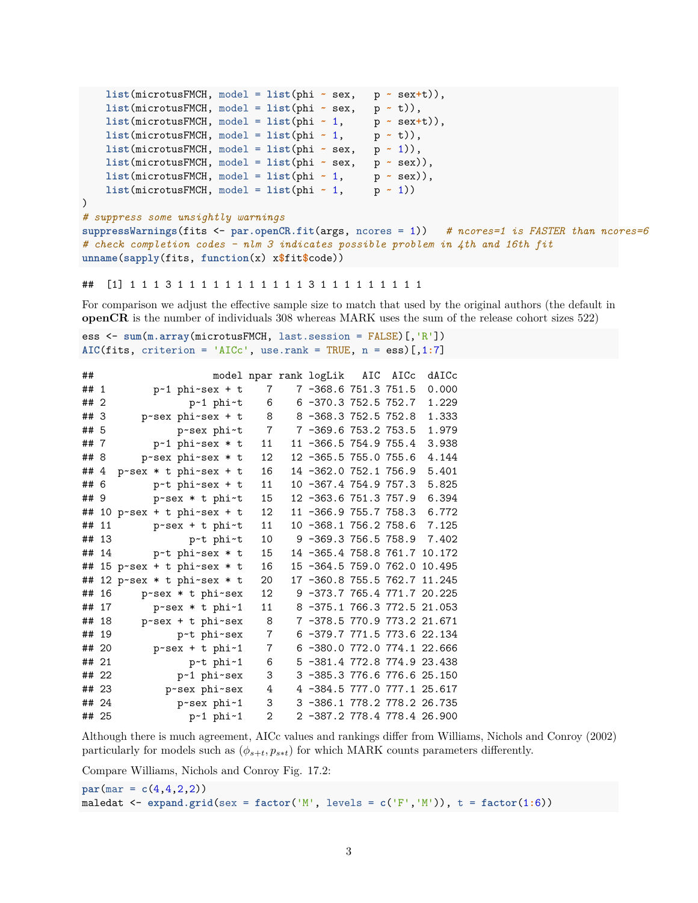```r
    list(microtusFMCH, model = list(phi ~ sex,   p ~ sex+t)),
    list(microtusFMCH, model = list(phi ~ sex,   p ~ t)),
    list(microtusFMCH, model = list(phi ~ 1,     p ~ sex+t)),
    list(microtusFMCH, model = list(phi ~ 1,     p ~ t)),
    list(microtusFMCH, model = list(phi ~ sex,   p ~ 1)),
    list(microtusFMCH, model = list(phi ~ sex,   p ~ sex)),
    list(microtusFMCH, model = list(phi ~ 1,     p ~ sex)),
    list(microtusFMCH, model = list(phi ~ 1,     p ~ 1))
)
# suppress some unsightly warnings
suppressWarnings(fits <- par.openCR.fit(args, ncores = 1))   # ncores=1 is FASTER than ncores=6
# check completion codes - nlm 3 indicates possible problem in 4th and 16th fit
unname(sapply(fits, function(x) x$fit$code))
```

```
##  [1] 1 1 1 3 1 1 1 1 1 1 1 1 1 1 1 3 1 1 1 1 1 1 1 1 1
```

For comparison we adjust the effective sample size to match that used by the original authors (the default in **openCR** is the number of individuals 308 whereas MARK uses the sum of the release cohort sizes 522)

```r
ess <- sum(m.array(microtusFMCH, last.session = FALSE)[,'R'])
AIC(fits, criterion = 'AICc', use.rank = TRUE, n = ess)[,1:7]
```

```
##                    model npar rank logLik   AIC  AICc  dAICc
## 1        p~1 phi~sex + t    7    7 -368.6 751.3 751.5  0.000
## 2              p~1 phi~t    6    6 -370.3 752.5 752.7  1.229
## 3      p~sex phi~sex + t    8    8 -368.3 752.5 752.8  1.333
## 5            p~sex phi~t    7    7 -369.6 753.2 753.5  1.979
## 7        p~1 phi~sex * t   11   11 -366.5 754.9 755.4  3.938
## 8      p~sex phi~sex * t   12   12 -365.5 755.0 755.6  4.144
## 4  p~sex * t phi~sex + t   16   14 -362.0 752.1 756.9  5.401
## 6        p~t phi~sex + t   11   10 -367.4 754.9 757.3  5.825
## 9        p~sex * t phi~t   15   12 -363.6 751.3 757.9  6.394
## 10 p~sex + t phi~sex + t   12   11 -366.9 755.7 758.3  6.772
## 11       p~sex + t phi~t   11   10 -368.1 756.2 758.6  7.125
## 13             p~t phi~t   10    9 -369.3 756.5 758.9  7.402
## 14       p~t phi~sex * t   15   14 -365.4 758.8 761.7 10.172
## 15 p~sex + t phi~sex * t   16   15 -364.5 759.0 762.0 10.495
## 12 p~sex * t phi~sex * t   20   17 -360.8 755.5 762.7 11.245
## 16     p~sex * t phi~sex   12    9 -373.7 765.4 771.7 20.225
## 17       p~sex * t phi~1   11    8 -375.1 766.3 772.5 21.053
## 18     p~sex + t phi~sex    8    7 -378.5 770.9 773.2 21.671
## 19           p~t phi~sex    7    6 -379.7 771.5 773.6 22.134
## 20       p~sex + t phi~1    7    6 -380.0 772.0 774.1 22.666
## 21             p~t phi~1    6    5 -381.4 772.8 774.9 23.438
## 22           p~1 phi~sex    3    3 -385.3 776.6 776.6 25.150
## 23         p~sex phi~sex    4    4 -384.5 777.0 777.1 25.617
## 24           p~sex phi~1    3    3 -386.1 778.2 778.2 26.735
## 25             p~1 phi~1    2    2 -387.2 778.4 778.4 26.900
```

Although there is much agreement, AICc values and rankings differ from Williams, Nichols and Conroy (2002) particularly for models such as ($\phi_{s+t}, p_{s*t}$) for which MARK counts parameters differently.

Compare Williams, Nichols and Conroy Fig. 17.2:

```r
par(mar = c(4,4,2,2))
maledat <- expand.grid(sex = factor('M', levels = c('F','M')), t = factor(1:6))
```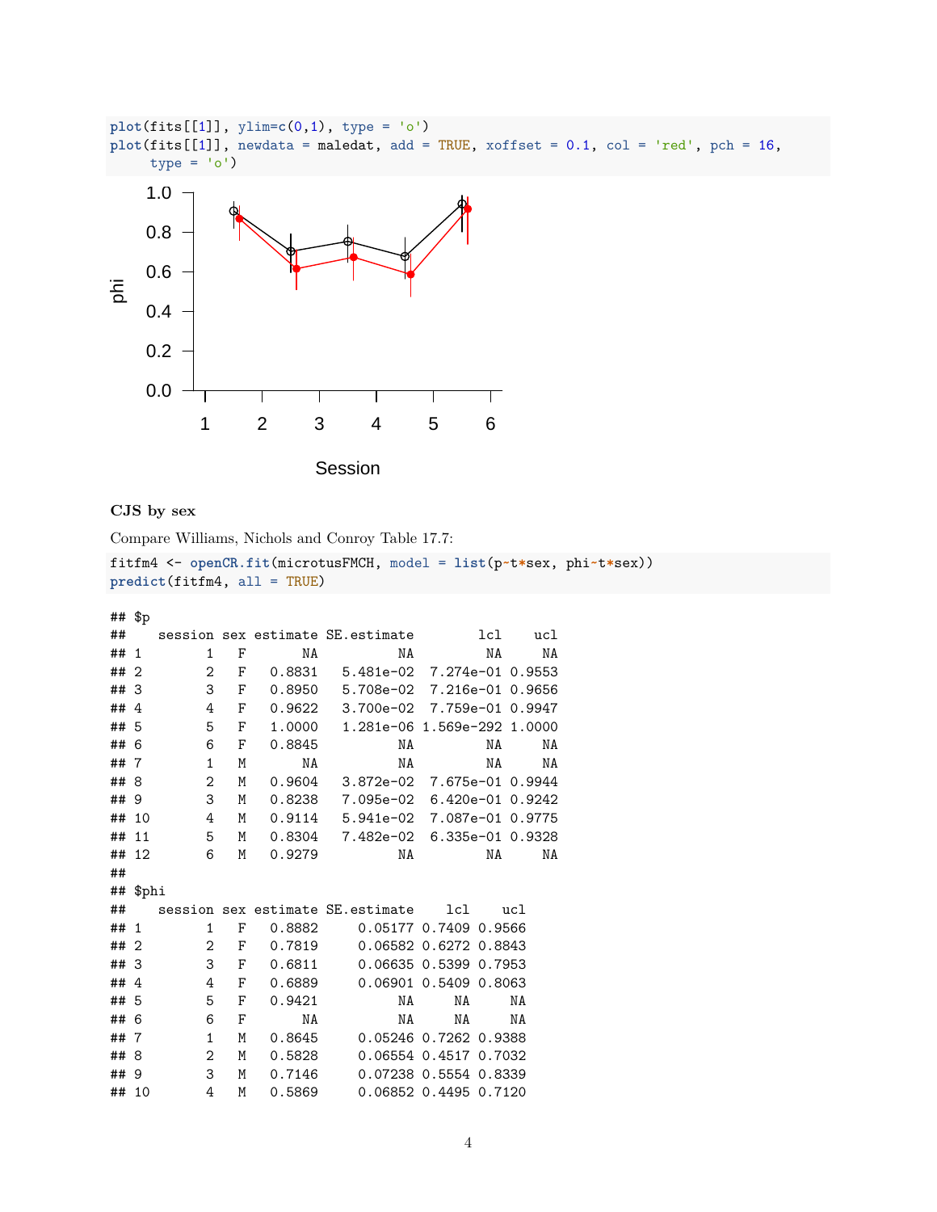```r
plot(fits[[1]], ylim=c(0,1), type = 'o')
plot(fits[[1]], newdata = maledat, add = TRUE, xoffset = 0.1, col = 'red', pch = 16,
     type = 'o')
```

### CJS by sex

Compare Williams, Nichols and Conroy Table 17.7:

```r
fitfm4 <- openCR.fit(microtusFMCH, model = list(p~t*sex, phi~t*sex))
predict(fitfm4, all = TRUE)
```

```
## $p
##    session sex estimate SE.estimate        lcl    ucl
## 1        1   F       NA          NA         NA     NA
## 2        2   F   0.8831   5.481e-02  7.274e-01 0.9553
## 3        3   F   0.8950   5.708e-02  7.216e-01 0.9656
## 4        4   F   0.9622   3.700e-02  7.759e-01 0.9947
## 5        5   F   1.0000   1.281e-06 1.569e-292 1.0000
## 6        6   F   0.8845          NA         NA     NA
## 7        1   M       NA          NA         NA     NA
## 8        2   M   0.9604   3.872e-02  7.675e-01 0.9944
## 9        3   M   0.8238   7.095e-02  6.420e-01 0.9242
## 10       4   M   0.9114   5.941e-02  7.087e-01 0.9775
## 11       5   M   0.8304   7.482e-02  6.335e-01 0.9328
## 12       6   M   0.9279          NA         NA     NA
##
## $phi
##    session sex estimate SE.estimate    lcl    ucl
## 1        1   F   0.8882     0.05177 0.7409 0.9566
## 2        2   F   0.7819     0.06582 0.6272 0.8843
## 3        3   F   0.6811     0.06635 0.5399 0.7953
## 4        4   F   0.6889     0.06901 0.5409 0.8063
## 5        5   F   0.9421          NA     NA     NA
## 6        6   F       NA          NA     NA     NA
## 7        1   M   0.8645     0.05246 0.7262 0.9388
## 8        2   M   0.5828     0.06554 0.4517 0.7032
## 9        3   M   0.7146     0.07238 0.5554 0.8339
## 10       4   M   0.5869     0.06852 0.4495 0.7120
```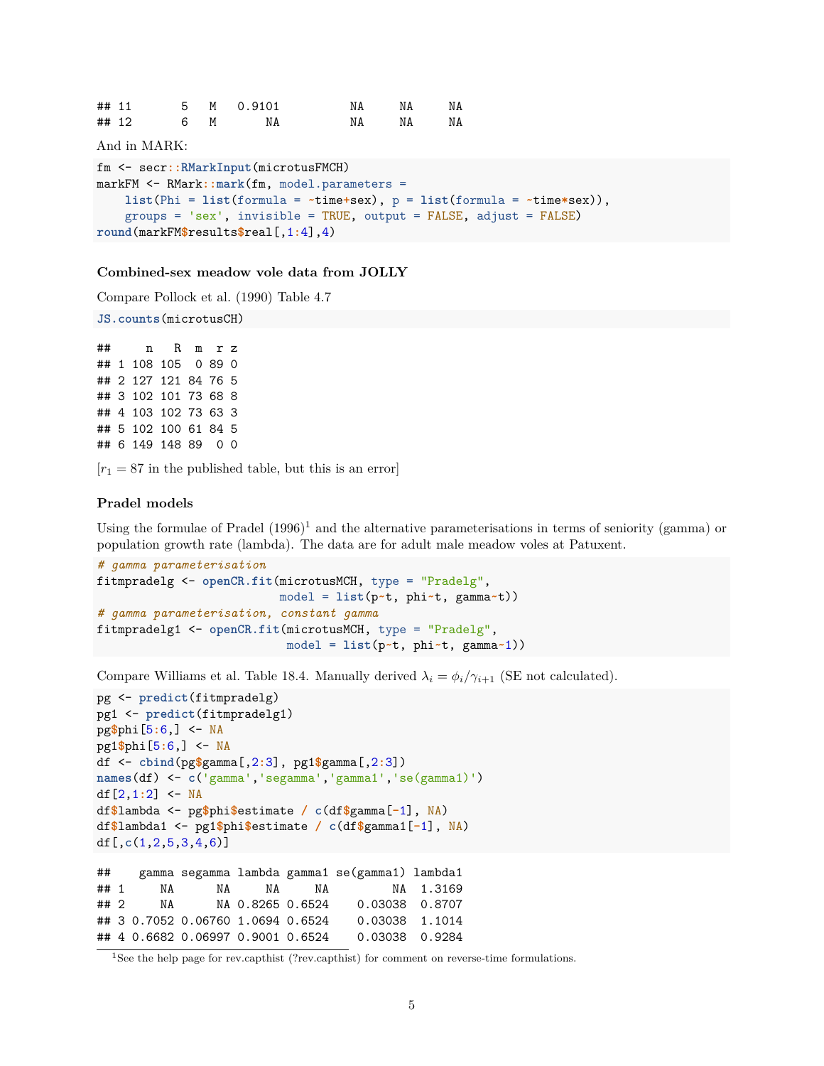```
## 11       5   M   0.9101          NA     NA     NA
## 12       6   M       NA          NA     NA     NA
```

And in MARK:

```
fm <- secr::RMarkInput(microtusFMCH)
markFM <- RMark::mark(fm, model.parameters =
    list(Phi = list(formula = ~time+sex), p = list(formula = ~time*sex)),
    groups = 'sex', invisible = TRUE, output = FALSE, adjust = FALSE)
round(markFM$results$real[,1:4],4)
```

#### Combined-sex meadow vole data from JOLLY

Compare Pollock et al. (1990) Table 4.7

```
JS.counts(microtusCH)
```

```
##     n   R  m  r z
## 1 108 105  0 89 0
## 2 127 121 84 76 5
## 3 102 101 73 68 8
## 4 103 102 73 63 3
## 5 102 100 61 84 5
## 6 149 148 89  0 0
```

[$r_1 = 87$ in the published table, but this is an error]

#### Pradel models

Using the formulae of Pradel (1996)[1] and the alternative parameterisations in terms of seniority (gamma) or population growth rate (lambda). The data are for adult male meadow voles at Patuxent.

```
# gamma parameterisation
fitmpradelg <- openCR.fit(microtusMCH, type = "Pradelg",
                          model = list(p~t, phi~t, gamma~t))
# gamma parameterisation, constant gamma
fitmpradelg1 <- openCR.fit(microtusMCH, type = "Pradelg",
                           model = list(p~t, phi~t, gamma~1))
```

Compare Williams et al. Table 18.4. Manually derived $\lambda_i = \phi_i / \gamma_{i+1}$ (SE not calculated).

```
pg <- predict(fitmpradelg)
pg1 <- predict(fitmpradelg1)
pg$phi[5:6,] <- NA
pg1$phi[5:6,] <- NA
df <- cbind(pg$gamma[,2:3], pg1$gamma[,2:3])
names(df) <- c('gamma','segamma','gamma1','se(gamma1)')
df[2,1:2] <- NA
df$lambda <- pg$phi$estimate / c(df$gamma[-1], NA)
df$lambda1 <- pg1$phi$estimate / c(df$gamma1[-1], NA)
df[,c(1,2,5,3,4,6)]
```

```
##    gamma segamma lambda gamma1 se(gamma1) lambda1
## 1     NA      NA     NA     NA         NA  1.3169
## 2     NA      NA 0.8265 0.6524    0.03038  0.8707
## 3 0.7052 0.06760 1.0694 0.6524    0.03038  1.1014
## 4 0.6682 0.06997 0.9001 0.6524    0.03038  0.9284
```

[1] See the help page for rev.capthist (?rev.capthist) for comment on reverse-time formulations.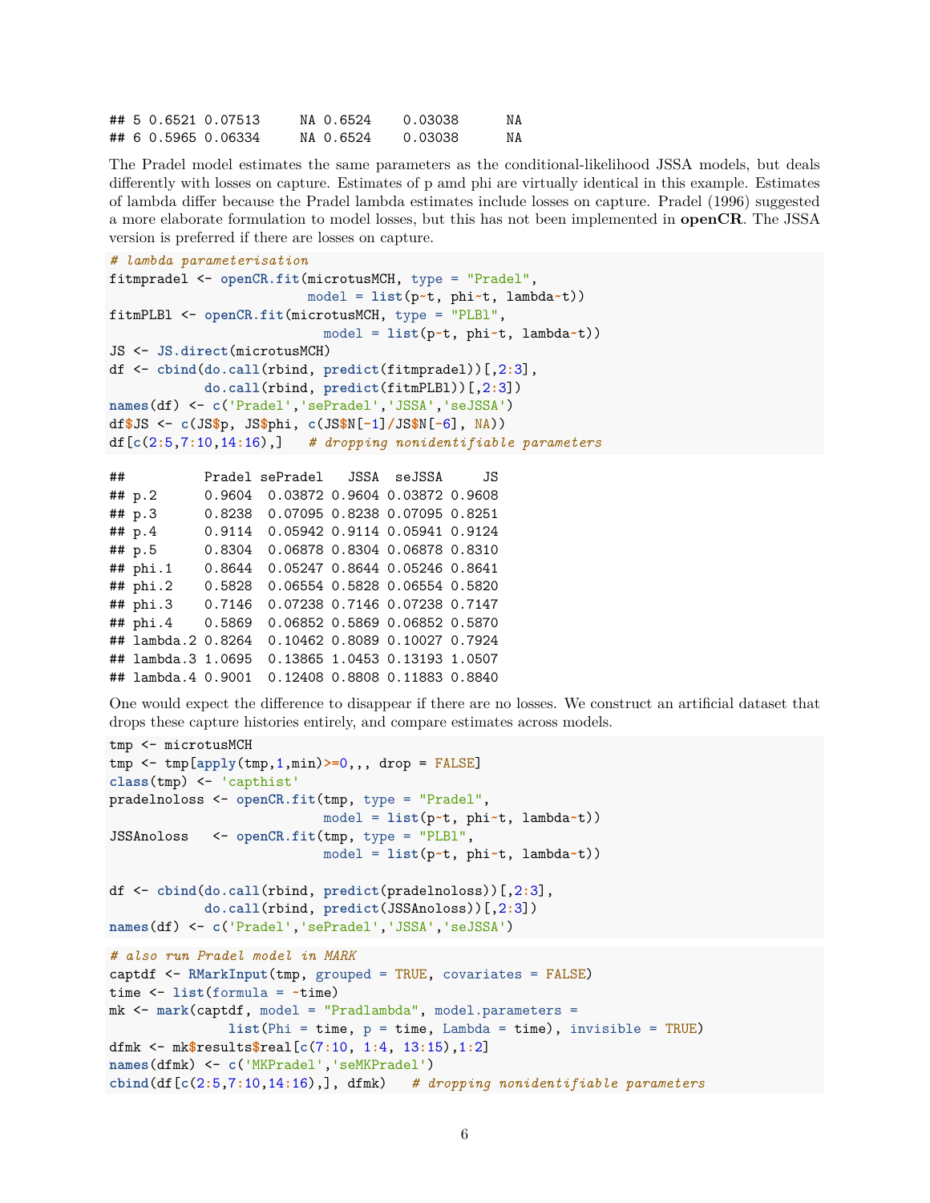```
## 5 0.6521 0.07513     NA 0.6524    0.03038      NA
## 6 0.5965 0.06334     NA 0.6524    0.03038      NA
```

The Pradel model estimates the same parameters as the conditional-likelihood JSSA models, but deals differently with losses on capture. Estimates of p amd phi are virtually identical in this example. Estimates of lambda differ because the Pradel lambda estimates include losses on capture. Pradel (1996) suggested a more elaborate formulation to model losses, but this has not been implemented in **openCR**. The JSSA version is preferred if there are losses on capture.

```
# lambda parameterisation
fitmpradel <- openCR.fit(microtusMCH, type = "Pradel",
                         model = list(p~t, phi~t, lambda~t))
fitmPLBl <- openCR.fit(microtusMCH, type = "PLBl",
                          model = list(p~t, phi~t, lambda~t))
JS <- JS.direct(microtusMCH)
df <- cbind(do.call(rbind, predict(fitmpradel))[,2:3],
            do.call(rbind, predict(fitmPLBl))[,2:3])
names(df) <- c('Pradel','sePradel','JSSA','seJSSA')
df$JS <- c(JS$p, JS$phi, c(JS$N[-1]/JS$N[-6], NA))
df[c(2:5,7:10,14:16),]   # dropping nonidentifiable parameters
```

```
##          Pradel sePradel   JSSA  seJSSA     JS
## p.2      0.9604  0.03872 0.9604 0.03872 0.9608
## p.3      0.8238  0.07095 0.8238 0.07095 0.8251
## p.4      0.9114  0.05942 0.9114 0.05941 0.9124
## p.5      0.8304  0.06878 0.8304 0.06878 0.8310
## phi.1    0.8644  0.05247 0.8644 0.05246 0.8641
## phi.2    0.5828  0.06554 0.5828 0.06554 0.5820
## phi.3    0.7146  0.07238 0.7146 0.07238 0.7147
## phi.4    0.5869  0.06852 0.5869 0.06852 0.5870
## lambda.2 0.8264  0.10462 0.8089 0.10027 0.7924
## lambda.3 1.0695  0.13865 1.0453 0.13193 1.0507
## lambda.4 0.9001  0.12408 0.8808 0.11883 0.8840
```

One would expect the difference to disappear if there are no losses. We construct an artificial dataset that drops these capture histories entirely, and compare estimates across models.

```
tmp <- microtusMCH
tmp <- tmp[apply(tmp,1,min)>=0,,, drop = FALSE]
class(tmp) <- 'capthist'
pradelnoloss <- openCR.fit(tmp, type = "Pradel",
                          model = list(p~t, phi~t, lambda~t))
JSSAnoloss   <- openCR.fit(tmp, type = "PLBl",
                          model = list(p~t, phi~t, lambda~t))

df <- cbind(do.call(rbind, predict(pradelnoloss))[,2:3],
            do.call(rbind, predict(JSSAnoloss))[,2:3])
names(df) <- c('Pradel','sePradel','JSSA','seJSSA')
```

```
# also run Pradel model in MARK
captdf <- RMarkInput(tmp, grouped = TRUE, covariates = FALSE)
time <- list(formula = ~time)
mk <- mark(captdf, model = "Pradlambda", model.parameters =
              list(Phi = time, p = time, Lambda = time), invisible = TRUE)
dfmk <- mk$results$real[c(7:10, 1:4, 13:15),1:2]
names(dfmk) <- c('MKPradel','seMKPradel')
cbind(df[c(2:5,7:10,14:16),], dfmk)   # dropping nonidentifiable parameters
```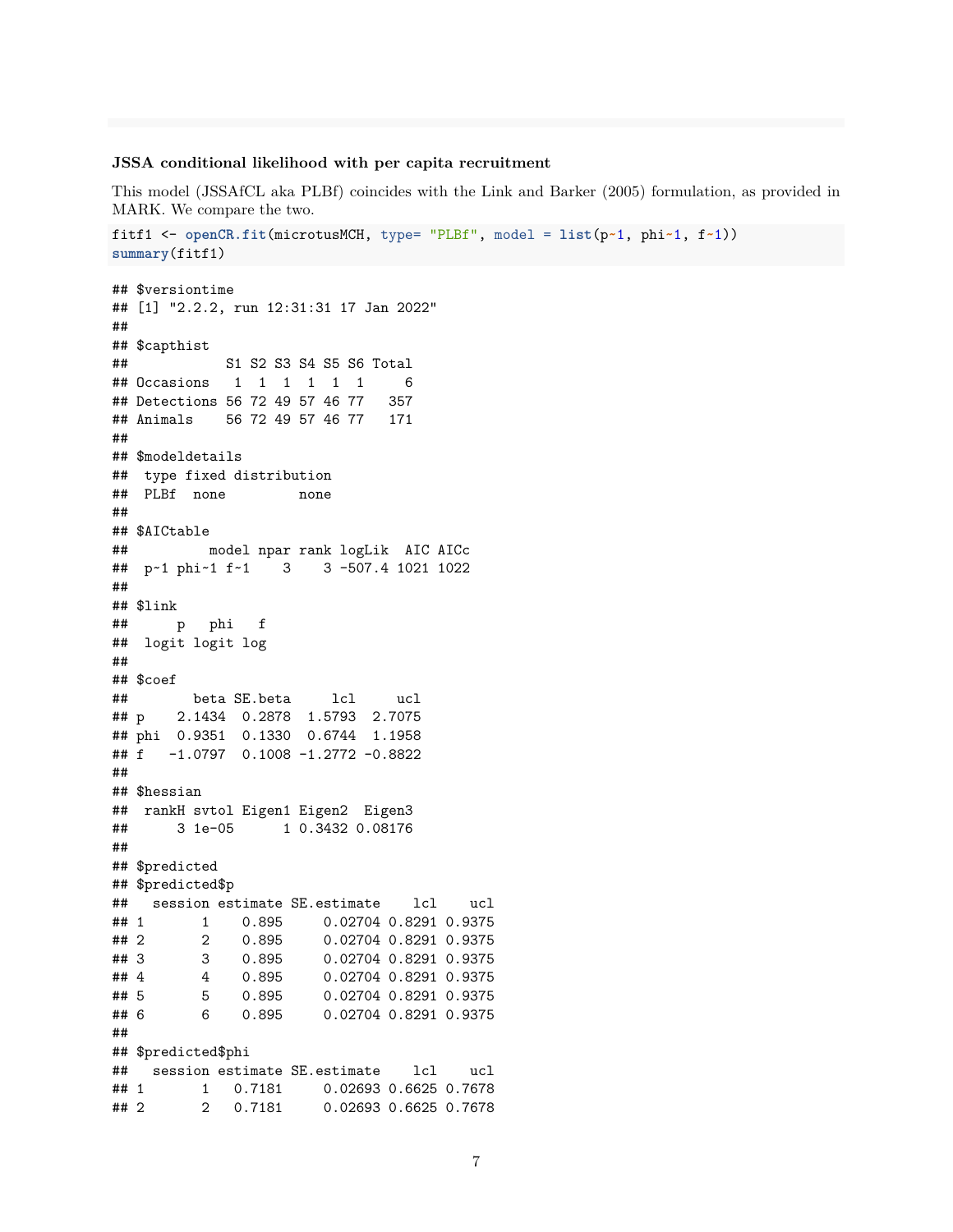### JSSA conditional likelihood with per capita recruitment

This model (JSSAfCL aka PLBf) coincides with the Link and Barker (2005) formulation, as provided in MARK. We compare the two.

```
fitf1 <- openCR.fit(microtusMCH, type= "PLBf", model = list(p~1, phi~1, f~1))
summary(fitf1)
```

```
## $versiontime
## [1] "2.2.2, run 12:31:31 17 Jan 2022"
## 
## $capthist
##            S1 S2 S3 S4 S5 S6 Total
## Occasions   1  1  1  1  1  1     6
## Detections 56 72 49 57 46 77   357
## Animals    56 72 49 57 46 77   171
## 
## $modeldetails
##  type fixed distribution
##  PLBf  none         none
## 
## $AICtable
##           model npar rank logLik  AIC AICc
##  p~1 phi~1 f~1    3    3 -507.4 1021 1022
## 
## $link
##      p   phi   f
##  logit logit log
## 
## $coef
##        beta SE.beta     lcl     ucl
## p    2.1434  0.2878  1.5793  2.7075
## phi  0.9351  0.1330  0.6744  1.1958
## f   -1.0797  0.1008 -1.2772 -0.8822
## 
## $hessian
##  rankH svtol Eigen1 Eigen2  Eigen3
##      3 1e-05      1 0.3432 0.08176
## 
## $predicted
## $predicted$p
##   session estimate SE.estimate    lcl    ucl
## 1       1    0.895     0.02704 0.8291 0.9375
## 2       2    0.895     0.02704 0.8291 0.9375
## 3       3    0.895     0.02704 0.8291 0.9375
## 4       4    0.895     0.02704 0.8291 0.9375
## 5       5    0.895     0.02704 0.8291 0.9375
## 6       6    0.895     0.02704 0.8291 0.9375
## 
## $predicted$phi
##   session estimate SE.estimate    lcl    ucl
## 1       1   0.7181     0.02693 0.6625 0.7678
## 2       2   0.7181     0.02693 0.6625 0.7678
```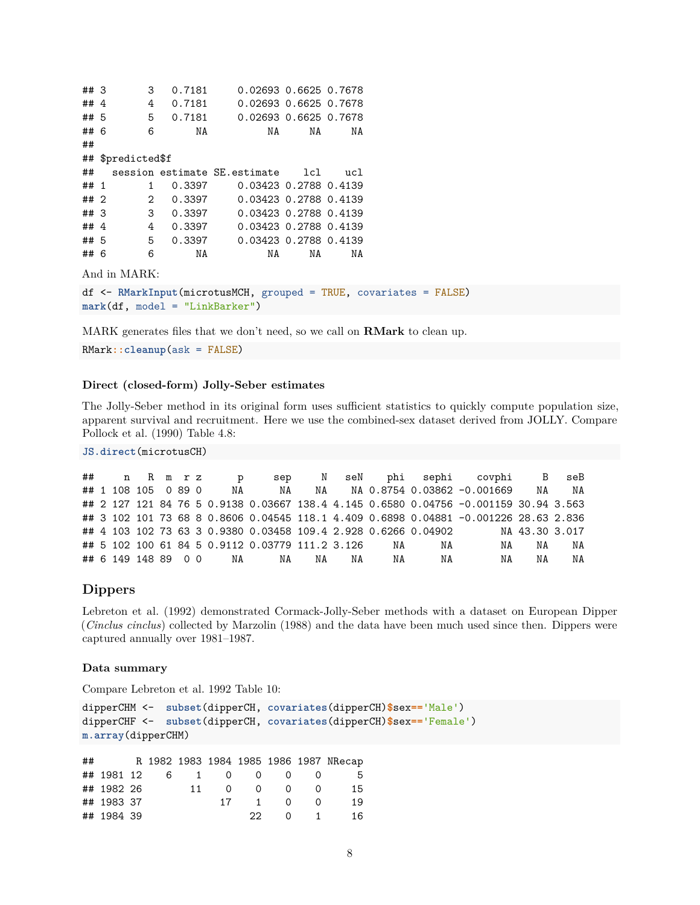```
## 3       3   0.7181     0.02693 0.6625 0.7678
## 4       4   0.7181     0.02693 0.6625 0.7678
## 5       5   0.7181     0.02693 0.6625 0.7678
## 6       6       NA          NA     NA     NA
## 
## $predicted$f
##   session estimate SE.estimate    lcl    ucl
## 1       1   0.3397     0.03423 0.2788 0.4139
## 2       2   0.3397     0.03423 0.2788 0.4139
## 3       3   0.3397     0.03423 0.2788 0.4139
## 4       4   0.3397     0.03423 0.2788 0.4139
## 5       5   0.3397     0.03423 0.2788 0.4139
## 6       6       NA          NA     NA     NA
```

And in MARK:

```
df <- RMarkInput(microtusMCH, grouped = TRUE, covariates = FALSE)
mark(df, model = "LinkBarker")
```

MARK generates files that we don't need, so we call on **RMark** to clean up.

```
RMark::cleanup(ask = FALSE)
```

#### Direct (closed-form) Jolly-Seber estimates

The Jolly-Seber method in its original form uses sufficient statistics to quickly compute population size, apparent survival and recruitment. Here we use the combined-sex dataset derived from JOLLY. Compare Pollock et al. (1990) Table 4.8:

```
JS.direct(microtusCH)
```

```
##     n   R  m  r z      p     sep     N   seN    phi   sephi    covphi     B   seB
## 1 108 105  0 89 0     NA      NA    NA    NA 0.8754 0.03862 -0.001669    NA    NA
## 2 127 121 84 76 5 0.9138 0.03667 138.4 4.145 0.6580 0.04756 -0.001159 30.94 3.563
## 3 102 101 73 68 8 0.8606 0.04545 118.1 4.409 0.6898 0.04881 -0.001226 28.63 2.836
## 4 103 102 73 63 3 0.9380 0.03458 109.4 2.928 0.6266 0.04902        NA 43.30 3.017
## 5 102 100 61 84 5 0.9112 0.03779 111.2 3.126     NA      NA        NA    NA    NA
## 6 149 148 89  0 0     NA      NA    NA    NA     NA      NA        NA    NA    NA
```

### Dippers

Lebreton et al. (1992) demonstrated Cormack-Jolly-Seber methods with a dataset on European Dipper (*Cinclus cinclus*) collected by Marzolin (1988) and the data have been much used since then. Dippers were captured annually over 1981–1987.

#### Data summary

Compare Lebreton et al. 1992 Table 10:

```
dipperCHM <-  subset(dipperCH, covariates(dipperCH)$sex=='Male')
dipperCHF <-  subset(dipperCH, covariates(dipperCH)$sex=='Female')
m.array(dipperCHM)
```

```
##       R 1982 1983 1984 1985 1986 1987 NRecap
## 1981 12    6    1    0    0    0    0      5
## 1982 26        11    0    0    0    0     15
## 1983 37             17    1    0    0     19
## 1984 39                  22    0    1     16
```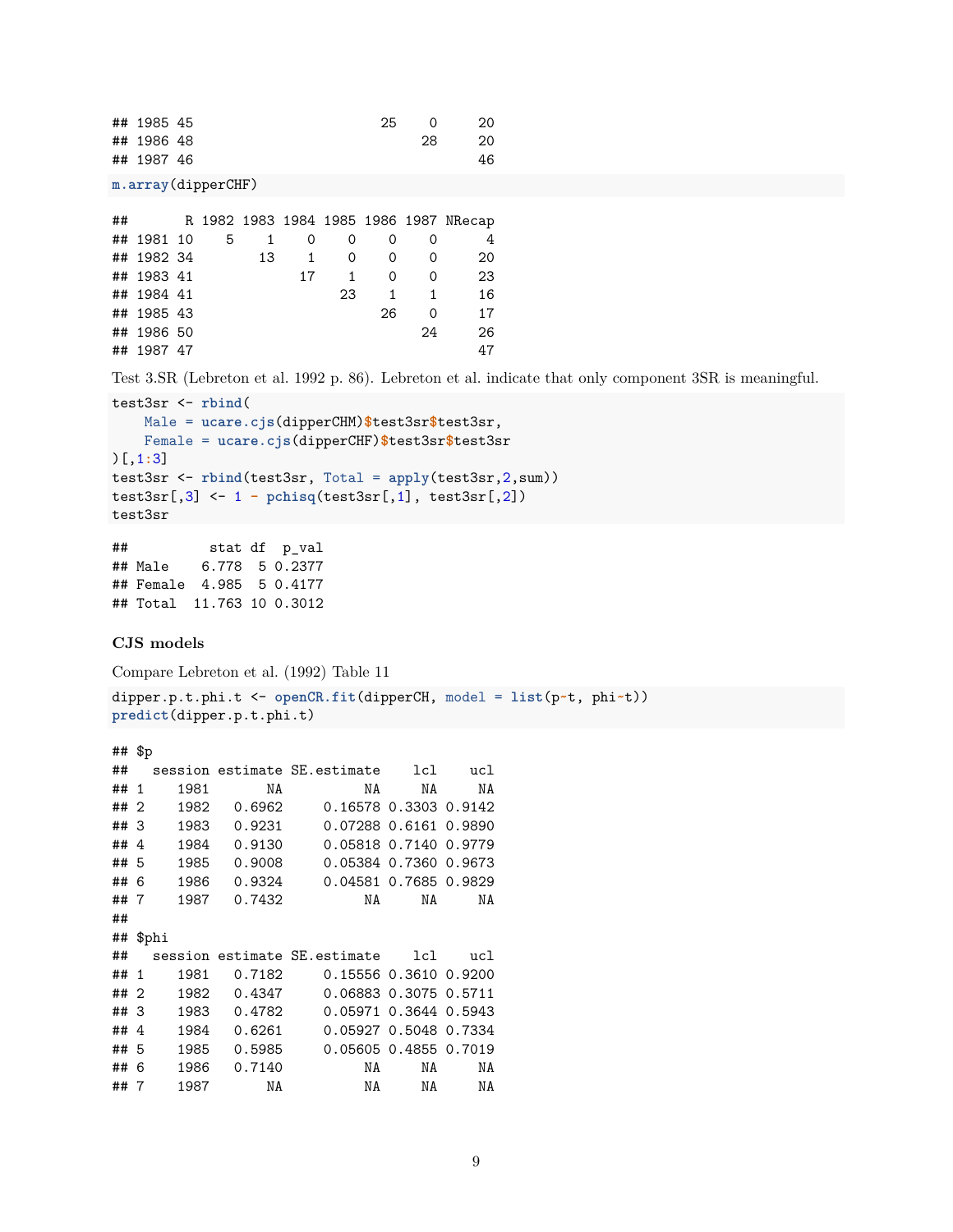```
## 1985 45                         25    0      20
## 1986 48                               28      20
## 1987 46                                       46
```

```
m.array(dipperCHF)
```

```
##       R 1982 1983 1984 1985 1986 1987 NRecap
## 1981 10    5    1    0    0    0    0      4
## 1982 34        13    1    0    0    0     20
## 1983 41             17    1    0    0     23
## 1984 41                  23    1    1     16
## 1985 43                       26    0     17
## 1986 50                            24     26
## 1987 47                                   47
```

Test 3.SR (Lebreton et al. 1992 p. 86). Lebreton et al. indicate that only component 3SR is meaningful.

```
test3sr <- rbind(
    Male = ucare.cjs(dipperCHM)$test3sr$test3sr,
    Female = ucare.cjs(dipperCHF)$test3sr$test3sr
)[,1:3]
test3sr <- rbind(test3sr, Total = apply(test3sr,2,sum))
test3sr[,3] <- 1 - pchisq(test3sr[,1], test3sr[,2])
test3sr
```

```
##          stat df  p_val
## Male    6.778  5 0.2377
## Female  4.985  5 0.4177
## Total  11.763 10 0.3012
```

### CJS models

Compare Lebreton et al. (1992) Table 11

```
dipper.p.t.phi.t <- openCR.fit(dipperCH, model = list(p~t, phi~t))
predict(dipper.p.t.phi.t)
```

```
## $p
##   session estimate SE.estimate    lcl    ucl
## 1    1981       NA          NA     NA     NA
## 2    1982   0.6962     0.16578 0.3303 0.9142
## 3    1983   0.9231     0.07288 0.6161 0.9890
## 4    1984   0.9130     0.05818 0.7140 0.9779
## 5    1985   0.9008     0.05384 0.7360 0.9673
## 6    1986   0.9324     0.04581 0.7685 0.9829
## 7    1987   0.7432          NA     NA     NA
##
## $phi
##   session estimate SE.estimate    lcl    ucl
## 1    1981   0.7182     0.15556 0.3610 0.9200
## 2    1982   0.4347     0.06883 0.3075 0.5711
## 3    1983   0.4782     0.05971 0.3644 0.5943
## 4    1984   0.6261     0.05927 0.5048 0.7334
## 5    1985   0.5985     0.05605 0.4855 0.7019
## 6    1986   0.7140          NA     NA     NA
## 7    1987       NA          NA     NA     NA
```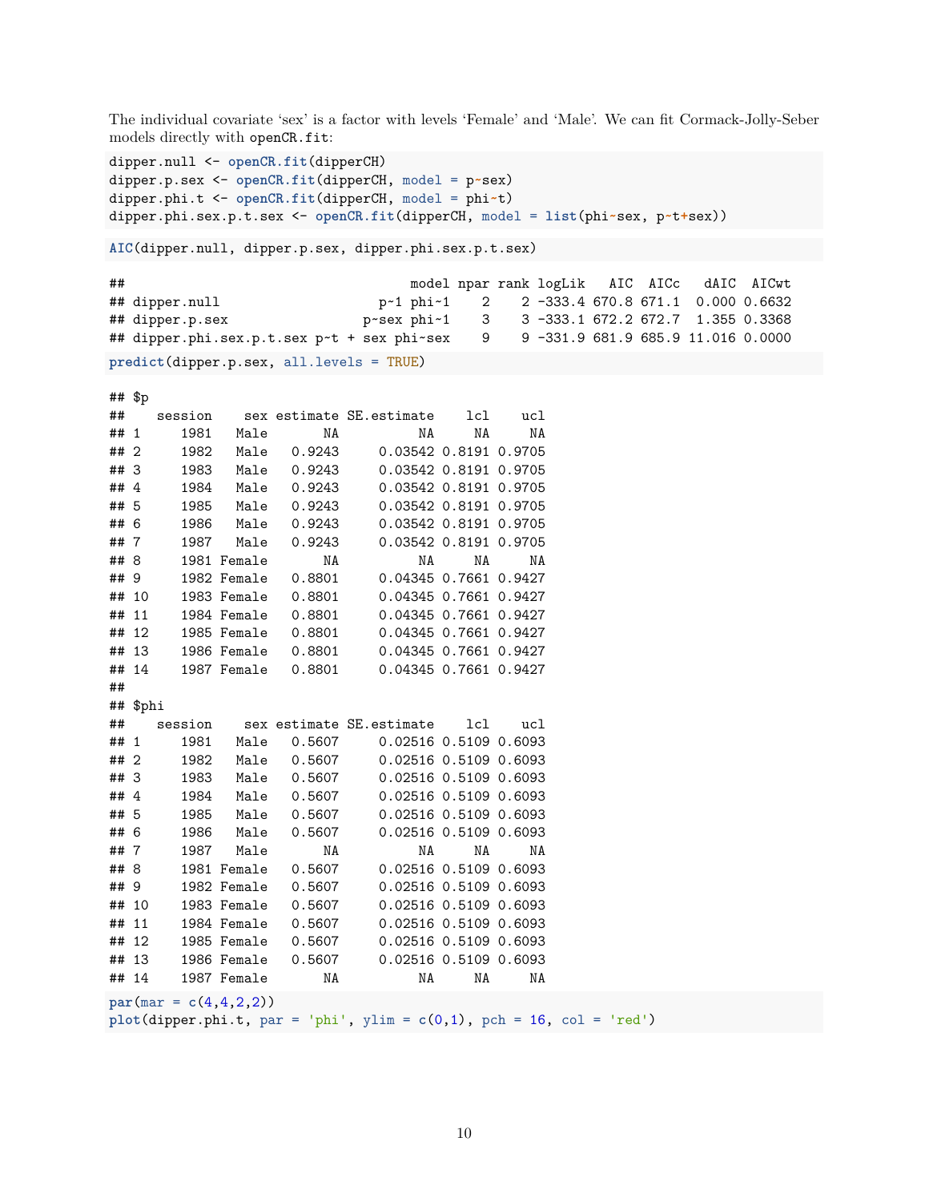The individual covariate 'sex' is a factor with levels 'Female' and 'Male'. We can fit Cormack-Jolly-Seber models directly with `openCR.fit`:

```
dipper.null <- openCR.fit(dipperCH)
dipper.p.sex <- openCR.fit(dipperCH, model = p~sex)
dipper.phi.t <- openCR.fit(dipperCH, model = phi~t)
dipper.phi.sex.p.t.sex <- openCR.fit(dipperCH, model = list(phi~sex, p~t+sex))
```

```
AIC(dipper.null, dipper.p.sex, dipper.phi.sex.p.t.sex)
```

```
##                                      model npar rank logLik   AIC  AICc   dAIC  AICwt
## dipper.null                      p~1 phi~1    2    2 -333.4 670.8 671.1  0.000 0.6632
## dipper.p.sex                   p~sex phi~1    3    3 -333.1 672.2 672.7  1.355 0.3368
## dipper.phi.sex.p.t.sex p~t + sex phi~sex    9    9 -331.9 681.9 685.9 11.016 0.0000
```

```
predict(dipper.p.sex, all.levels = TRUE)
```

```
## $p
##    session    sex estimate SE.estimate    lcl    ucl
## 1     1981   Male       NA          NA     NA     NA
## 2     1982   Male   0.9243     0.03542 0.8191 0.9705
## 3     1983   Male   0.9243     0.03542 0.8191 0.9705
## 4     1984   Male   0.9243     0.03542 0.8191 0.9705
## 5     1985   Male   0.9243     0.03542 0.8191 0.9705
## 6     1986   Male   0.9243     0.03542 0.8191 0.9705
## 7     1987   Male   0.9243     0.03542 0.8191 0.9705
## 8     1981 Female       NA          NA     NA     NA
## 9     1982 Female   0.8801     0.04345 0.7661 0.9427
## 10    1983 Female   0.8801     0.04345 0.7661 0.9427
## 11    1984 Female   0.8801     0.04345 0.7661 0.9427
## 12    1985 Female   0.8801     0.04345 0.7661 0.9427
## 13    1986 Female   0.8801     0.04345 0.7661 0.9427
## 14    1987 Female   0.8801     0.04345 0.7661 0.9427
##
## $phi
##    session    sex estimate SE.estimate    lcl    ucl
## 1     1981   Male   0.5607     0.02516 0.5109 0.6093
## 2     1982   Male   0.5607     0.02516 0.5109 0.6093
## 3     1983   Male   0.5607     0.02516 0.5109 0.6093
## 4     1984   Male   0.5607     0.02516 0.5109 0.6093
## 5     1985   Male   0.5607     0.02516 0.5109 0.6093
## 6     1986   Male   0.5607     0.02516 0.5109 0.6093
## 7     1987   Male       NA          NA     NA     NA
## 8     1981 Female   0.5607     0.02516 0.5109 0.6093
## 9     1982 Female   0.5607     0.02516 0.5109 0.6093
## 10    1983 Female   0.5607     0.02516 0.5109 0.6093
## 11    1984 Female   0.5607     0.02516 0.5109 0.6093
## 12    1985 Female   0.5607     0.02516 0.5109 0.6093
## 13    1986 Female   0.5607     0.02516 0.5109 0.6093
## 14    1987 Female       NA          NA     NA     NA
```

```
par(mar = c(4,4,2,2))
plot(dipper.phi.t, par = 'phi', ylim = c(0,1), pch = 16, col = 'red')
```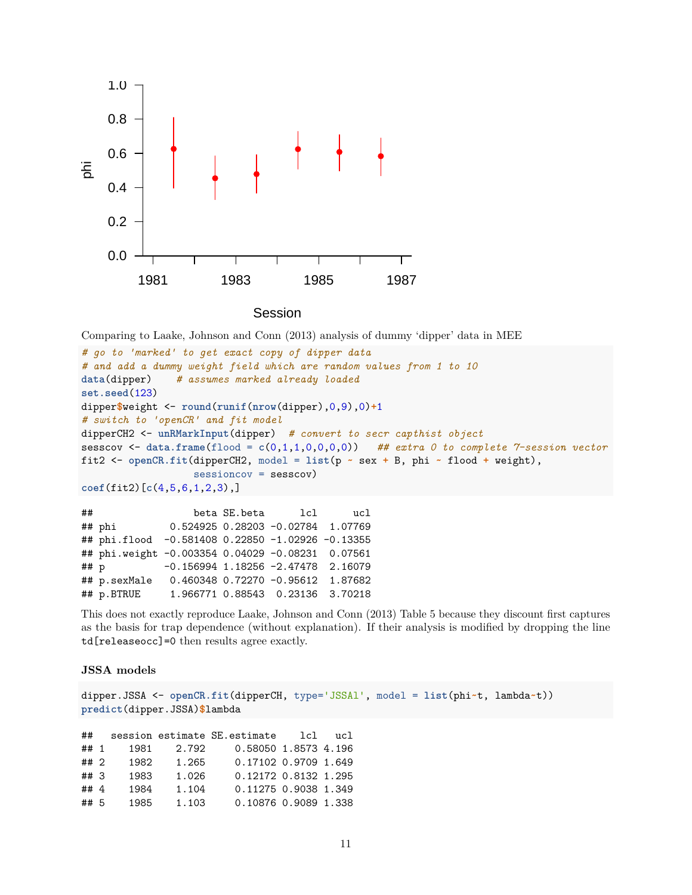Comparing to Laake, Johnson and Conn (2013) analysis of dummy 'dipper' data in MEE

```
# go to 'marked' to get exact copy of dipper data
# and add a dummy weight field which are random values from 1 to 10
data(dipper)    # assumes marked already loaded
set.seed(123)
dipper$weight <- round(runif(nrow(dipper),0,9),0)+1
# switch to 'openCR' and fit model
dipperCH2 <- unRMarkInput(dipper)  # convert to secr capthist object
sesscov <- data.frame(flood = c(0,1,1,0,0,0,0))   ## extra 0 to complete 7-session vector
fit2 <- openCR.fit(dipperCH2, model = list(p ~ sex + B, phi ~ flood + weight),
                   sessioncov = sesscov)
coef(fit2)[c(4,5,6,1,2,3),]
```

```
##                 beta SE.beta      lcl      ucl
## phi         0.524925 0.28203 -0.02784  1.07769
## phi.flood  -0.581408 0.22850 -1.02926 -0.13355
## phi.weight -0.003354 0.04029 -0.08231  0.07561
## p          -0.156994 1.18256 -2.47478  2.16079
## p.sexMale   0.460348 0.72270 -0.95612  1.87682
## p.BTRUE     1.966771 0.88543  0.23136  3.70218
```

This does not exactly reproduce Laake, Johnson and Conn (2013) Table 5 because they discount first captures as the basis for trap dependence (without explanation). If their analysis is modified by dropping the line `td[releaseocc]=0` then results agree exactly.

### JSSA models

```
dipper.JSSA <- openCR.fit(dipperCH, type='JSSAl', model = list(phi~t, lambda~t))
predict(dipper.JSSA)$lambda
```

```
##   session estimate SE.estimate    lcl   ucl
## 1    1981    2.792     0.58050 1.8573 4.196
## 2    1982    1.265     0.17102 0.9709 1.649
## 3    1983    1.026     0.12172 0.8132 1.295
## 4    1984    1.104     0.11275 0.9038 1.349
## 5    1985    1.103     0.10876 0.9089 1.338
```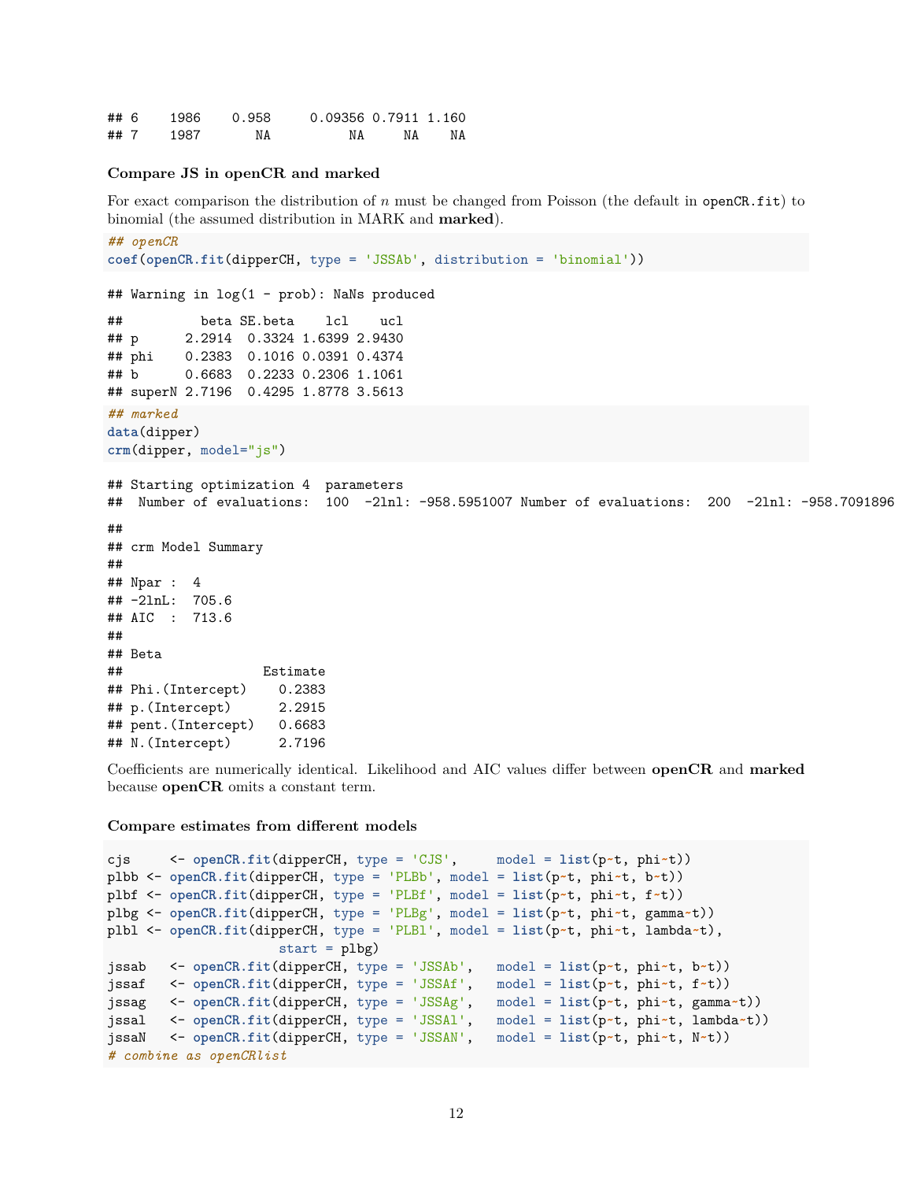```
## 6    1986    0.958     0.09356 0.7911 1.160
## 7    1987       NA          NA     NA    NA
```

#### Compare JS in openCR and marked

For exact comparison the distribution of $n$ must be changed from Poisson (the default in `openCR.fit`) to binomial (the assumed distribution in MARK and **marked**).

```
## openCR
coef(openCR.fit(dipperCH, type = 'JSSAb', distribution = 'binomial'))
```

```
## Warning in log(1 - prob): NaNs produced

##          beta SE.beta    lcl    ucl
## p      2.2914  0.3324 1.6399 2.9430
## phi    0.2383  0.1016 0.0391 0.4374
## b      0.6683  0.2233 0.2306 1.1061
## superN 2.7196  0.4295 1.8778 3.5613
```

```
## marked
data(dipper)
crm(dipper, model="js")
```

```
## Starting optimization 4  parameters
##  Number of evaluations:  100  -2lnl: -958.5951007 Number of evaluations:  200  -2lnl: -958.7091896

##
## crm Model Summary
##
## Npar :  4
## -2lnL:  705.6
## AIC  :  713.6
##
## Beta
##                  Estimate
## Phi.(Intercept)    0.2383
## p.(Intercept)      2.2915
## pent.(Intercept)   0.6683
## N.(Intercept)      2.7196
```

Coefficients are numerically identical. Likelihood and AIC values differ between **openCR** and **marked** because **openCR** omits a constant term.

#### Compare estimates from different models

```
cjs     <- openCR.fit(dipperCH, type = 'CJS',     model = list(p~t, phi~t))
plbb <- openCR.fit(dipperCH, type = 'PLBb', model = list(p~t, phi~t, b~t))
plbf <- openCR.fit(dipperCH, type = 'PLBf', model = list(p~t, phi~t, f~t))
plbg <- openCR.fit(dipperCH, type = 'PLBg', model = list(p~t, phi~t, gamma~t))
plbl <- openCR.fit(dipperCH, type = 'PLBl', model = list(p~t, phi~t, lambda~t),
                   start = plbg)
jssab   <- openCR.fit(dipperCH, type = 'JSSAb',   model = list(p~t, phi~t, b~t))
jssaf   <- openCR.fit(dipperCH, type = 'JSSAf',   model = list(p~t, phi~t, f~t))
jssag   <- openCR.fit(dipperCH, type = 'JSSAg',   model = list(p~t, phi~t, gamma~t))
jssal   <- openCR.fit(dipperCH, type = 'JSSAl',   model = list(p~t, phi~t, lambda~t))
jssaN   <- openCR.fit(dipperCH, type = 'JSSAN',   model = list(p~t, phi~t, N~t))
# combine as openCRlist
```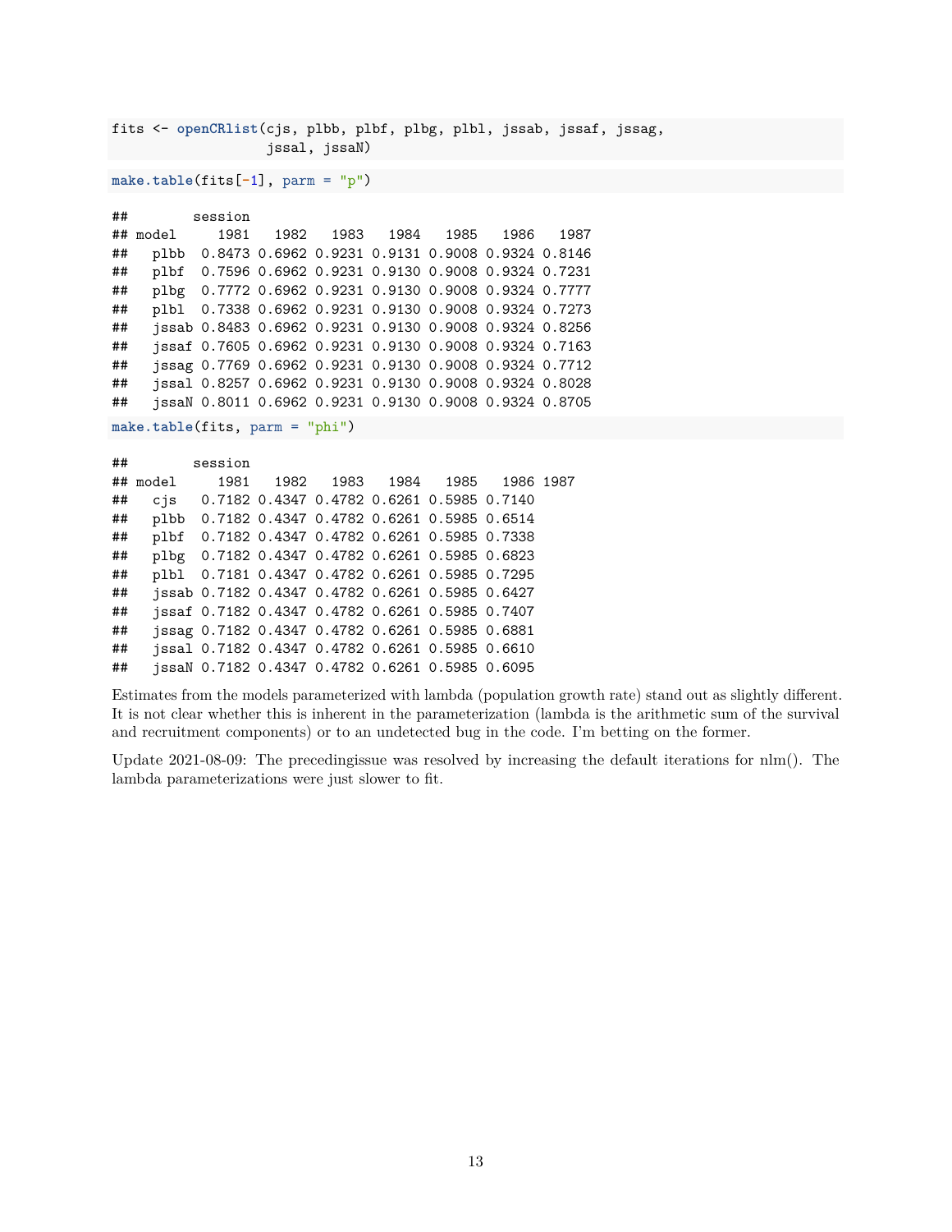```r
fits <- openCRlist(cjs, plbb, plbf, plbg, plbl, jssab, jssaf, jssag,
                   jssal, jssaN)
```

```r
make.table(fits[-1], parm = "p")
```

```
##        session
## model     1981   1982   1983   1984   1985   1986   1987
##   plbb  0.8473 0.6962 0.9231 0.9131 0.9008 0.9324 0.8146
##   plbf  0.7596 0.6962 0.9231 0.9130 0.9008 0.9324 0.7231
##   plbg  0.7772 0.6962 0.9231 0.9130 0.9008 0.9324 0.7777
##   plbl  0.7338 0.6962 0.9231 0.9130 0.9008 0.9324 0.7273
##   jssab 0.8483 0.6962 0.9231 0.9130 0.9008 0.9324 0.8256
##   jssaf 0.7605 0.6962 0.9231 0.9130 0.9008 0.9324 0.7163
##   jssag 0.7769 0.6962 0.9231 0.9130 0.9008 0.9324 0.7712
##   jssal 0.8257 0.6962 0.9231 0.9130 0.9008 0.9324 0.8028
##   jssaN 0.8011 0.6962 0.9231 0.9130 0.9008 0.9324 0.8705
```

```r
make.table(fits, parm = "phi")
```

```
##        session
## model     1981   1982   1983   1984   1985   1986 1987
##   cjs   0.7182 0.4347 0.4782 0.6261 0.5985 0.7140
##   plbb  0.7182 0.4347 0.4782 0.6261 0.5985 0.6514
##   plbf  0.7182 0.4347 0.4782 0.6261 0.5985 0.7338
##   plbg  0.7182 0.4347 0.4782 0.6261 0.5985 0.6823
##   plbl  0.7181 0.4347 0.4782 0.6261 0.5985 0.7295
##   jssab 0.7182 0.4347 0.4782 0.6261 0.5985 0.6427
##   jssaf 0.7182 0.4347 0.4782 0.6261 0.5985 0.7407
##   jssag 0.7182 0.4347 0.4782 0.6261 0.5985 0.6881
##   jssal 0.7182 0.4347 0.4782 0.6261 0.5985 0.6610
##   jssaN 0.7182 0.4347 0.4782 0.6261 0.5985 0.6095
```

Estimates from the models parameterized with lambda (population growth rate) stand out as slightly different. It is not clear whether this is inherent in the parameterization (lambda is the arithmetic sum of the survival and recruitment components) or to an undetected bug in the code. I'm betting on the former.

Update 2021-08-09: The precedingissue was resolved by increasing the default iterations for nlm(). The lambda parameterizations were just slower to fit.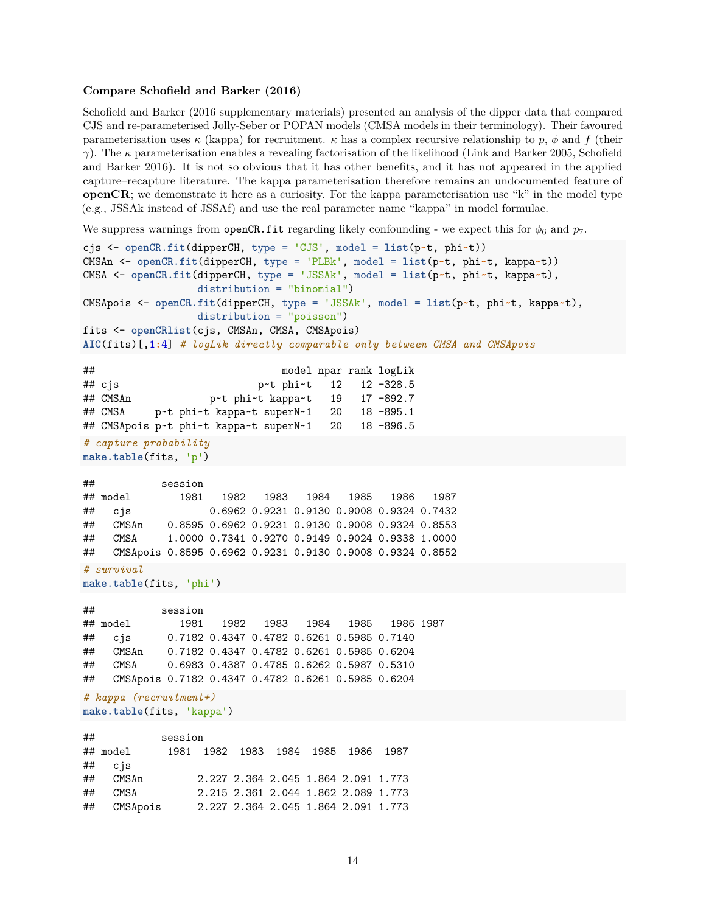**Compare Schofield and Barker (2016)**

Schofield and Barker (2016 supplementary materials) presented an analysis of the dipper data that compared CJS and re-parameterised Jolly-Seber or POPAN models (CMSA models in their terminology). Their favoured parameterisation uses $\kappa$ (kappa) for recruitment. $\kappa$ has a complex recursive relationship to $p$, $\phi$ and $f$ (their $\gamma$). The $\kappa$ parameterisation enables a revealing factorisation of the likelihood (Link and Barker 2005, Schofield and Barker 2016). It is not so obvious that it has other benefits, and it has not appeared in the applied capture–recapture literature. The kappa parameterisation therefore remains an undocumented feature of **openCR**; we demonstrate it here as a curiosity. For the kappa parameterisation use "k" in the model type (e.g., JSSAk instead of JSSAf) and use the real parameter name "kappa" in model formulae.

We suppress warnings from `openCR.fit` regarding likely confounding - we expect this for $\phi_6$ and $p_7$.

```
cjs <- openCR.fit(dipperCH, type = 'CJS', model = list(p~t, phi~t))
CMSAn <- openCR.fit(dipperCH, type = 'PLBk', model = list(p~t, phi~t, kappa~t))
CMSA <- openCR.fit(dipperCH, type = 'JSSAk', model = list(p~t, phi~t, kappa~t),
                   distribution = "binomial")
CMSApois <- openCR.fit(dipperCH, type = 'JSSAk', model = list(p~t, phi~t, kappa~t),
                   distribution = "poisson")
fits <- openCRlist(cjs, CMSAn, CMSA, CMSApois)
AIC(fits)[,1:4] # logLik directly comparable only between CMSA and CMSApois
```

```
##                               model npar rank logLik
## cjs                        p~t phi~t   12   12 -328.5
## CMSAn              p~t phi~t kappa~t   19   17 -892.7
## CMSA     p~t phi~t kappa~t superN~1   20   18 -895.1
## CMSApois p~t phi~t kappa~t superN~1   20   18 -896.5
```

```
# capture probability
make.table(fits, 'p')
```

```
##           session
## model        1981   1982   1983   1984   1985   1986   1987
##   cjs               0.6962 0.9231 0.9130 0.9008 0.9324 0.7432
##   CMSAn    0.8595 0.6962 0.9231 0.9130 0.9008 0.9324 0.8553
##   CMSA     1.0000 0.7341 0.9270 0.9149 0.9024 0.9338 1.0000
##   CMSApois 0.8595 0.6962 0.9231 0.9130 0.9008 0.9324 0.8552
```

```
# survival
make.table(fits, 'phi')
```

```
##           session
## model        1981   1982   1983   1984   1985   1986 1987
##   cjs      0.7182 0.4347 0.4782 0.6261 0.5985 0.7140
##   CMSAn    0.7182 0.4347 0.4782 0.6261 0.5985 0.6204
##   CMSA     0.6983 0.4387 0.4785 0.6262 0.5987 0.5310
##   CMSApois 0.7182 0.4347 0.4782 0.6261 0.5985 0.6204
```

```
# kappa (recruitment+)
make.table(fits, 'kappa')
```

```
##           session
## model      1981  1982  1983  1984  1985  1986  1987
##   cjs
##   CMSAn         2.227 2.364 2.045 1.864 2.091 1.773
##   CMSA          2.215 2.361 2.044 1.862 2.089 1.773
##   CMSApois      2.227 2.364 2.045 1.864 2.091 1.773
```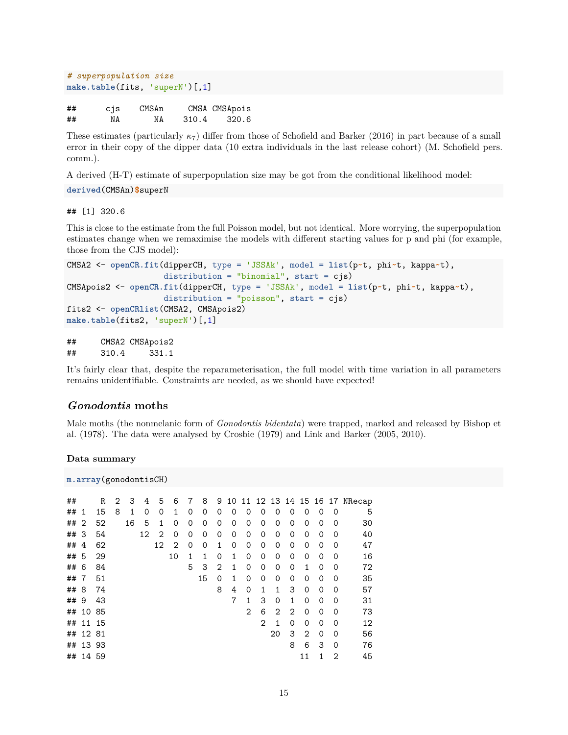```
# superpopulation size
make.table(fits, 'superN')[,1]
```

```
##      cjs    CMSAn     CMSA CMSApois
##       NA       NA    310.4    320.6
```

These estimates (particularly $\kappa_7$) differ from those of Schofield and Barker (2016) in part because of a small error in their copy of the dipper data (10 extra individuals in the last release cohort) (M. Schofield pers. comm.).

A derived (H-T) estimate of superpopulation size may be got from the conditional likelihood model:

```
derived(CMSAn)$superN
```

```
## [1] 320.6
```

This is close to the estimate from the full Poisson model, but not identical. More worrying, the superpopulation estimates change when we remaximise the models with different starting values for p and phi (for example, those from the CJS model):

```
CMSA2 <- openCR.fit(dipperCH, type = 'JSSAk', model = list(p~t, phi~t, kappa~t),
                    distribution = "binomial", start = cjs)
CMSApois2 <- openCR.fit(dipperCH, type = 'JSSAk', model = list(p~t, phi~t, kappa~t),
                    distribution = "poisson", start = cjs)
fits2 <- openCRlist(CMSA2, CMSApois2)
make.table(fits2, 'superN')[,1]
```

```
##     CMSA2 CMSApois2
##     310.4     331.1
```

It's fairly clear that, despite the reparameterisation, the full model with time variation in all parameters remains unidentifiable. Constraints are needed, as we should have expected!

## *Gonodontis* moths

Male moths (the nonmelanic form of *Gonodontis bidentata*) were trapped, marked and released by Bishop et al. (1978). The data were analysed by Crosbie (1979) and Link and Barker (2005, 2010).

### Data summary

```
m.array(gonodontisCH)
```

```
##     R  2  3  4  5  6  7  8  9 10 11 12 13 14 15 16 17 NRecap
## 1  15  8  1  0  0  1  0  0  0  0  0  0  0  0  0  0  0      5
## 2  52    16  5  1  0  0  0  0  0  0  0  0  0  0  0  0     30
## 3  54       12  2  0  0  0  0  0  0  0  0  0  0  0  0     40
## 4  62          12  2  0  0  1  0  0  0  0  0  0  0  0     47
## 5  29             10  1  1  0  1  0  0  0  0  0  0  0     16
## 6  84                 5  3  2  1  0  0  0  0  1  0  0     72
## 7  51                   15  0  1  0  0  0  0  0  0  0     35
## 8  74                       8  4  0  1  1  3  0  0  0     57
## 9  43                          7  1  3  0  1  0  0  0     31
## 10 85                             2  6  2  2  0  0  0     73
## 11 15                                2  1  0  0  0  0     12
## 12 81                                  20  3  2  0  0     56
## 13 93                                      8  6  3  0     76
## 14 59                                        11  1  2     45
```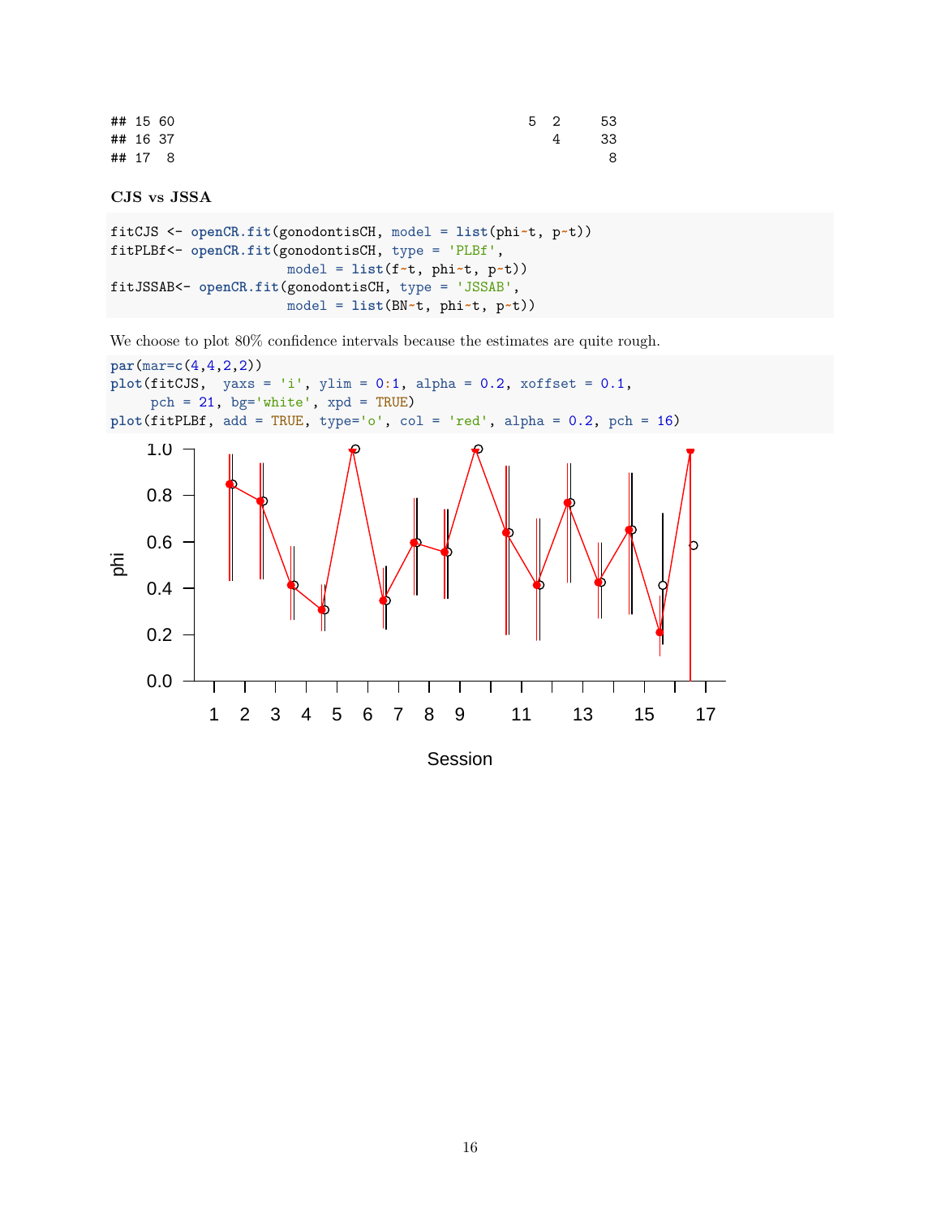```
## 15 60                                                      5  2     53
## 16 37                                                         4     33
## 17  8                                                                8
```

**CJS vs JSSA**

```
fitCJS <- openCR.fit(gonodontisCH, model = list(phi~t, p~t))
fitPLBf<- openCR.fit(gonodontisCH, type = 'PLBf',
                     model = list(f~t, phi~t, p~t))
fitJSSAB<- openCR.fit(gonodontisCH, type = 'JSSAB',
                     model = list(BN~t, phi~t, p~t))
```

We choose to plot 80% confidence intervals because the estimates are quite rough.

```
par(mar=c(4,4,2,2))
plot(fitCJS,  yaxs = 'i', ylim = 0:1, alpha = 0.2, xoffset = 0.1,
     pch = 21, bg='white', xpd = TRUE)
plot(fitPLBf, add = TRUE, type='o', col = 'red', alpha = 0.2, pch = 16)
```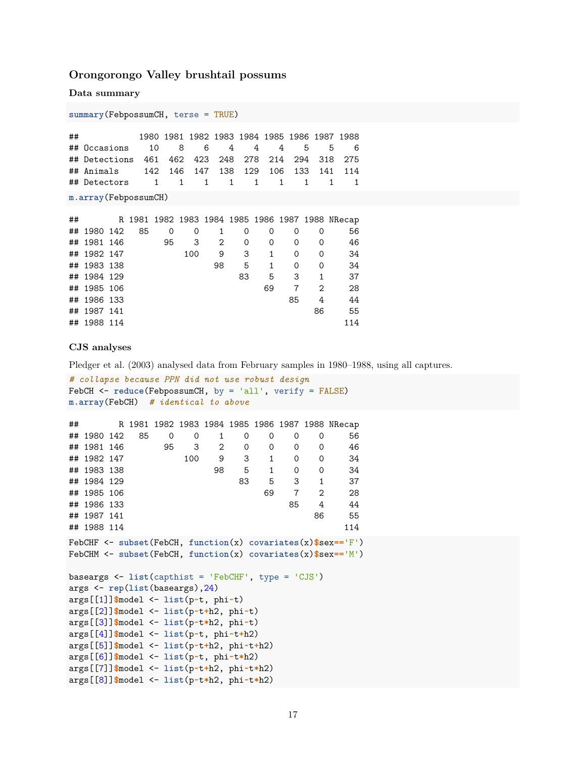### Orongorongo Valley brushtail possums

#### Data summary

```
summary(FebpossumCH, terse = TRUE)
```

```
##            1980 1981 1982 1983 1984 1985 1986 1987 1988
## Occasions    10    8    6    4    4    4    5    5    6
## Detections  461  462  423  248  278  214  294  318  275
## Animals     142  146  147  138  129  106  133  141  114
## Detectors     1    1    1    1    1    1    1    1    1
```

```
m.array(FebpossumCH)
```

```
##        R 1981 1982 1983 1984 1985 1986 1987 1988 NRecap
## 1980 142   85    0    0    1    0    0    0    0     56
## 1981 146        95    3    2    0    0    0    0     46
## 1982 147            100    9    3    1    0    0     34
## 1983 138                  98    5    1    0    0     34
## 1984 129                       83    5    3    1     37
## 1985 106                            69    7    2     28
## 1986 133                                 85    4     44
## 1987 141                                      86     55
## 1988 114                                            114
```

#### CJS analyses

Pledger et al. (2003) analysed data from February samples in 1980–1988, using all captures.

```
# collapse because PPN did not use robust design
FebCH <- reduce(FebpossumCH, by = 'all', verify = FALSE)
m.array(FebCH)  # identical to above
```

```
##        R 1981 1982 1983 1984 1985 1986 1987 1988 NRecap
## 1980 142   85    0    0    1    0    0    0    0     56
## 1981 146        95    3    2    0    0    0    0     46
## 1982 147            100    9    3    1    0    0     34
## 1983 138                  98    5    1    0    0     34
## 1984 129                       83    5    3    1     37
## 1985 106                            69    7    2     28
## 1986 133                                 85    4     44
## 1987 141                                      86     55
## 1988 114                                            114
```

```
FebCHF <- subset(FebCH, function(x) covariates(x)$sex=='F')
FebCHM <- subset(FebCH, function(x) covariates(x)$sex=='M')

baseargs <- list(capthist = 'FebCHF', type = 'CJS')
args <- rep(list(baseargs),24)
args[[1]]$model <- list(p~t, phi~t)
args[[2]]$model <- list(p~t+h2, phi~t)
args[[3]]$model <- list(p~t*h2, phi~t)
args[[4]]$model <- list(p~t, phi~t+h2)
args[[5]]$model <- list(p~t+h2, phi~t+h2)
args[[6]]$model <- list(p~t, phi~t*h2)
args[[7]]$model <- list(p~t+h2, phi~t*h2)
args[[8]]$model <- list(p~t*h2, phi~t*h2)
```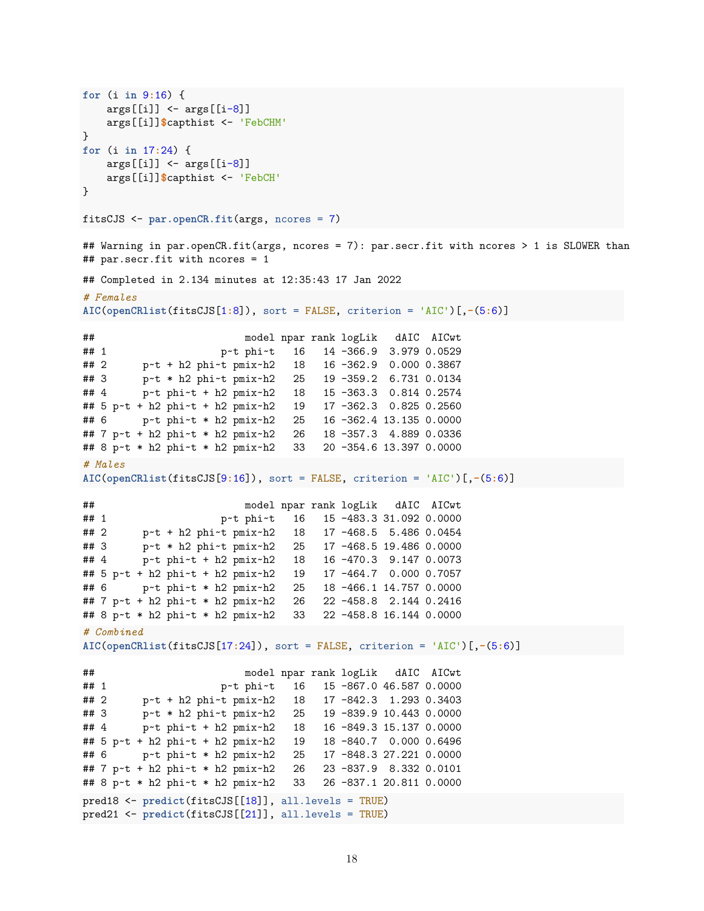```
for (i in 9:16) {
    args[[i]] <- args[[i-8]]
    args[[i]]$capthist <- 'FebCHM'
}
for (i in 17:24) {
    args[[i]] <- args[[i-8]]
    args[[i]]$capthist <- 'FebCH'
}

fitsCJS <- par.openCR.fit(args, ncores = 7)
```

```
## Warning in par.openCR.fit(args, ncores = 7): par.secr.fit with ncores > 1 is SLOWER than
## par.secr.fit with ncores = 1
```

```
## Completed in 2.134 minutes at 12:35:43 17 Jan 2022
```

```
# Females
AIC(openCRlist(fitsCJS[1:8]), sort = FALSE, criterion = 'AIC')[,-(5:6)]
```

```
##                          model npar rank logLik   dAIC  AICwt
## 1                      p~t phi~t   16   14 -366.9  3.979 0.0529
## 2      p~t + h2 phi~t pmix~h2   18   16 -362.9  0.000 0.3867
## 3      p~t * h2 phi~t pmix~h2   25   19 -359.2  6.731 0.0134
## 4      p~t phi~t + h2 pmix~h2   18   15 -363.3  0.814 0.2574
## 5 p~t + h2 phi~t + h2 pmix~h2   19   17 -362.3  0.825 0.2560
## 6      p~t phi~t * h2 pmix~h2   25   16 -362.4 13.135 0.0000
## 7 p~t + h2 phi~t * h2 pmix~h2   26   18 -357.3  4.889 0.0336
## 8 p~t * h2 phi~t * h2 pmix~h2   33   20 -354.6 13.397 0.0000
```

```
# Males
AIC(openCRlist(fitsCJS[9:16]), sort = FALSE, criterion = 'AIC')[,-(5:6)]
```

```
##                          model npar rank logLik   dAIC  AICwt
## 1                      p~t phi~t   16   15 -483.3 31.092 0.0000
## 2      p~t + h2 phi~t pmix~h2   18   17 -468.5  5.486 0.0454
## 3      p~t * h2 phi~t pmix~h2   25   17 -468.5 19.486 0.0000
## 4      p~t phi~t + h2 pmix~h2   18   16 -470.3  9.147 0.0073
## 5 p~t + h2 phi~t + h2 pmix~h2   19   17 -464.7  0.000 0.7057
## 6      p~t phi~t * h2 pmix~h2   25   18 -466.1 14.757 0.0000
## 7 p~t + h2 phi~t * h2 pmix~h2   26   22 -458.8  2.144 0.2416
## 8 p~t * h2 phi~t * h2 pmix~h2   33   22 -458.8 16.144 0.0000
```

```
# Combined
AIC(openCRlist(fitsCJS[17:24]), sort = FALSE, criterion = 'AIC')[,-(5:6)]
```

```
##                          model npar rank logLik   dAIC  AICwt
## 1                      p~t phi~t   16   15 -867.0 46.587 0.0000
## 2      p~t + h2 phi~t pmix~h2   18   17 -842.3  1.293 0.3403
## 3      p~t * h2 phi~t pmix~h2   25   19 -839.9 10.443 0.0000
## 4      p~t phi~t + h2 pmix~h2   18   16 -849.3 15.137 0.0000
## 5 p~t + h2 phi~t + h2 pmix~h2   19   18 -840.7  0.000 0.6496
## 6      p~t phi~t * h2 pmix~h2   25   17 -848.3 27.221 0.0000
## 7 p~t + h2 phi~t * h2 pmix~h2   26   23 -837.9  8.332 0.0101
## 8 p~t * h2 phi~t * h2 pmix~h2   33   26 -837.1 20.811 0.0000
```

```
pred18 <- predict(fitsCJS[[18]], all.levels = TRUE)
pred21 <- predict(fitsCJS[[21]], all.levels = TRUE)
```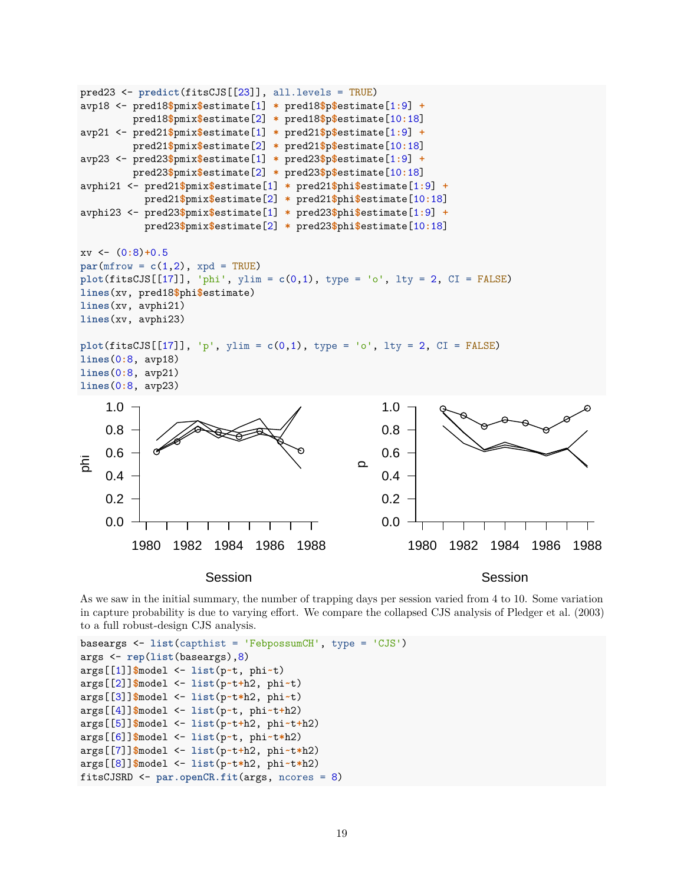```
pred23 <- predict(fitsCJS[[23]], all.levels = TRUE)
avp18 <- pred18$pmix$estimate[1] * pred18$p$estimate[1:9] +
         pred18$pmix$estimate[2] * pred18$p$estimate[10:18]
avp21 <- pred21$pmix$estimate[1] * pred21$p$estimate[1:9] +
         pred21$pmix$estimate[2] * pred21$p$estimate[10:18]
avp23 <- pred23$pmix$estimate[1] * pred23$p$estimate[1:9] +
         pred23$pmix$estimate[2] * pred23$p$estimate[10:18]
avphi21 <- pred21$pmix$estimate[1] * pred21$phi$estimate[1:9] +
           pred21$pmix$estimate[2] * pred21$phi$estimate[10:18]
avphi23 <- pred23$pmix$estimate[1] * pred23$phi$estimate[1:9] +
           pred23$pmix$estimate[2] * pred23$phi$estimate[10:18]

xv <- (0:8)+0.5
par(mfrow = c(1,2), xpd = TRUE)
plot(fitsCJS[[17]], 'phi', ylim = c(0,1), type = 'o', lty = 2, CI = FALSE)
lines(xv, pred18$phi$estimate)
lines(xv, avphi21)
lines(xv, avphi23)

plot(fitsCJS[[17]], 'p', ylim = c(0,1), type = 'o', lty = 2, CI = FALSE)
lines(0:8, avp18)
lines(0:8, avp21)
lines(0:8, avp23)
```

As we saw in the initial summary, the number of trapping days per session varied from 4 to 10. Some variation in capture probability is due to varying effort. We compare the collapsed CJS analysis of Pledger et al. (2003) to a full robust-design CJS analysis.

```
baseargs <- list(capthist = 'FebpossumCH', type = 'CJS')
args <- rep(list(baseargs),8)
args[[1]]$model <- list(p~t, phi~t)
args[[2]]$model <- list(p~t+h2, phi~t)
args[[3]]$model <- list(p~t*h2, phi~t)
args[[4]]$model <- list(p~t, phi~t+h2)
args[[5]]$model <- list(p~t+h2, phi~t+h2)
args[[6]]$model <- list(p~t, phi~t*h2)
args[[7]]$model <- list(p~t+h2, phi~t*h2)
args[[8]]$model <- list(p~t*h2, phi~t*h2)
fitsCJSRD <- par.openCR.fit(args, ncores = 8)
```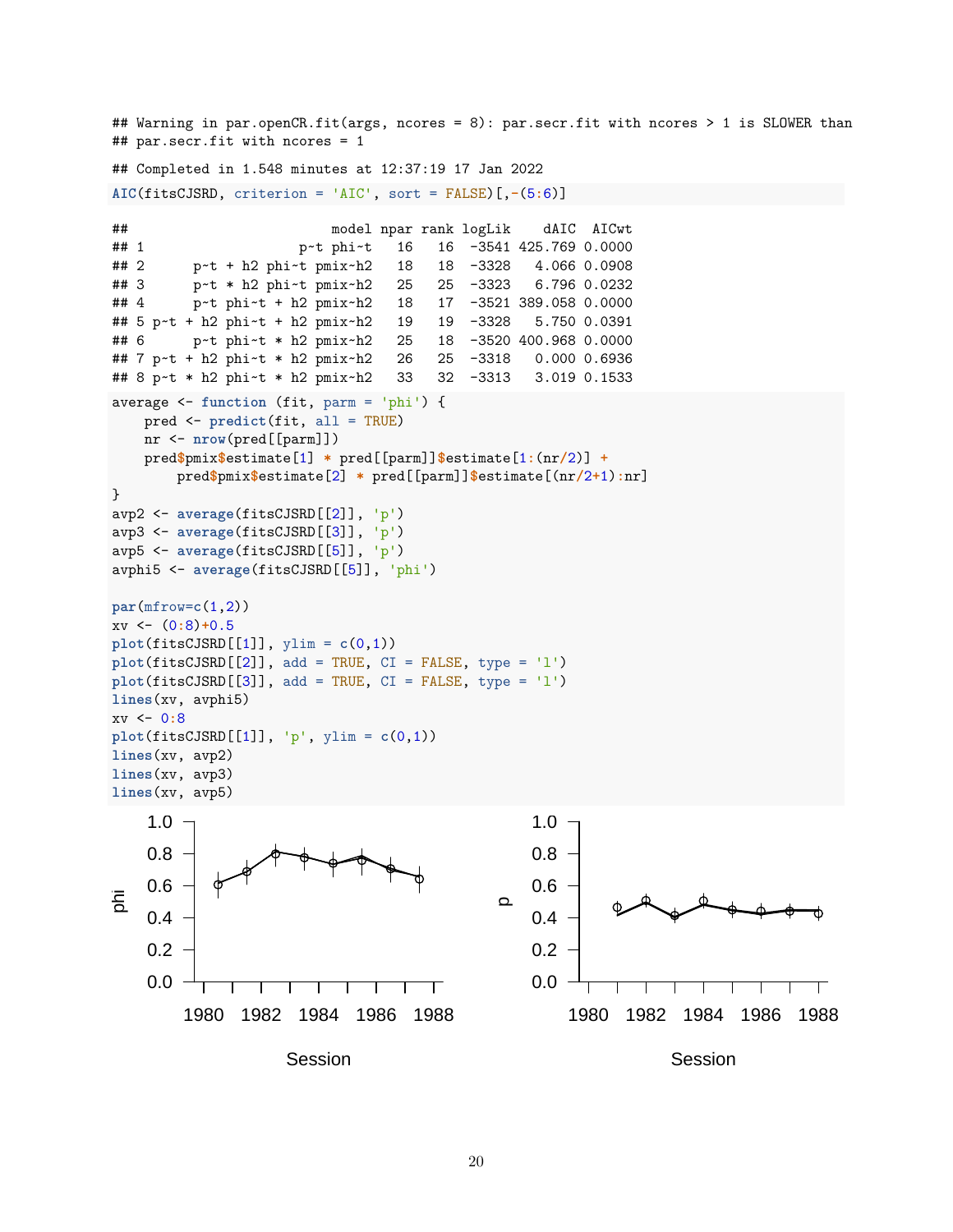```
## Warning in par.openCR.fit(args, ncores = 8): par.secr.fit with ncores > 1 is SLOWER than
## par.secr.fit with ncores = 1
```

```
## Completed in 1.548 minutes at 12:37:19 17 Jan 2022
```

```
AIC(fitsCJSRD, criterion = 'AIC', sort = FALSE)[,-(5:6)]
```

```
##                        model npar rank logLik    dAIC  AICwt
## 1                    p~t phi~t   16   16  -3541 425.769 0.0000
## 2      p~t + h2 phi~t pmix~h2   18   18  -3328   4.066 0.0908
## 3      p~t * h2 phi~t pmix~h2   25   25  -3323   6.796 0.0232
## 4      p~t phi~t + h2 pmix~h2   18   17  -3521 389.058 0.0000
## 5 p~t + h2 phi~t + h2 pmix~h2   19   19  -3328   5.750 0.0391
## 6      p~t phi~t * h2 pmix~h2   25   18  -3520 400.968 0.0000
## 7 p~t + h2 phi~t * h2 pmix~h2   26   25  -3318   0.000 0.6936
## 8 p~t * h2 phi~t * h2 pmix~h2   33   32  -3313   3.019 0.1533
```

```
average <- function (fit, parm = 'phi') {
    pred <- predict(fit, all = TRUE)
    nr <- nrow(pred[[parm]])
    pred$pmix$estimate[1] * pred[[parm]]$estimate[1:(nr/2)] +
        pred$pmix$estimate[2] * pred[[parm]]$estimate[(nr/2+1):nr]
}
avp2 <- average(fitsCJSRD[[2]], 'p')
avp3 <- average(fitsCJSRD[[3]], 'p')
avp5 <- average(fitsCJSRD[[5]], 'p')
avphi5 <- average(fitsCJSRD[[5]], 'phi')

par(mfrow=c(1,2))
xv <- (0:8)+0.5
plot(fitsCJSRD[[1]], ylim = c(0,1))
plot(fitsCJSRD[[2]], add = TRUE, CI = FALSE, type = 'l')
plot(fitsCJSRD[[3]], add = TRUE, CI = FALSE, type = 'l')
lines(xv, avphi5)
xv <- 0:8
plot(fitsCJSRD[[1]], 'p', ylim = c(0,1))
lines(xv, avp2)
lines(xv, avp3)
lines(xv, avp5)
```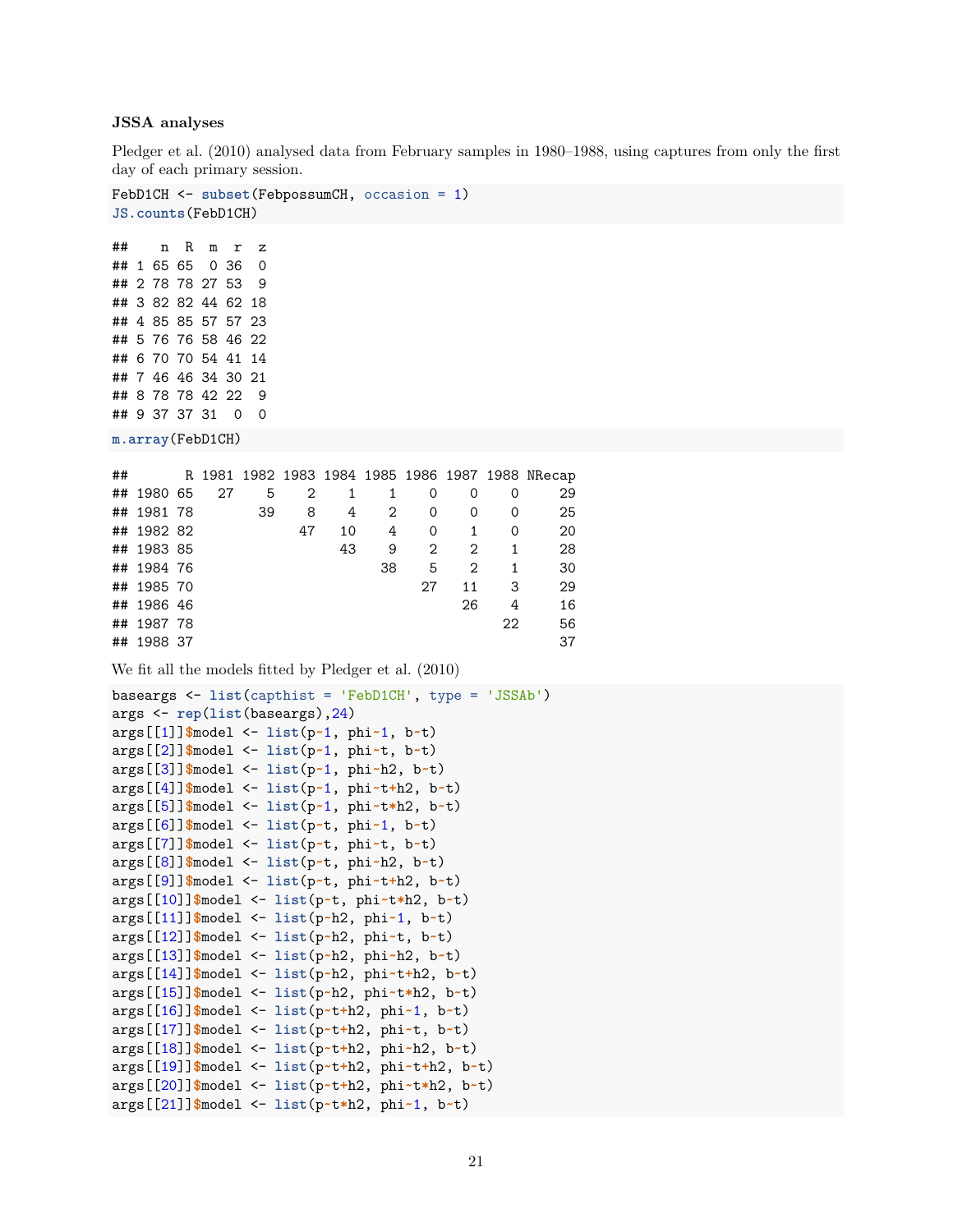**JSSA analyses**

Pledger et al. (2010) analysed data from February samples in 1980–1988, using captures from only the first day of each primary session.

```
FebD1CH <- subset(FebpossumCH, occasion = 1)
JS.counts(FebD1CH)
```

```
##    n  R  m  r  z
## 1 65 65  0 36  0
## 2 78 78 27 53  9
## 3 82 82 44 62 18
## 4 85 85 57 57 23
## 5 76 76 58 46 22
## 6 70 70 54 41 14
## 7 46 46 34 30 21
## 8 78 78 42 22  9
## 9 37 37 31  0  0
```

```
m.array(FebD1CH)
```

```
##       R 1981 1982 1983 1984 1985 1986 1987 1988 NRecap
## 1980 65   27    5    2    1    1    0    0    0     29
## 1981 78        39    8    4    2    0    0    0     25
## 1982 82             47   10    4    0    1    0     20
## 1983 85                  43    9    2    2    1     28
## 1984 76                       38    5    2    1     30
## 1985 70                            27   11    3     29
## 1986 46                                 26    4     16
## 1987 78                                      22     56
## 1988 37                                             37
```

We fit all the models fitted by Pledger et al. (2010)

```
baseargs <- list(capthist = 'FebD1CH', type = 'JSSAb')
args <- rep(list(baseargs),24)
args[[1]]$model <- list(p~1, phi~1, b~t)
args[[2]]$model <- list(p~1, phi~t, b~t)
args[[3]]$model <- list(p~1, phi~h2, b~t)
args[[4]]$model <- list(p~1, phi~t+h2, b~t)
args[[5]]$model <- list(p~1, phi~t*h2, b~t)
args[[6]]$model <- list(p~t, phi~1, b~t)
args[[7]]$model <- list(p~t, phi~t, b~t)
args[[8]]$model <- list(p~t, phi~h2, b~t)
args[[9]]$model <- list(p~t, phi~t+h2, b~t)
args[[10]]$model <- list(p~t, phi~t*h2, b~t)
args[[11]]$model <- list(p~h2, phi~1, b~t)
args[[12]]$model <- list(p~h2, phi~t, b~t)
args[[13]]$model <- list(p~h2, phi~h2, b~t)
args[[14]]$model <- list(p~h2, phi~t+h2, b~t)
args[[15]]$model <- list(p~h2, phi~t*h2, b~t)
args[[16]]$model <- list(p~t+h2, phi~1, b~t)
args[[17]]$model <- list(p~t+h2, phi~t, b~t)
args[[18]]$model <- list(p~t+h2, phi~h2, b~t)
args[[19]]$model <- list(p~t+h2, phi~t+h2, b~t)
args[[20]]$model <- list(p~t+h2, phi~t*h2, b~t)
args[[21]]$model <- list(p~t*h2, phi~1, b~t)
```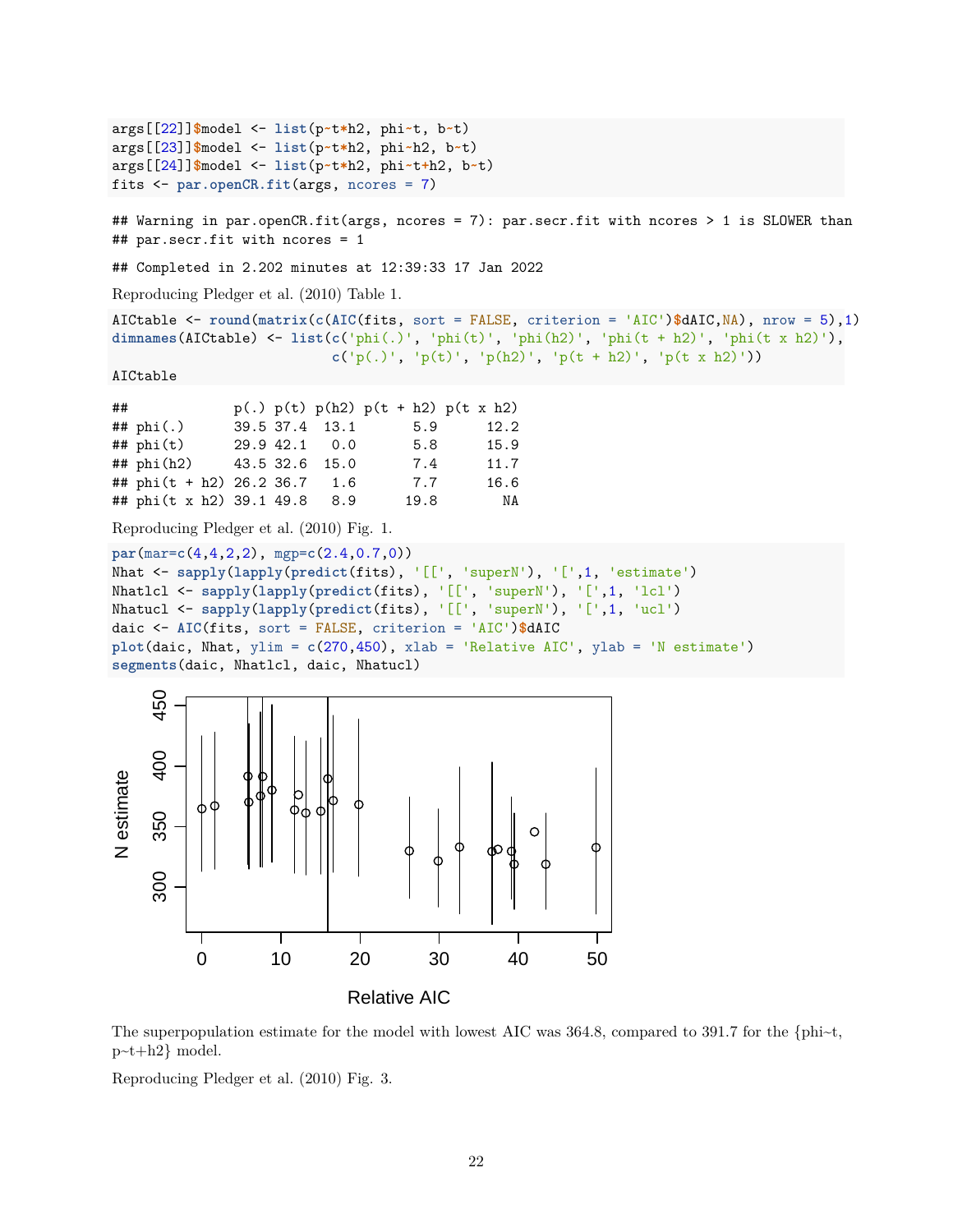```
args[[22]]$model <- list(p~t*h2, phi~t, b~t)
args[[23]]$model <- list(p~t*h2, phi~h2, b~t)
args[[24]]$model <- list(p~t*h2, phi~t+h2, b~t)
fits <- par.openCR.fit(args, ncores = 7)
```

```
## Warning in par.openCR.fit(args, ncores = 7): par.secr.fit with ncores > 1 is SLOWER than
## par.secr.fit with ncores = 1
```

```
## Completed in 2.202 minutes at 12:39:33 17 Jan 2022
```

Reproducing Pledger et al. (2010) Table 1.

```
AICtable <- round(matrix(c(AIC(fits, sort = FALSE, criterion = 'AIC')$dAIC,NA), nrow = 5),1)
dimnames(AICtable) <- list(c('phi(.)', 'phi(t)', 'phi(h2)', 'phi(t + h2)', 'phi(t x h2)'),
                           c('p(.)', 'p(t)', 'p(h2)', 'p(t + h2)', 'p(t x h2)'))
AICtable
```

```
##             p(.) p(t) p(h2) p(t + h2) p(t x h2)
## phi(.)      39.5 37.4  13.1       5.9      12.2
## phi(t)      29.9 42.1   0.0       5.8      15.9
## phi(h2)     43.5 32.6  15.0       7.4      11.7
## phi(t + h2) 26.2 36.7   1.6       7.7      16.6
## phi(t x h2) 39.1 49.8   8.9      19.8        NA
```

Reproducing Pledger et al. (2010) Fig. 1.

```
par(mar=c(4,4,2,2), mgp=c(2.4,0.7,0))
Nhat <- sapply(lapply(predict(fits), '[[', 'superN'), '[',1, 'estimate')
Nhatlcl <- sapply(lapply(predict(fits), '[[', 'superN'), '[',1, 'lcl')
Nhatucl <- sapply(lapply(predict(fits), '[[', 'superN'), '[',1, 'ucl')
daic <- AIC(fits, sort = FALSE, criterion = 'AIC')$dAIC
plot(daic, Nhat, ylim = c(270,450), xlab = 'Relative AIC', ylab = 'N estimate')
segments(daic, Nhatlcl, daic, Nhatucl)
```

The superpopulation estimate for the model with lowest AIC was 364.8, compared to 391.7 for the {phi~t, p~t+h2} model.

Reproducing Pledger et al. (2010) Fig. 3.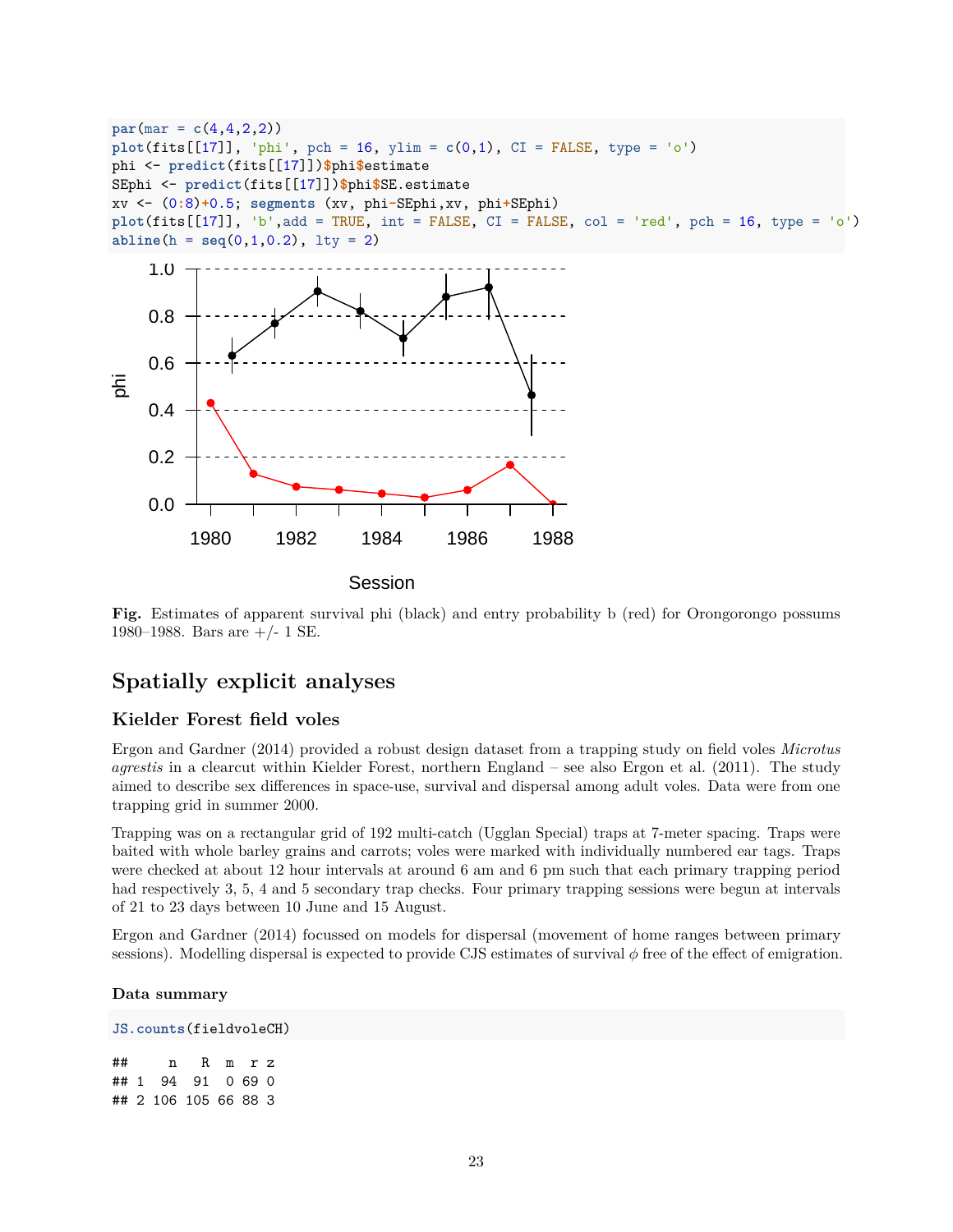```r
par(mar = c(4,4,2,2))
plot(fits[[17]], 'phi', pch = 16, ylim = c(0,1), CI = FALSE, type = 'o')
phi <- predict(fits[[17]])$phi$estimate
SEphi <- predict(fits[[17]])$phi$SE.estimate
xv <- (0:8)+0.5; segments (xv, phi-SEphi,xv, phi+SEphi)
plot(fits[[17]], 'b',add = TRUE, int = FALSE, CI = FALSE, col = 'red', pch = 16, type = 'o')
abline(h = seq(0,1,0.2), lty = 2)
```

**Fig.** Estimates of apparent survival phi (black) and entry probability b (red) for Orongorongo possums 1980–1988. Bars are +/- 1 SE.

## Spatially explicit analyses

### Kielder Forest field voles

Ergon and Gardner (2014) provided a robust design dataset from a trapping study on field voles *Microtus agrestis* in a clearcut within Kielder Forest, northern England – see also Ergon et al. (2011). The study aimed to describe sex differences in space-use, survival and dispersal among adult voles. Data were from one trapping grid in summer 2000.

Trapping was on a rectangular grid of 192 multi-catch (Ugglan Special) traps at 7-meter spacing. Traps were baited with whole barley grains and carrots; voles were marked with individually numbered ear tags. Traps were checked at about 12 hour intervals at around 6 am and 6 pm such that each primary trapping period had respectively 3, 5, 4 and 5 secondary trap checks. Four primary trapping sessions were begun at intervals of 21 to 23 days between 10 June and 15 August.

Ergon and Gardner (2014) focussed on models for dispersal (movement of home ranges between primary sessions). Modelling dispersal is expected to provide CJS estimates of survival $\phi$ free of the effect of emigration.

#### Data summary

```r
JS.counts(fieldvoleCH)
```

```
##     n   R  m  r z
## 1  94  91  0 69 0
## 2 106 105 66 88 3
```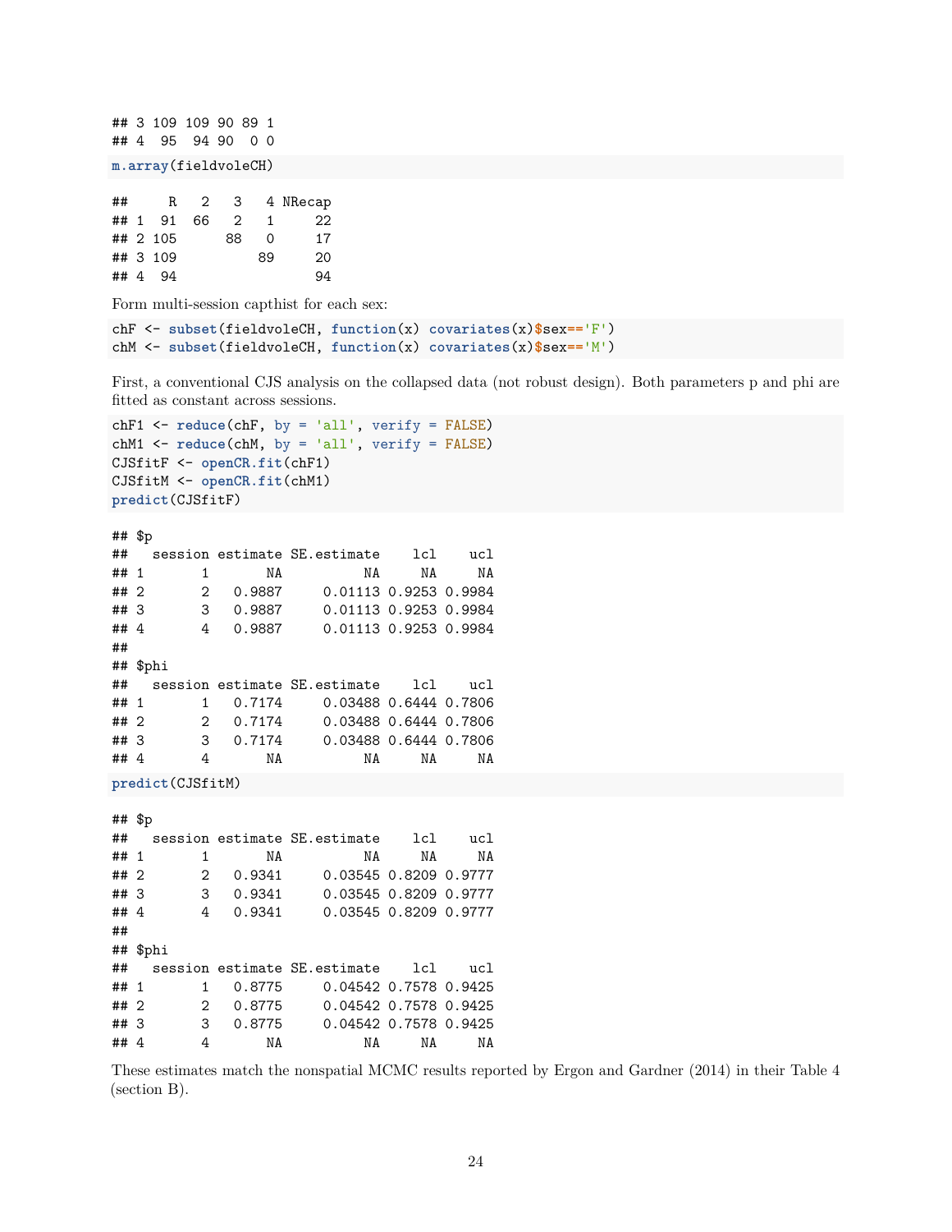```
## 3 109 109 90 89 1
## 4  95  94 90  0 0
```

```
m.array(fieldvoleCH)
```

```
##     R   2   3   4 NRecap
## 1  91  66   2   1     22
## 2 105      88   0     17
## 3 109          89     20
## 4  94                 94
```

Form multi-session capthist for each sex:

```
chF <- subset(fieldvoleCH, function(x) covariates(x)$sex=='F')
chM <- subset(fieldvoleCH, function(x) covariates(x)$sex=='M')
```

First, a conventional CJS analysis on the collapsed data (not robust design). Both parameters p and phi are fitted as constant across sessions.

```
chF1 <- reduce(chF, by = 'all', verify = FALSE)
chM1 <- reduce(chM, by = 'all', verify = FALSE)
CJSfitF <- openCR.fit(chF1)
CJSfitM <- openCR.fit(chM1)
predict(CJSfitF)
```

```
## $p
##   session estimate SE.estimate    lcl    ucl
## 1       1       NA          NA     NA     NA
## 2       2   0.9887     0.01113 0.9253 0.9984
## 3       3   0.9887     0.01113 0.9253 0.9984
## 4       4   0.9887     0.01113 0.9253 0.9984
##
## $phi
##   session estimate SE.estimate    lcl    ucl
## 1       1   0.7174     0.03488 0.6444 0.7806
## 2       2   0.7174     0.03488 0.6444 0.7806
## 3       3   0.7174     0.03488 0.6444 0.7806
## 4       4       NA          NA     NA     NA
```

```
predict(CJSfitM)
```

```
## $p
##   session estimate SE.estimate    lcl    ucl
## 1       1       NA          NA     NA     NA
## 2       2   0.9341     0.03545 0.8209 0.9777
## 3       3   0.9341     0.03545 0.8209 0.9777
## 4       4   0.9341     0.03545 0.8209 0.9777
##
## $phi
##   session estimate SE.estimate    lcl    ucl
## 1       1   0.8775     0.04542 0.7578 0.9425
## 2       2   0.8775     0.04542 0.7578 0.9425
## 3       3   0.8775     0.04542 0.7578 0.9425
## 4       4       NA          NA     NA     NA
```

These estimates match the nonspatial MCMC results reported by Ergon and Gardner (2014) in their Table 4 (section B).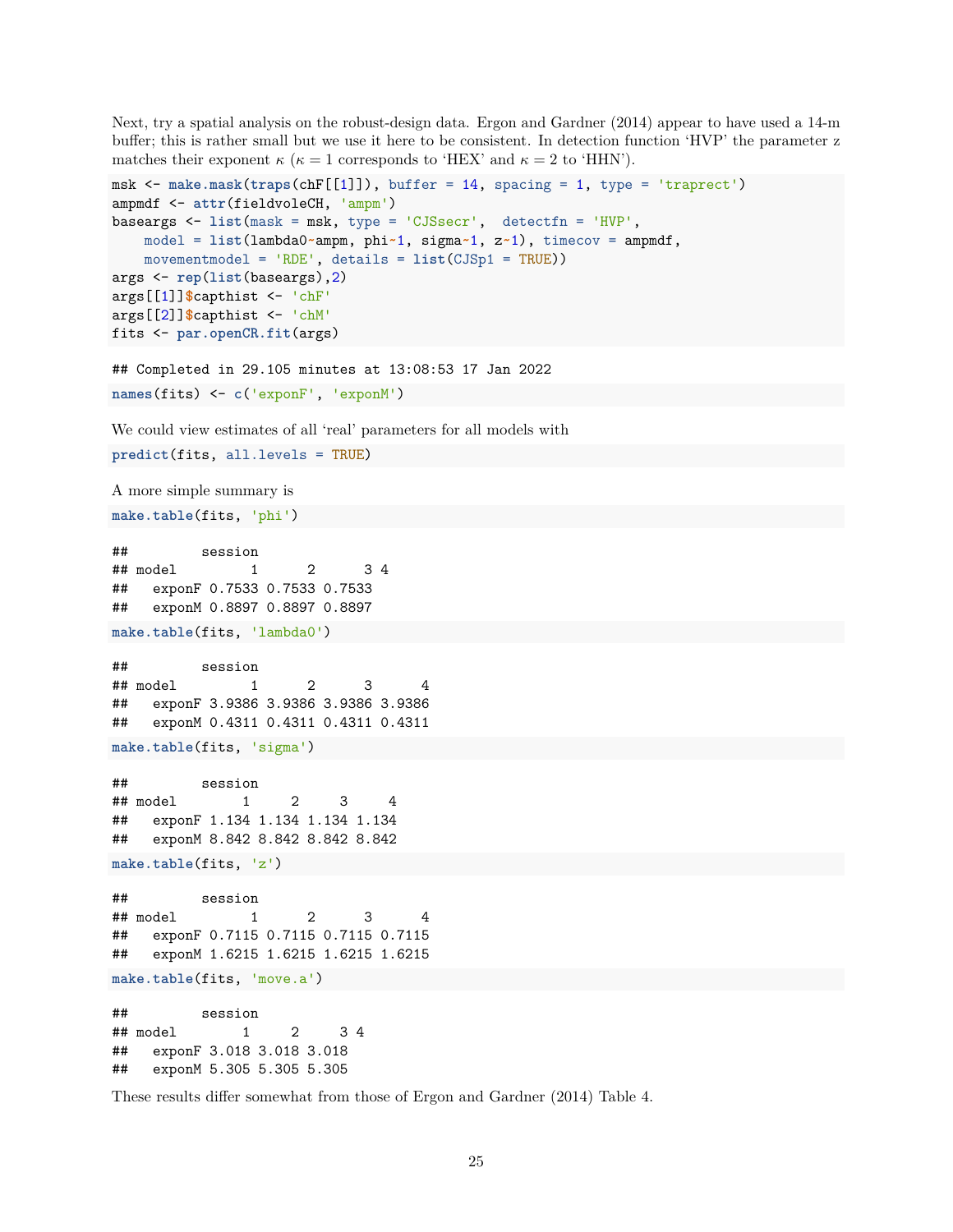Next, try a spatial analysis on the robust-design data. Ergon and Gardner (2014) appear to have used a 14-m buffer; this is rather small but we use it here to be consistent. In detection function 'HVP' the parameter z matches their exponent $\kappa$ ($\kappa = 1$ corresponds to 'HEX' and $\kappa = 2$ to 'HHN').

```
msk <- make.mask(traps(chF[[1]]), buffer = 14, spacing = 1, type = 'traprect')
ampmdf <- attr(fieldvoleCH, 'ampm')
baseargs <- list(mask = msk, type = 'CJSsecr',  detectfn = 'HVP',
    model = list(lambda0~ampm, phi~1, sigma~1, z~1), timecov = ampmdf,
    movementmodel = 'RDE', details = list(CJSp1 = TRUE))
args <- rep(list(baseargs),2)
args[[1]]$capthist <- 'chF'
args[[2]]$capthist <- 'chM'
fits <- par.openCR.fit(args)
```

```
## Completed in 29.105 minutes at 13:08:53 17 Jan 2022
```

```
names(fits) <- c('exponF', 'exponM')
```

We could view estimates of all 'real' parameters for all models with

```
predict(fits, all.levels = TRUE)
```

A more simple summary is

```
make.table(fits, 'phi')
```

```
##         session
## model         1      2      3 4
##   exponF 0.7533 0.7533 0.7533
##   exponM 0.8897 0.8897 0.8897
```

```
make.table(fits, 'lambda0')
```

```
##         session
## model         1      2      3      4
##   exponF 3.9386 3.9386 3.9386 3.9386
##   exponM 0.4311 0.4311 0.4311 0.4311
```

```
make.table(fits, 'sigma')
```

```
##         session
## model        1     2     3     4
##   exponF 1.134 1.134 1.134 1.134
##   exponM 8.842 8.842 8.842 8.842
```

```
make.table(fits, 'z')
```

```
##         session
## model         1      2      3      4
##   exponF 0.7115 0.7115 0.7115 0.7115
##   exponM 1.6215 1.6215 1.6215 1.6215
```

```
make.table(fits, 'move.a')
```

```
##         session
## model        1     2     3 4
##   exponF 3.018 3.018 3.018
##   exponM 5.305 5.305 5.305
```

These results differ somewhat from those of Ergon and Gardner (2014) Table 4.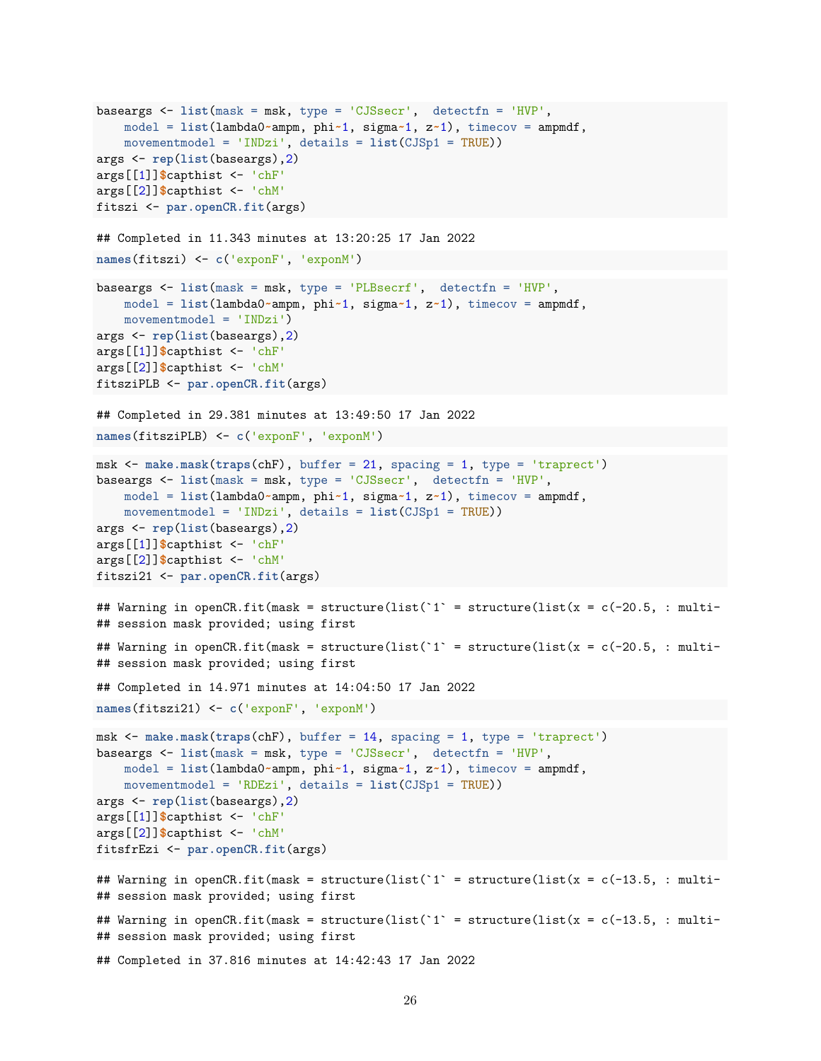```r
baseargs <- list(mask = msk, type = 'CJSsecr',  detectfn = 'HVP',
    model = list(lambda0~ampm, phi~1, sigma~1, z~1), timecov = ampmdf,
    movementmodel = 'INDzi', details = list(CJSp1 = TRUE))
args <- rep(list(baseargs),2)
args[[1]]$capthist <- 'chF'
args[[2]]$capthist <- 'chM'
fitszi <- par.openCR.fit(args)
```

```
## Completed in 11.343 minutes at 13:20:25 17 Jan 2022
```

```r
names(fitszi) <- c('exponF', 'exponM')
```

```r
baseargs <- list(mask = msk, type = 'PLBsecrf',  detectfn = 'HVP',
    model = list(lambda0~ampm, phi~1, sigma~1, z~1), timecov = ampmdf,
    movementmodel = 'INDzi')
args <- rep(list(baseargs),2)
args[[1]]$capthist <- 'chF'
args[[2]]$capthist <- 'chM'
fitsziPLB <- par.openCR.fit(args)
```

```
## Completed in 29.381 minutes at 13:49:50 17 Jan 2022
```

```r
names(fitsziPLB) <- c('exponF', 'exponM')
```

```r
msk <- make.mask(traps(chF), buffer = 21, spacing = 1, type = 'traprect')
baseargs <- list(mask = msk, type = 'CJSsecr',  detectfn = 'HVP',
    model = list(lambda0~ampm, phi~1, sigma~1, z~1), timecov = ampmdf,
    movementmodel = 'INDzi', details = list(CJSp1 = TRUE))
args <- rep(list(baseargs),2)
args[[1]]$capthist <- 'chF'
args[[2]]$capthist <- 'chM'
fitszi21 <- par.openCR.fit(args)
```

```
## Warning in openCR.fit(mask = structure(list(`1` = structure(list(x = c(-20.5, : multi-
## session mask provided; using first

## Warning in openCR.fit(mask = structure(list(`1` = structure(list(x = c(-20.5, : multi-
## session mask provided; using first

## Completed in 14.971 minutes at 14:04:50 17 Jan 2022
```

```r
names(fitszi21) <- c('exponF', 'exponM')
```

```r
msk <- make.mask(traps(chF), buffer = 14, spacing = 1, type = 'traprect')
baseargs <- list(mask = msk, type = 'CJSsecr',  detectfn = 'HVP',
    model = list(lambda0~ampm, phi~1, sigma~1, z~1), timecov = ampmdf,
    movementmodel = 'RDEzi', details = list(CJSp1 = TRUE))
args <- rep(list(baseargs),2)
args[[1]]$capthist <- 'chF'
args[[2]]$capthist <- 'chM'
fitsfrEzi <- par.openCR.fit(args)
```

```
## Warning in openCR.fit(mask = structure(list(`1` = structure(list(x = c(-13.5, : multi-
## session mask provided; using first

## Warning in openCR.fit(mask = structure(list(`1` = structure(list(x = c(-13.5, : multi-
## session mask provided; using first

## Completed in 37.816 minutes at 14:42:43 17 Jan 2022
```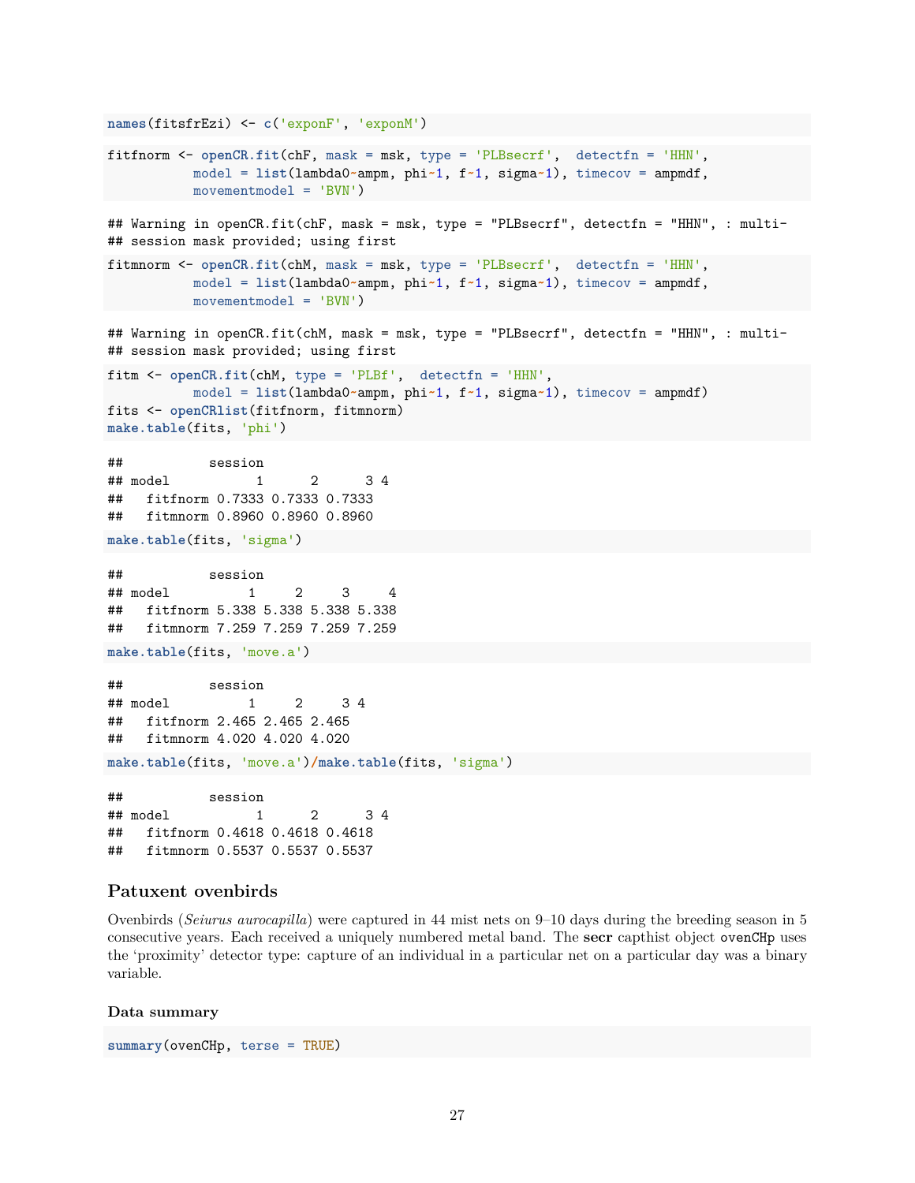```r
names(fitsfrEzi) <- c('exponF', 'exponM')
```

```r
fitfnorm <- openCR.fit(chF, mask = msk, type = 'PLBsecrf',  detectfn = 'HHN',
           model = list(lambda0~ampm, phi~1, f~1, sigma~1), timecov = ampmdf,
           movementmodel = 'BVN')
```

```
## Warning in openCR.fit(chF, mask = msk, type = "PLBsecrf", detectfn = "HHN", : multi-
## session mask provided; using first
```

```r
fitmnorm <- openCR.fit(chM, mask = msk, type = 'PLBsecrf',  detectfn = 'HHN',
           model = list(lambda0~ampm, phi~1, f~1, sigma~1), timecov = ampmdf,
           movementmodel = 'BVN')
```

```
## Warning in openCR.fit(chM, mask = msk, type = "PLBsecrf", detectfn = "HHN", : multi-
## session mask provided; using first
```

```r
fitm <- openCR.fit(chM, type = 'PLBf',  detectfn = 'HHN',
           model = list(lambda0~ampm, phi~1, f~1, sigma~1), timecov = ampmdf)
fits <- openCRlist(fitfnorm, fitmnorm)
make.table(fits, 'phi')
```

```
##           session
## model           1      2      3 4
##   fitfnorm 0.7333 0.7333 0.7333
##   fitmnorm 0.8960 0.8960 0.8960
```

```r
make.table(fits, 'sigma')
```

```
##           session
## model          1     2     3     4
##   fitfnorm 5.338 5.338 5.338 5.338
##   fitmnorm 7.259 7.259 7.259 7.259
```

```r
make.table(fits, 'move.a')
```

```
##           session
## model          1     2     3 4
##   fitfnorm 2.465 2.465 2.465
##   fitmnorm 4.020 4.020 4.020
```

```r
make.table(fits, 'move.a')/make.table(fits, 'sigma')
```

```
##           session
## model           1      2      3 4
##   fitfnorm 0.4618 0.4618 0.4618
##   fitmnorm 0.5537 0.5537 0.5537
```

## Patuxent ovenbirds

Ovenbirds (*Seiurus aurocapilla*) were captured in 44 mist nets on 9–10 days during the breeding season in 5 consecutive years. Each received a uniquely numbered metal band. The **secr** capthist object `ovenCHp` uses the 'proximity' detector type: capture of an individual in a particular net on a particular day was a binary variable.

### Data summary

```r
summary(ovenCHp, terse = TRUE)
```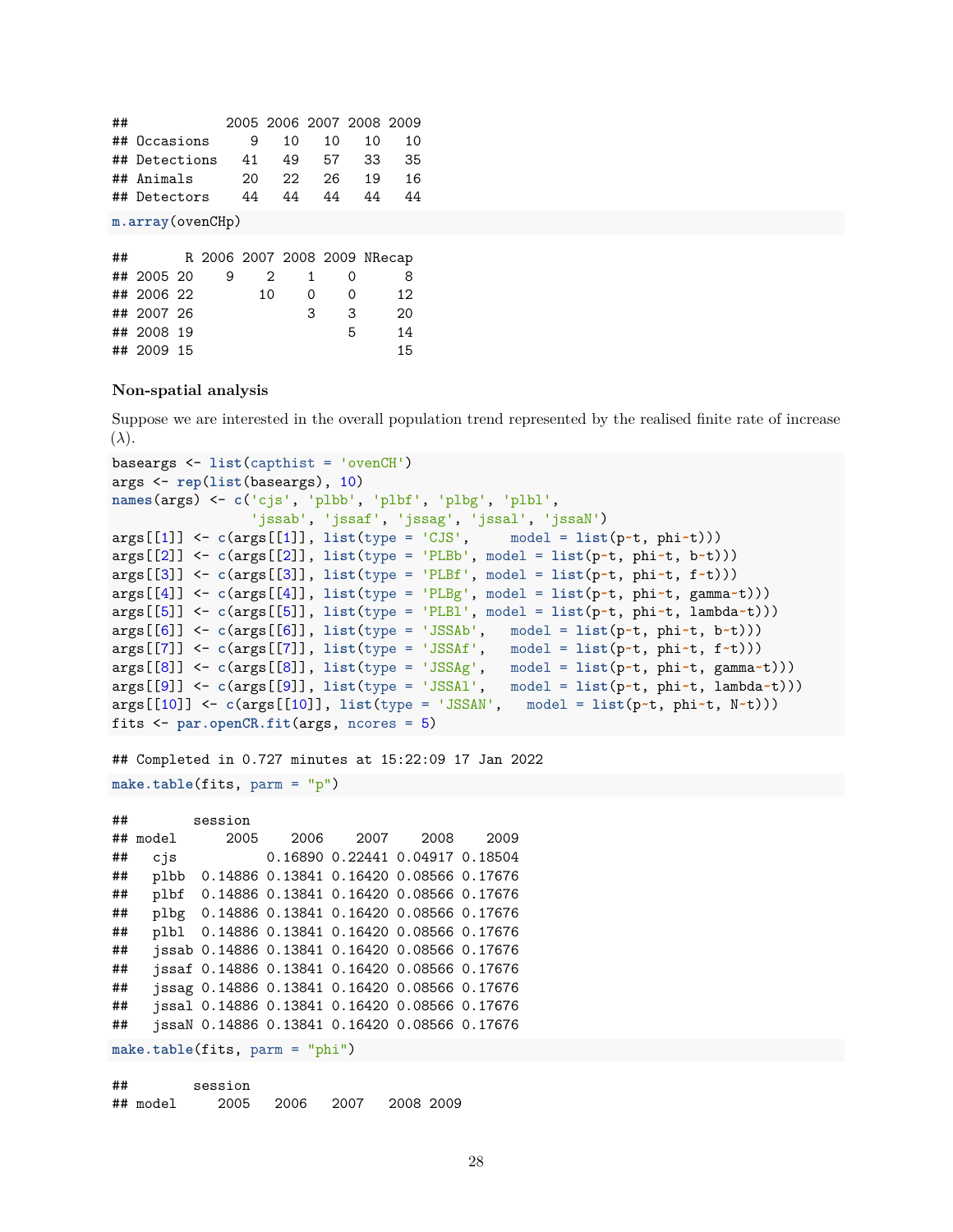```
##            2005 2006 2007 2008 2009
## Occasions     9   10   10   10   10
## Detections   41   49   57   33   35
## Animals      20   22   26   19   16
## Detectors    44   44   44   44   44
```

```
m.array(ovenCHp)
```

```
##       R 2006 2007 2008 2009 NRecap
## 2005 20    9    2    1    0      8
## 2006 22        10    0    0     12
## 2007 26              3    3     20
## 2008 19                   5     14
## 2009 15                         15
```

### Non-spatial analysis

Suppose we are interested in the overall population trend represented by the realised finite rate of increase ($\lambda$).

```
baseargs <- list(capthist = 'ovenCH')
args <- rep(list(baseargs), 10)
names(args) <- c('cjs', 'plbb', 'plbf', 'plbg', 'plbl',
                 'jssab', 'jssaf', 'jssag', 'jssal', 'jssaN')
args[[1]] <- c(args[[1]], list(type = 'CJS',     model = list(p~t, phi~t)))
args[[2]] <- c(args[[2]], list(type = 'PLBb', model = list(p~t, phi~t, b~t)))
args[[3]] <- c(args[[3]], list(type = 'PLBf', model = list(p~t, phi~t, f~t)))
args[[4]] <- c(args[[4]], list(type = 'PLBg', model = list(p~t, phi~t, gamma~t)))
args[[5]] <- c(args[[5]], list(type = 'PLBl', model = list(p~t, phi~t, lambda~t)))
args[[6]] <- c(args[[6]], list(type = 'JSSAb',   model = list(p~t, phi~t, b~t)))
args[[7]] <- c(args[[7]], list(type = 'JSSAf',   model = list(p~t, phi~t, f~t)))
args[[8]] <- c(args[[8]], list(type = 'JSSAg',   model = list(p~t, phi~t, gamma~t)))
args[[9]] <- c(args[[9]], list(type = 'JSSAl',   model = list(p~t, phi~t, lambda~t)))
args[[10]] <- c(args[[10]], list(type = 'JSSAN',   model = list(p~t, phi~t, N~t)))
fits <- par.openCR.fit(args, ncores = 5)
```

```
## Completed in 0.727 minutes at 15:22:09 17 Jan 2022
```

```
make.table(fits, parm = "p")
```

```
##        session
## model      2005    2006    2007    2008    2009
##   cjs           0.16890 0.22441 0.04917 0.18504
##   plbb  0.14886 0.13841 0.16420 0.08566 0.17676
##   plbf  0.14886 0.13841 0.16420 0.08566 0.17676
##   plbg  0.14886 0.13841 0.16420 0.08566 0.17676
##   plbl  0.14886 0.13841 0.16420 0.08566 0.17676
##   jssab 0.14886 0.13841 0.16420 0.08566 0.17676
##   jssaf 0.14886 0.13841 0.16420 0.08566 0.17676
##   jssag 0.14886 0.13841 0.16420 0.08566 0.17676
##   jssal 0.14886 0.13841 0.16420 0.08566 0.17676
##   jssaN 0.14886 0.13841 0.16420 0.08566 0.17676
```

```
make.table(fits, parm = "phi")
```

```
##        session
## model     2005   2006   2007   2008 2009
```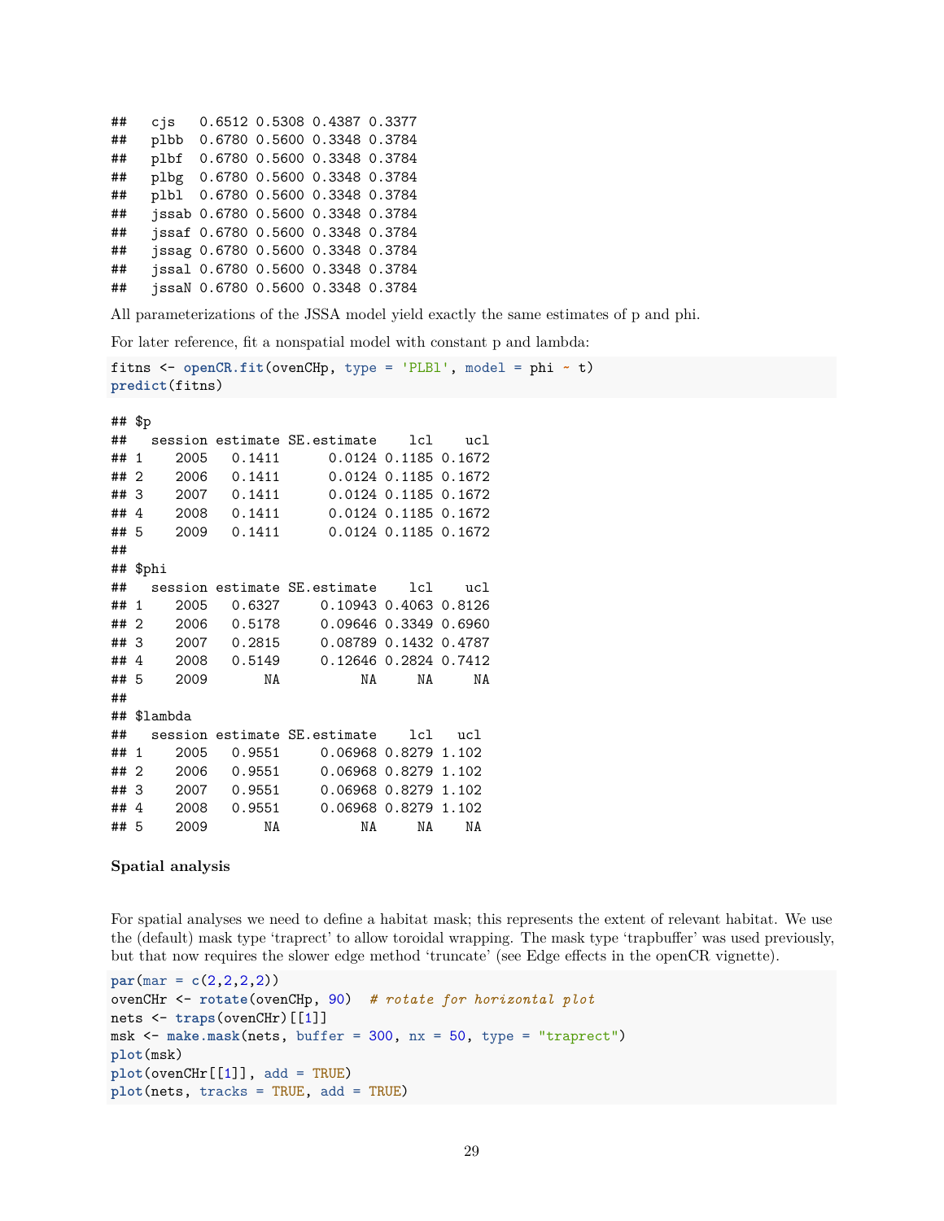```
##   cjs   0.6512 0.5308 0.4387 0.3377
##   plbb  0.6780 0.5600 0.3348 0.3784
##   plbf  0.6780 0.5600 0.3348 0.3784
##   plbg  0.6780 0.5600 0.3348 0.3784
##   plbl  0.6780 0.5600 0.3348 0.3784
##   jssab 0.6780 0.5600 0.3348 0.3784
##   jssaf 0.6780 0.5600 0.3348 0.3784
##   jssag 0.6780 0.5600 0.3348 0.3784
##   jssal 0.6780 0.5600 0.3348 0.3784
##   jssaN 0.6780 0.5600 0.3348 0.3784
```

All parameterizations of the JSSA model yield exactly the same estimates of p and phi.

For later reference, fit a nonspatial model with constant p and lambda:

```
fitns <- openCR.fit(ovenCHp, type = 'PLBl', model = phi ~ t)
predict(fitns)
```

```
## $p
##   session estimate SE.estimate    lcl    ucl
## 1    2005   0.1411      0.0124 0.1185 0.1672
## 2    2006   0.1411      0.0124 0.1185 0.1672
## 3    2007   0.1411      0.0124 0.1185 0.1672
## 4    2008   0.1411      0.0124 0.1185 0.1672
## 5    2009   0.1411      0.0124 0.1185 0.1672
##
## $phi
##   session estimate SE.estimate    lcl    ucl
## 1    2005   0.6327     0.10943 0.4063 0.8126
## 2    2006   0.5178     0.09646 0.3349 0.6960
## 3    2007   0.2815     0.08789 0.1432 0.4787
## 4    2008   0.5149     0.12646 0.2824 0.7412
## 5    2009       NA          NA     NA     NA
##
## $lambda
##   session estimate SE.estimate    lcl   ucl
## 1    2005   0.9551     0.06968 0.8279 1.102
## 2    2006   0.9551     0.06968 0.8279 1.102
## 3    2007   0.9551     0.06968 0.8279 1.102
## 4    2008   0.9551     0.06968 0.8279 1.102
## 5    2009       NA          NA     NA    NA
```

#### Spatial analysis

For spatial analyses we need to define a habitat mask; this represents the extent of relevant habitat. We use the (default) mask type 'traprect' to allow toroidal wrapping. The mask type 'trapbuffer' was used previously, but that now requires the slower edge method 'truncate' (see Edge effects in the openCR vignette).

```
par(mar = c(2,2,2,2))
ovenCHr <- rotate(ovenCHp, 90)  # rotate for horizontal plot
nets <- traps(ovenCHr)[[1]]
msk <- make.mask(nets, buffer = 300, nx = 50, type = "traprect")
plot(msk)
plot(ovenCHr[[1]], add = TRUE)
plot(nets, tracks = TRUE, add = TRUE)
```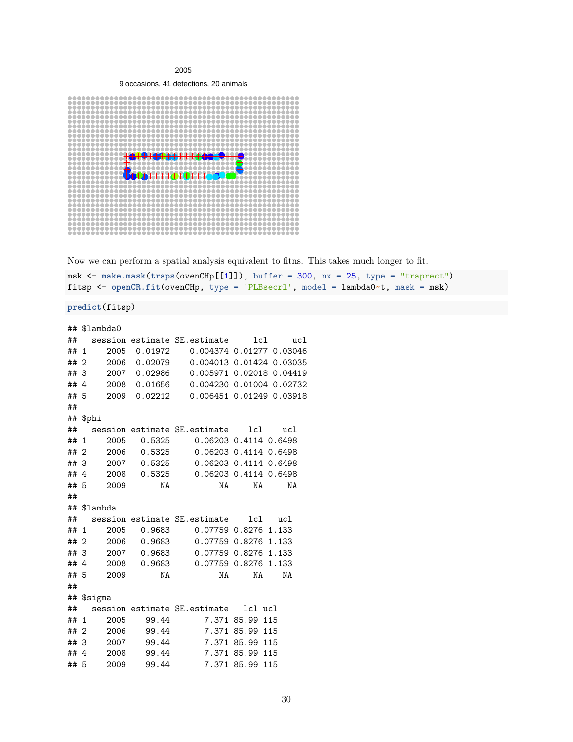2005

9 occasions, 41 detections, 20 animals

Now we can perform a spatial analysis equivalent to fitns. This takes much longer to fit.

```
msk <- make.mask(traps(ovenCHp[[1]]), buffer = 300, nx = 25, type = "traprect")
fitsp <- openCR.fit(ovenCHp, type = 'PLBsecrl', model = lambda0~t, mask = msk)
```

```
predict(fitsp)
```

```
## $lambda0
##   session estimate SE.estimate     lcl     ucl
## 1    2005  0.01972    0.004374 0.01277 0.03046
## 2    2006  0.02079    0.004013 0.01424 0.03035
## 3    2007  0.02986    0.005971 0.02018 0.04419
## 4    2008  0.01656    0.004230 0.01004 0.02732
## 5    2009  0.02212    0.006451 0.01249 0.03918
##
## $phi
##   session estimate SE.estimate    lcl    ucl
## 1    2005   0.5325     0.06203 0.4114 0.6498
## 2    2006   0.5325     0.06203 0.4114 0.6498
## 3    2007   0.5325     0.06203 0.4114 0.6498
## 4    2008   0.5325     0.06203 0.4114 0.6498
## 5    2009       NA          NA     NA     NA
##
## $lambda
##   session estimate SE.estimate    lcl   ucl
## 1    2005   0.9683     0.07759 0.8276 1.133
## 2    2006   0.9683     0.07759 0.8276 1.133
## 3    2007   0.9683     0.07759 0.8276 1.133
## 4    2008   0.9683     0.07759 0.8276 1.133
## 5    2009       NA          NA     NA    NA
##
## $sigma
##   session estimate SE.estimate   lcl ucl
## 1    2005    99.44       7.371 85.99 115
## 2    2006    99.44       7.371 85.99 115
## 3    2007    99.44       7.371 85.99 115
## 4    2008    99.44       7.371 85.99 115
## 5    2009    99.44       7.371 85.99 115
```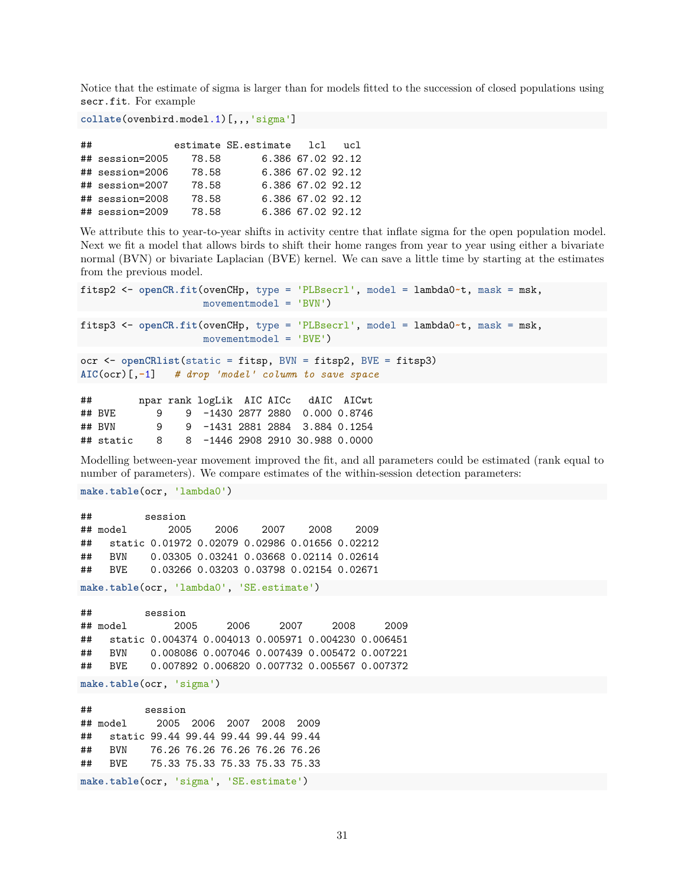Notice that the estimate of sigma is larger than for models fitted to the succession of closed populations using `secr.fit`. For example

```
collate(ovenbird.model.1)[,,,'sigma']
```

```
##              estimate SE.estimate   lcl   ucl
## session=2005    78.58       6.386 67.02 92.12
## session=2006    78.58       6.386 67.02 92.12
## session=2007    78.58       6.386 67.02 92.12
## session=2008    78.58       6.386 67.02 92.12
## session=2009    78.58       6.386 67.02 92.12
```

We attribute this to year-to-year shifts in activity centre that inflate sigma for the open population model. Next we fit a model that allows birds to shift their home ranges from year to year using either a bivariate normal (BVN) or bivariate Laplacian (BVE) kernel. We can save a little time by starting at the estimates from the previous model.

```
fitsp2 <- openCR.fit(ovenCHp, type = 'PLBsecrl', model = lambda0~t, mask = msk,
                     movementmodel = 'BVN')
```

```
fitsp3 <- openCR.fit(ovenCHp, type = 'PLBsecrl', model = lambda0~t, mask = msk,
                     movementmodel = 'BVE')
```

```
ocr <- openCRlist(static = fitsp, BVN = fitsp2, BVE = fitsp3)
AIC(ocr)[,-1]   # drop 'model' column to save space
```

```
##        npar rank logLik  AIC AICc   dAIC  AICwt
## BVE       9    9  -1430 2877 2880  0.000 0.8746
## BVN       9    9  -1431 2881 2884  3.884 0.1254
## static    8    8  -1446 2908 2910 30.988 0.0000
```

Modelling between-year movement improved the fit, and all parameters could be estimated (rank equal to number of parameters). We compare estimates of the within-session detection parameters:

```
make.table(ocr, 'lambda0')
```

```
##         session
## model       2005    2006    2007    2008    2009
##   static 0.01972 0.02079 0.02986 0.01656 0.02212
##   BVN    0.03305 0.03241 0.03668 0.02114 0.02614
##   BVE    0.03266 0.03203 0.03798 0.02154 0.02671
```

```
make.table(ocr, 'lambda0', 'SE.estimate')
```

```
##         session
## model        2005     2006     2007     2008     2009
##   static 0.004374 0.004013 0.005971 0.004230 0.006451
##   BVN    0.008086 0.007046 0.007439 0.005472 0.007221
##   BVE    0.007892 0.006820 0.007732 0.005567 0.007372
```

```
make.table(ocr, 'sigma')
```

```
##         session
## model     2005  2006  2007  2008  2009
##   static 99.44 99.44 99.44 99.44 99.44
##   BVN    76.26 76.26 76.26 76.26 76.26
##   BVE    75.33 75.33 75.33 75.33 75.33
```

```
make.table(ocr, 'sigma', 'SE.estimate')
```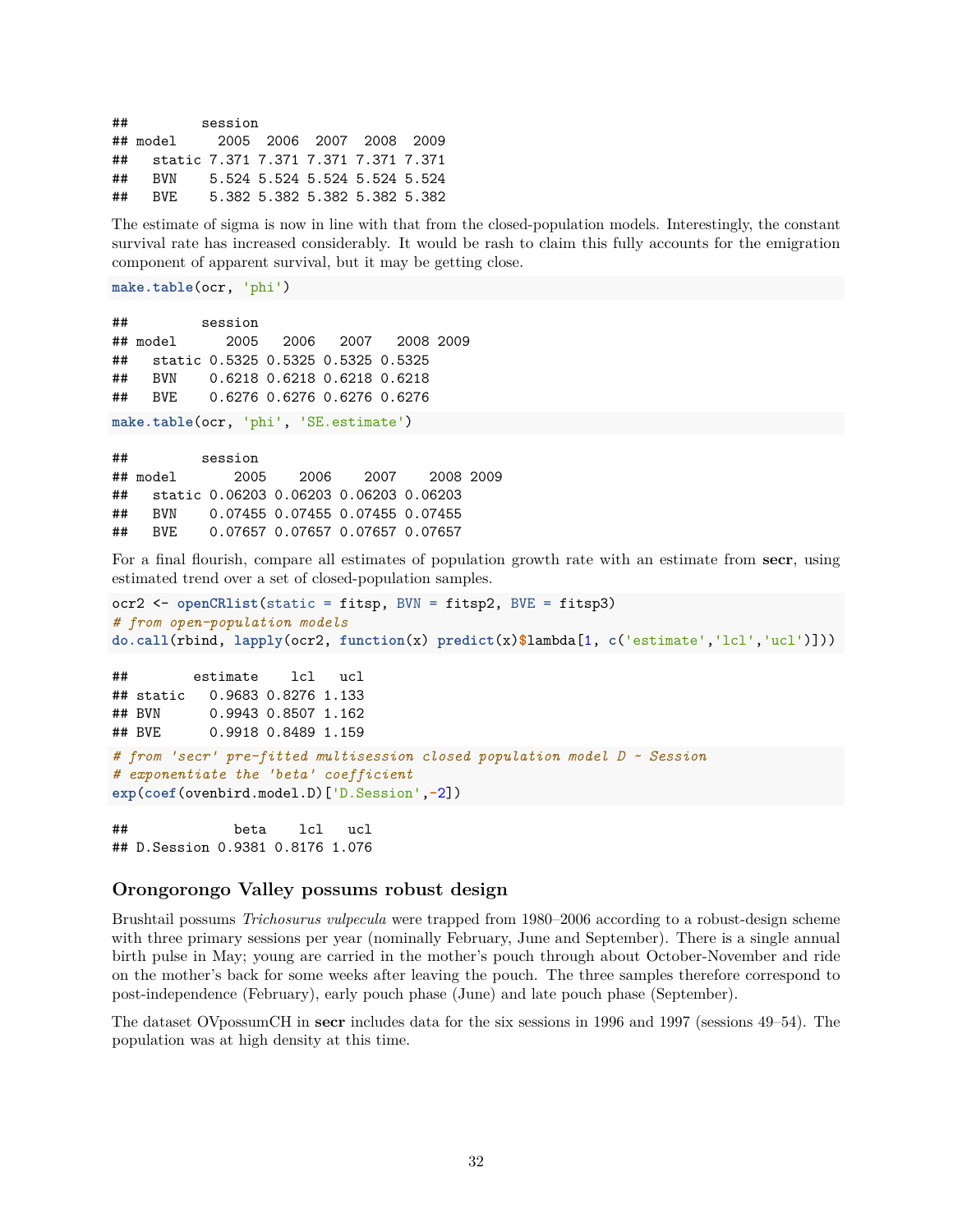```
##         session
## model     2005  2006  2007  2008  2009
##   static 7.371 7.371 7.371 7.371 7.371
##   BVN    5.524 5.524 5.524 5.524 5.524
##   BVE    5.382 5.382 5.382 5.382 5.382
```

The estimate of sigma is now in line with that from the closed-population models. Interestingly, the constant survival rate has increased considerably. It would be rash to claim this fully accounts for the emigration component of apparent survival, but it may be getting close.

```
make.table(ocr, 'phi')
```

```
##         session
## model      2005   2006   2007   2008 2009
##   static 0.5325 0.5325 0.5325 0.5325
##   BVN    0.6218 0.6218 0.6218 0.6218
##   BVE    0.6276 0.6276 0.6276 0.6276
```

```
make.table(ocr, 'phi', 'SE.estimate')
```

```
##         session
## model       2005    2006    2007    2008 2009
##   static 0.06203 0.06203 0.06203 0.06203
##   BVN    0.07455 0.07455 0.07455 0.07455
##   BVE    0.07657 0.07657 0.07657 0.07657
```

For a final flourish, compare all estimates of population growth rate with an estimate from **secr**, using estimated trend over a set of closed-population samples.

```
ocr2 <- openCRlist(static = fitsp, BVN = fitsp2, BVE = fitsp3)
# from open-population models
do.call(rbind, lapply(ocr2, function(x) predict(x)$lambda[1, c('estimate','lcl','ucl')]))
```

```
##        estimate    lcl   ucl
## static   0.9683 0.8276 1.133
## BVN      0.9943 0.8507 1.162
## BVE      0.9918 0.8489 1.159
```

```
# from 'secr' pre-fitted multisession closed population model D ~ Session
# exponentiate the 'beta' coefficient
exp(coef(ovenbird.model.D)['D.Session',-2])
```

```
##             beta    lcl   ucl
## D.Session 0.9381 0.8176 1.076
```

### Orongorongo Valley possums robust design

Brushtail possums *Trichosurus vulpecula* were trapped from 1980–2006 according to a robust-design scheme with three primary sessions per year (nominally February, June and September). There is a single annual birth pulse in May; young are carried in the mother's pouch through about October-November and ride on the mother's back for some weeks after leaving the pouch. The three samples therefore correspond to post-independence (February), early pouch phase (June) and late pouch phase (September).

The dataset OVpossumCH in **secr** includes data for the six sessions in 1996 and 1997 (sessions 49–54). The population was at high density at this time.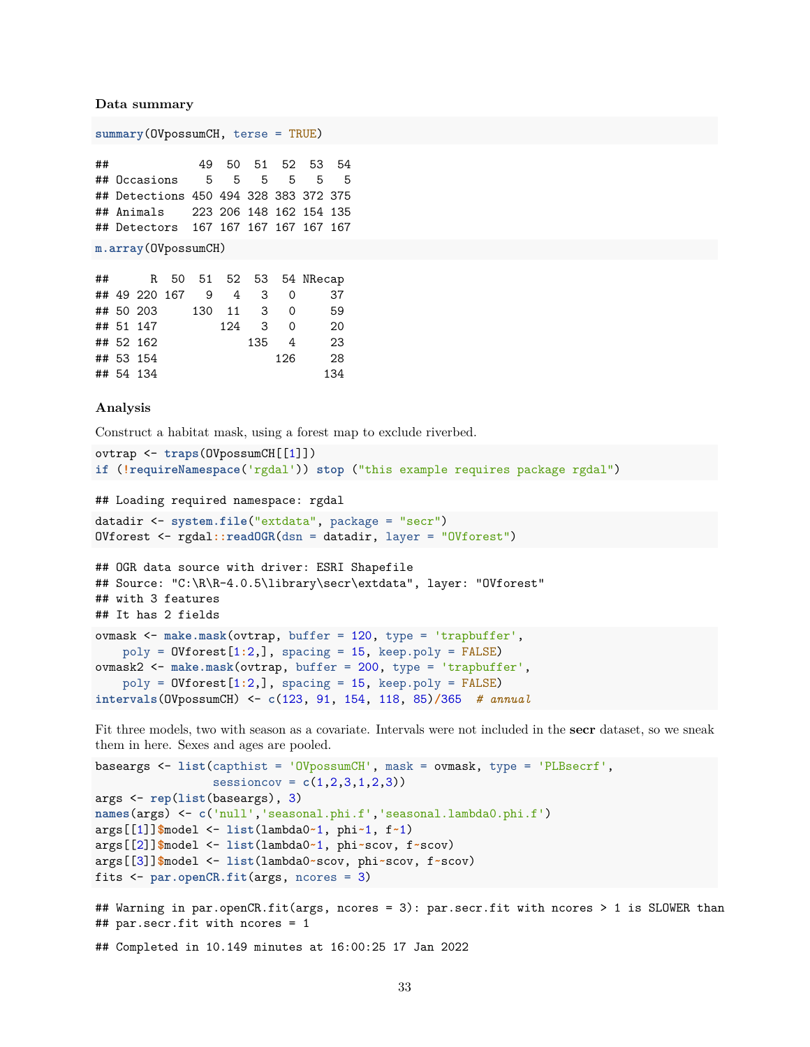**Data summary**

```
summary(OVpossumCH, terse = TRUE)
```

```
##             49  50  51  52  53  54
## Occasions    5   5   5   5   5   5
## Detections 450 494 328 383 372 375
## Animals    223 206 148 162 154 135
## Detectors  167 167 167 167 167 167
```

```
m.array(OVpossumCH)
```

```
##      R  50  51  52  53  54 NRecap
## 49 220 167   9   4   3   0     37
## 50 203     130  11   3   0     59
## 51 147         124   3   0     20
## 52 162             135   4     23
## 53 154                 126     28
## 54 134                        134
```

**Analysis**

Construct a habitat mask, using a forest map to exclude riverbed.

```
ovtrap <- traps(OVpossumCH[[1]])
if (!requireNamespace('rgdal')) stop ("this example requires package rgdal")
```

```
## Loading required namespace: rgdal
```

```
datadir <- system.file("extdata", package = "secr")
OVforest <- rgdal::readOGR(dsn = datadir, layer = "OVforest")
```

```
## OGR data source with driver: ESRI Shapefile
## Source: "C:\R\R-4.0.5\library\secr\extdata", layer: "OVforest"
## with 3 features
## It has 2 fields
```

```
ovmask <- make.mask(ovtrap, buffer = 120, type = 'trapbuffer',
    poly = OVforest[1:2,], spacing = 15, keep.poly = FALSE)
ovmask2 <- make.mask(ovtrap, buffer = 200, type = 'trapbuffer',
    poly = OVforest[1:2,], spacing = 15, keep.poly = FALSE)
intervals(OVpossumCH) <- c(123, 91, 154, 118, 85)/365  # annual
```

Fit three models, two with season as a covariate. Intervals were not included in the **secr** dataset, so we sneak them in here. Sexes and ages are pooled.

```
baseargs <- list(capthist = 'OVpossumCH', mask = ovmask, type = 'PLBsecrf',
                 sessioncov = c(1,2,3,1,2,3))
args <- rep(list(baseargs), 3)
names(args) <- c('null','seasonal.phi.f','seasonal.lambda0.phi.f')
args[[1]]$model <- list(lambda0~1, phi~1, f~1)
args[[2]]$model <- list(lambda0~1, phi~scov, f~scov)
args[[3]]$model <- list(lambda0~scov, phi~scov, f~scov)
fits <- par.openCR.fit(args, ncores = 3)
```

```
## Warning in par.openCR.fit(args, ncores = 3): par.secr.fit with ncores > 1 is SLOWER than
## par.secr.fit with ncores = 1
```

```
## Completed in 10.149 minutes at 16:00:25 17 Jan 2022
```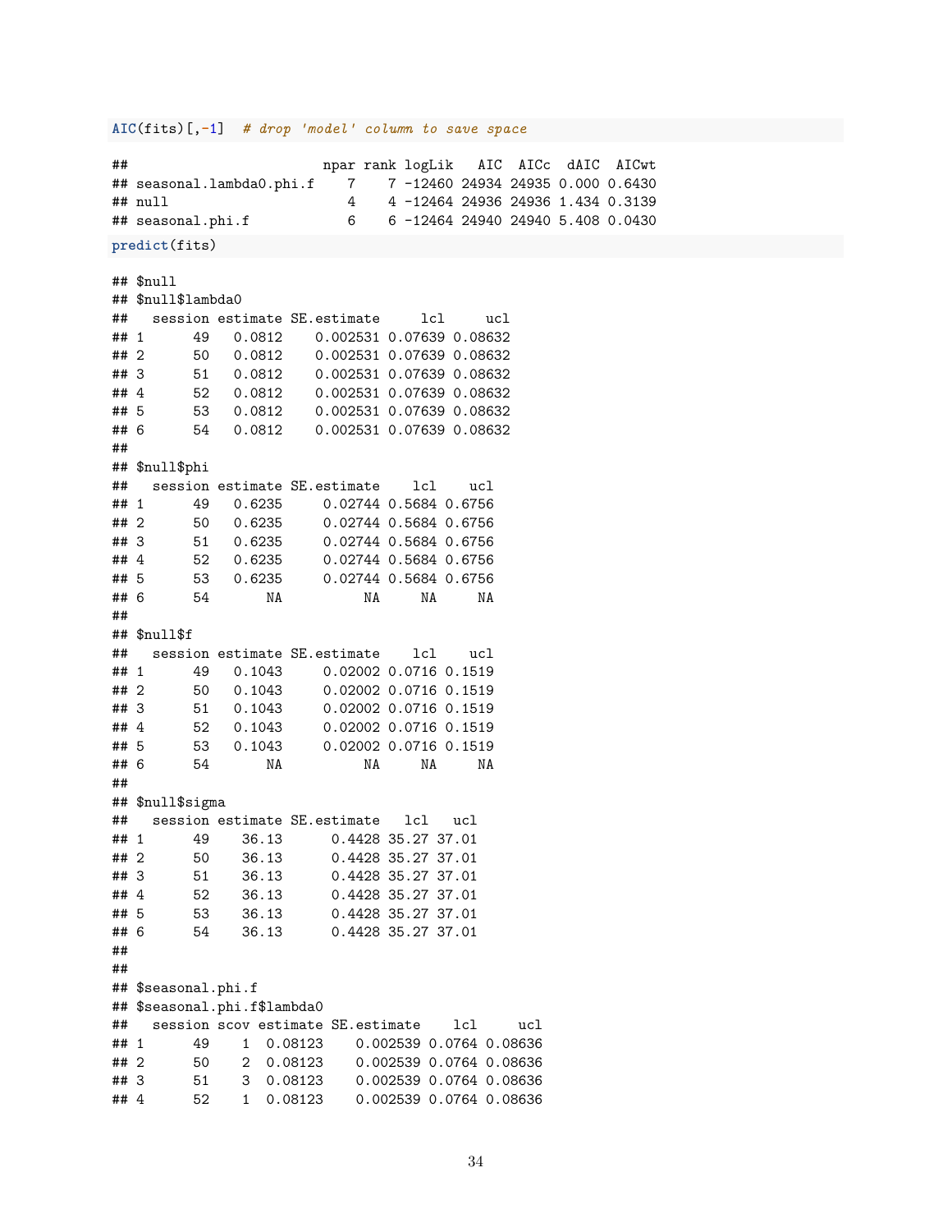```r
AIC(fits)[,-1]  # drop 'model' column to save space
```

```
##                          npar rank logLik   AIC  AICc  dAIC  AICwt
## seasonal.lambda0.phi.f     7    7 -12460 24934 24935 0.000 0.6430
## null                       4    4 -12464 24936 24936 1.434 0.3139
## seasonal.phi.f             6    6 -12464 24940 24940 5.408 0.0430
```

```r
predict(fits)
```

```
## $null
## $null$lambda0
##   session estimate SE.estimate     lcl     ucl
## 1      49   0.0812    0.002531 0.07639 0.08632
## 2      50   0.0812    0.002531 0.07639 0.08632
## 3      51   0.0812    0.002531 0.07639 0.08632
## 4      52   0.0812    0.002531 0.07639 0.08632
## 5      53   0.0812    0.002531 0.07639 0.08632
## 6      54   0.0812    0.002531 0.07639 0.08632
## 
## $null$phi
##   session estimate SE.estimate    lcl    ucl
## 1      49   0.6235     0.02744 0.5684 0.6756
## 2      50   0.6235     0.02744 0.5684 0.6756
## 3      51   0.6235     0.02744 0.5684 0.6756
## 4      52   0.6235     0.02744 0.5684 0.6756
## 5      53   0.6235     0.02744 0.5684 0.6756
## 6      54       NA          NA     NA     NA
## 
## $null$f
##   session estimate SE.estimate    lcl    ucl
## 1      49   0.1043     0.02002 0.0716 0.1519
## 2      50   0.1043     0.02002 0.0716 0.1519
## 3      51   0.1043     0.02002 0.0716 0.1519
## 4      52   0.1043     0.02002 0.0716 0.1519
## 5      53   0.1043     0.02002 0.0716 0.1519
## 6      54       NA          NA     NA     NA
## 
## $null$sigma
##   session estimate SE.estimate   lcl   ucl
## 1      49    36.13      0.4428 35.27 37.01
## 2      50    36.13      0.4428 35.27 37.01
## 3      51    36.13      0.4428 35.27 37.01
## 4      52    36.13      0.4428 35.27 37.01
## 5      53    36.13      0.4428 35.27 37.01
## 6      54    36.13      0.4428 35.27 37.01
## 
## 
## $seasonal.phi.f
## $seasonal.phi.f$lambda0
##   session scov estimate SE.estimate    lcl     ucl
## 1      49    1  0.08123    0.002539 0.0764 0.08636
## 2      50    2  0.08123    0.002539 0.0764 0.08636
## 3      51    3  0.08123    0.002539 0.0764 0.08636
## 4      52    1  0.08123    0.002539 0.0764 0.08636
```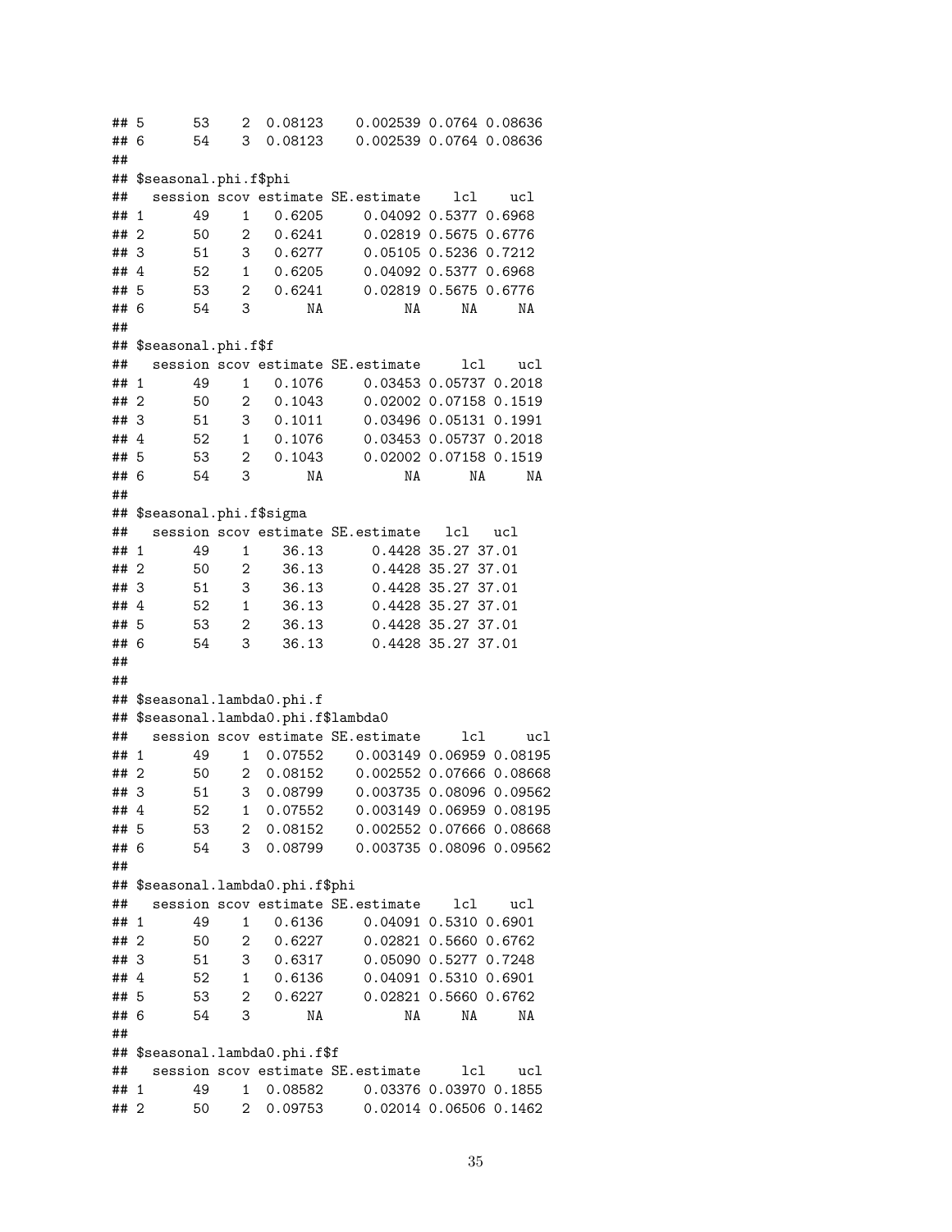```
## 5      53    2  0.08123    0.002539 0.0764 0.08636
## 6      54    3  0.08123    0.002539 0.0764 0.08636
##
## $seasonal.phi.f$phi
##   session scov estimate SE.estimate    lcl    ucl
## 1      49    1   0.6205     0.04092 0.5377 0.6968
## 2      50    2   0.6241     0.02819 0.5675 0.6776
## 3      51    3   0.6277     0.05105 0.5236 0.7212
## 4      52    1   0.6205     0.04092 0.5377 0.6968
## 5      53    2   0.6241     0.02819 0.5675 0.6776
## 6      54    3       NA          NA     NA     NA
##
## $seasonal.phi.f$f
##   session scov estimate SE.estimate     lcl    ucl
## 1      49    1   0.1076     0.03453 0.05737 0.2018
## 2      50    2   0.1043     0.02002 0.07158 0.1519
## 3      51    3   0.1011     0.03496 0.05131 0.1991
## 4      52    1   0.1076     0.03453 0.05737 0.2018
## 5      53    2   0.1043     0.02002 0.07158 0.1519
## 6      54    3       NA          NA      NA     NA
##
## $seasonal.phi.f$sigma
##   session scov estimate SE.estimate   lcl   ucl
## 1      49    1    36.13      0.4428 35.27 37.01
## 2      50    2    36.13      0.4428 35.27 37.01
## 3      51    3    36.13      0.4428 35.27 37.01
## 4      52    1    36.13      0.4428 35.27 37.01
## 5      53    2    36.13      0.4428 35.27 37.01
## 6      54    3    36.13      0.4428 35.27 37.01
##
##
## $seasonal.lambda0.phi.f
## $seasonal.lambda0.phi.f$lambda0
##   session scov estimate SE.estimate     lcl     ucl
## 1      49    1  0.07552    0.003149 0.06959 0.08195
## 2      50    2  0.08152    0.002552 0.07666 0.08668
## 3      51    3  0.08799    0.003735 0.08096 0.09562
## 4      52    1  0.07552    0.003149 0.06959 0.08195
## 5      53    2  0.08152    0.002552 0.07666 0.08668
## 6      54    3  0.08799    0.003735 0.08096 0.09562
##
## $seasonal.lambda0.phi.f$phi
##   session scov estimate SE.estimate    lcl    ucl
## 1      49    1   0.6136     0.04091 0.5310 0.6901
## 2      50    2   0.6227     0.02821 0.5660 0.6762
## 3      51    3   0.6317     0.05090 0.5277 0.7248
## 4      52    1   0.6136     0.04091 0.5310 0.6901
## 5      53    2   0.6227     0.02821 0.5660 0.6762
## 6      54    3       NA          NA     NA     NA
##
## $seasonal.lambda0.phi.f$f
##   session scov estimate SE.estimate     lcl    ucl
## 1      49    1  0.08582     0.03376 0.03970 0.1855
## 2      50    2  0.09753     0.02014 0.06506 0.1462
```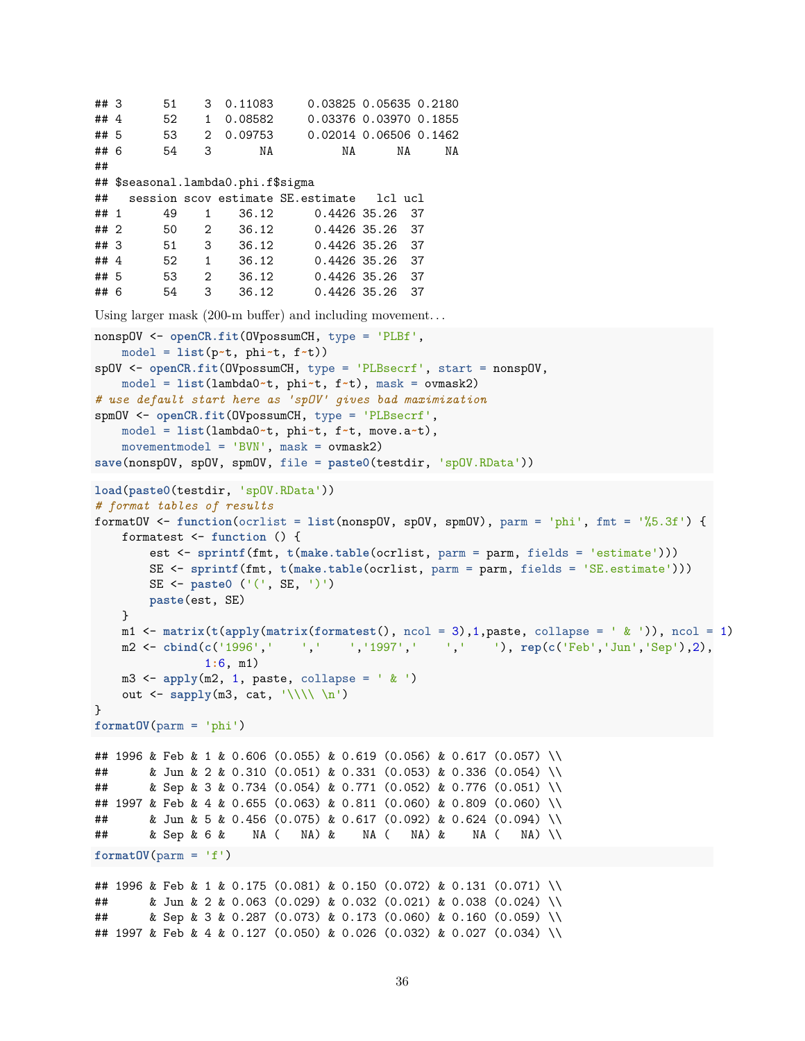```
## 3      51    3  0.11083     0.03825 0.05635 0.2180
## 4      52    1  0.08582     0.03376 0.03970 0.1855
## 5      53    2  0.09753     0.02014 0.06506 0.1462
## 6      54    3       NA          NA      NA     NA
##
## $seasonal.lambda0.phi.f$sigma
##   session scov estimate SE.estimate   lcl ucl
## 1      49    1    36.12      0.4426 35.26  37
## 2      50    2    36.12      0.4426 35.26  37
## 3      51    3    36.12      0.4426 35.26  37
## 4      52    1    36.12      0.4426 35.26  37
## 5      53    2    36.12      0.4426 35.26  37
## 6      54    3    36.12      0.4426 35.26  37
```

Using larger mask (200-m buffer) and including movement…

```
nonspOV <- openCR.fit(OVpossumCH, type = 'PLBf',
    model = list(p~t, phi~t, f~t))
spOV <- openCR.fit(OVpossumCH, type = 'PLBsecrf', start = nonspOV,
    model = list(lambda0~t, phi~t, f~t), mask = ovmask2)
# use default start here as 'spOV' gives bad maximization
spmOV <- openCR.fit(OVpossumCH, type = 'PLBsecrf',
    model = list(lambda0~t, phi~t, f~t, move.a~t),
    movementmodel = 'BVN', mask = ovmask2)
save(nonspOV, spOV, spmOV, file = paste0(testdir, 'spOV.RData'))
```

```
load(paste0(testdir, 'spOV.RData'))
# format tables of results
formatOV <- function(ocrlist = list(nonspOV, spOV, spmOV), parm = 'phi', fmt = '%5.3f') {
    formatest <- function () {
        est <- sprintf(fmt, t(make.table(ocrlist, parm = parm, fields = 'estimate')))
        SE <- sprintf(fmt, t(make.table(ocrlist, parm = parm, fields = 'SE.estimate')))
        SE <- paste0 ('(', SE, ')')
        paste(est, SE)
    }
    m1 <- matrix(t(apply(matrix(formatest(), ncol = 3),1,paste, collapse = ' & ')), ncol = 1)
    m2 <- cbind(c('1996','    ','    ','1997','    ','    '), rep(c('Feb','Jun','Sep'),2),
            1:6, m1)
    m3 <- apply(m2, 1, paste, collapse = ' & ')
    out <- sapply(m3, cat, '\\\\ \n')
}
formatOV(parm = 'phi')
```

```
## 1996 & Feb & 1 & 0.606 (0.055) & 0.619 (0.056) & 0.617 (0.057) \\
##      & Jun & 2 & 0.310 (0.051) & 0.331 (0.053) & 0.336 (0.054) \\
##      & Sep & 3 & 0.734 (0.054) & 0.771 (0.052) & 0.776 (0.051) \\
## 1997 & Feb & 4 & 0.655 (0.063) & 0.811 (0.060) & 0.809 (0.060) \\
##      & Jun & 5 & 0.456 (0.075) & 0.617 (0.092) & 0.624 (0.094) \\
##      & Sep & 6 &    NA (   NA) &    NA (   NA) &    NA (   NA) \\
```

```
formatOV(parm = 'f')
```

```
## 1996 & Feb & 1 & 0.175 (0.081) & 0.150 (0.072) & 0.131 (0.071) \\
##      & Jun & 2 & 0.063 (0.029) & 0.032 (0.021) & 0.038 (0.024) \\
##      & Sep & 3 & 0.287 (0.073) & 0.173 (0.060) & 0.160 (0.059) \\
## 1997 & Feb & 4 & 0.127 (0.050) & 0.026 (0.032) & 0.027 (0.034) \\
```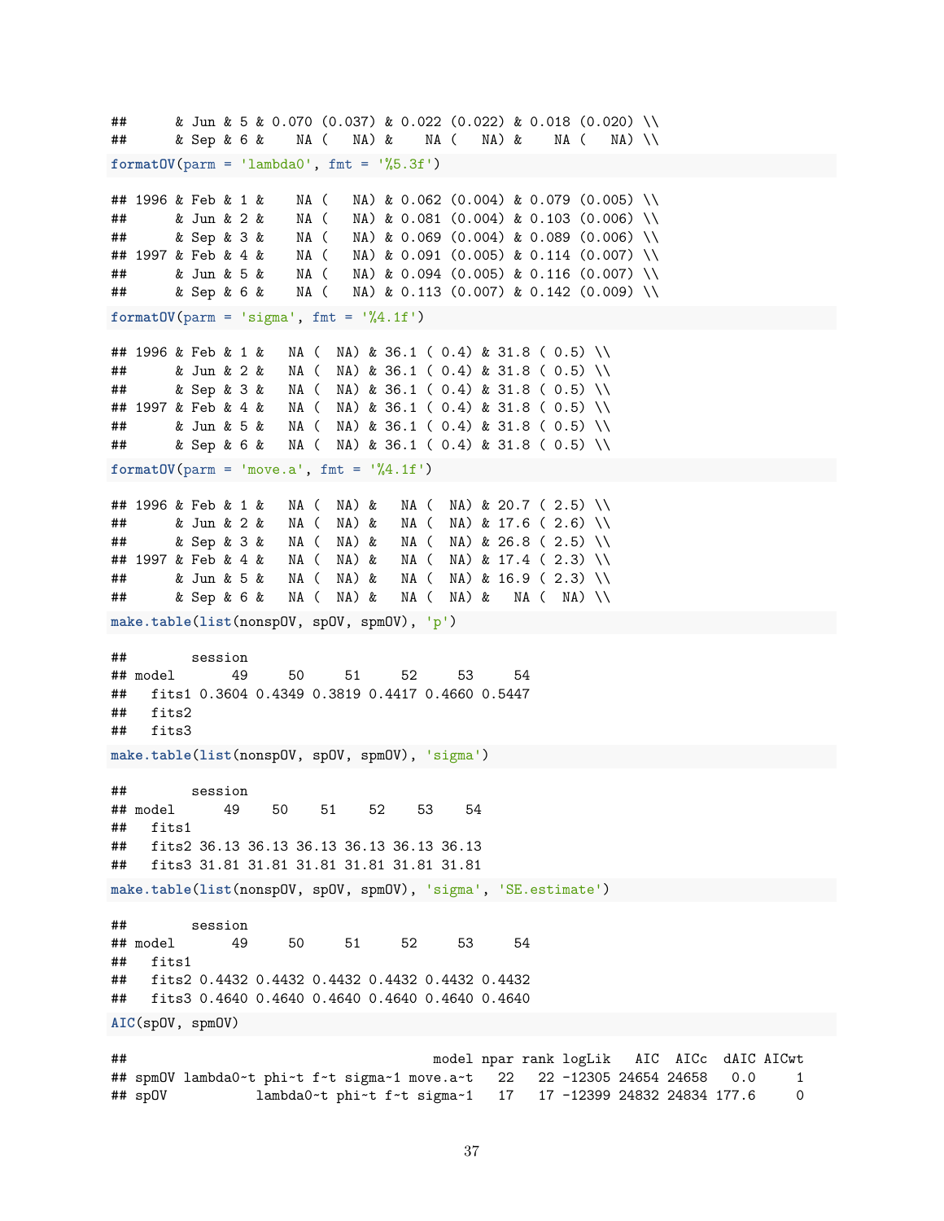```
##      & Jun & 5 & 0.070 (0.037) & 0.022 (0.022) & 0.018 (0.020) \\
##      & Sep & 6 &    NA (   NA) &    NA (   NA) &    NA (   NA) \\
```

```r
formatOV(parm = 'lambda0', fmt = '%5.3f')
```

```
## 1996 & Feb & 1 &    NA (   NA) & 0.062 (0.004) & 0.079 (0.005) \\
##      & Jun & 2 &    NA (   NA) & 0.081 (0.004) & 0.103 (0.006) \\
##      & Sep & 3 &    NA (   NA) & 0.069 (0.004) & 0.089 (0.006) \\
## 1997 & Feb & 4 &    NA (   NA) & 0.091 (0.005) & 0.114 (0.007) \\
##      & Jun & 5 &    NA (   NA) & 0.094 (0.005) & 0.116 (0.007) \\
##      & Sep & 6 &    NA (   NA) & 0.113 (0.007) & 0.142 (0.009) \\
```

```r
formatOV(parm = 'sigma', fmt = '%4.1f')
```

```
## 1996 & Feb & 1 &   NA (  NA) & 36.1 ( 0.4) & 31.8 ( 0.5) \\
##      & Jun & 2 &   NA (  NA) & 36.1 ( 0.4) & 31.8 ( 0.5) \\
##      & Sep & 3 &   NA (  NA) & 36.1 ( 0.4) & 31.8 ( 0.5) \\
## 1997 & Feb & 4 &   NA (  NA) & 36.1 ( 0.4) & 31.8 ( 0.5) \\
##      & Jun & 5 &   NA (  NA) & 36.1 ( 0.4) & 31.8 ( 0.5) \\
##      & Sep & 6 &   NA (  NA) & 36.1 ( 0.4) & 31.8 ( 0.5) \\
```

```r
formatOV(parm = 'move.a', fmt = '%4.1f')
```

```
## 1996 & Feb & 1 &   NA (  NA) &   NA (  NA) & 20.7 ( 2.5) \\
##      & Jun & 2 &   NA (  NA) &   NA (  NA) & 17.6 ( 2.6) \\
##      & Sep & 3 &   NA (  NA) &   NA (  NA) & 26.8 ( 2.5) \\
## 1997 & Feb & 4 &   NA (  NA) &   NA (  NA) & 17.4 ( 2.3) \\
##      & Jun & 5 &   NA (  NA) &   NA (  NA) & 16.9 ( 2.3) \\
##      & Sep & 6 &   NA (  NA) &   NA (  NA) &   NA (  NA) \\
```

```r
make.table(list(nonspOV, spOV, spmOV), 'p')
```

```
##        session
## model       49     50     51     52     53     54
##   fits1 0.3604 0.4349 0.3819 0.4417 0.4660 0.5447
##   fits2
##   fits3
```

```r
make.table(list(nonspOV, spOV, spmOV), 'sigma')
```

```
##        session
## model      49    50    51    52    53    54
##   fits1
##   fits2 36.13 36.13 36.13 36.13 36.13 36.13
##   fits3 31.81 31.81 31.81 31.81 31.81 31.81
```

```r
make.table(list(nonspOV, spOV, spmOV), 'sigma', 'SE.estimate')
```

```
##        session
## model       49     50     51     52     53     54
##   fits1
##   fits2 0.4432 0.4432 0.4432 0.4432 0.4432 0.4432
##   fits3 0.4640 0.4640 0.4640 0.4640 0.4640 0.4640
```

```r
AIC(spOV, spmOV)
```

```
##                                        model npar rank logLik   AIC  AICc  dAIC AICwt
## spmOV lambda0~t phi~t f~t sigma~1 move.a~t   22   22 -12305 24654 24658   0.0     1
## spOV           lambda0~t phi~t f~t sigma~1   17   17 -12399 24832 24834 177.6     0
```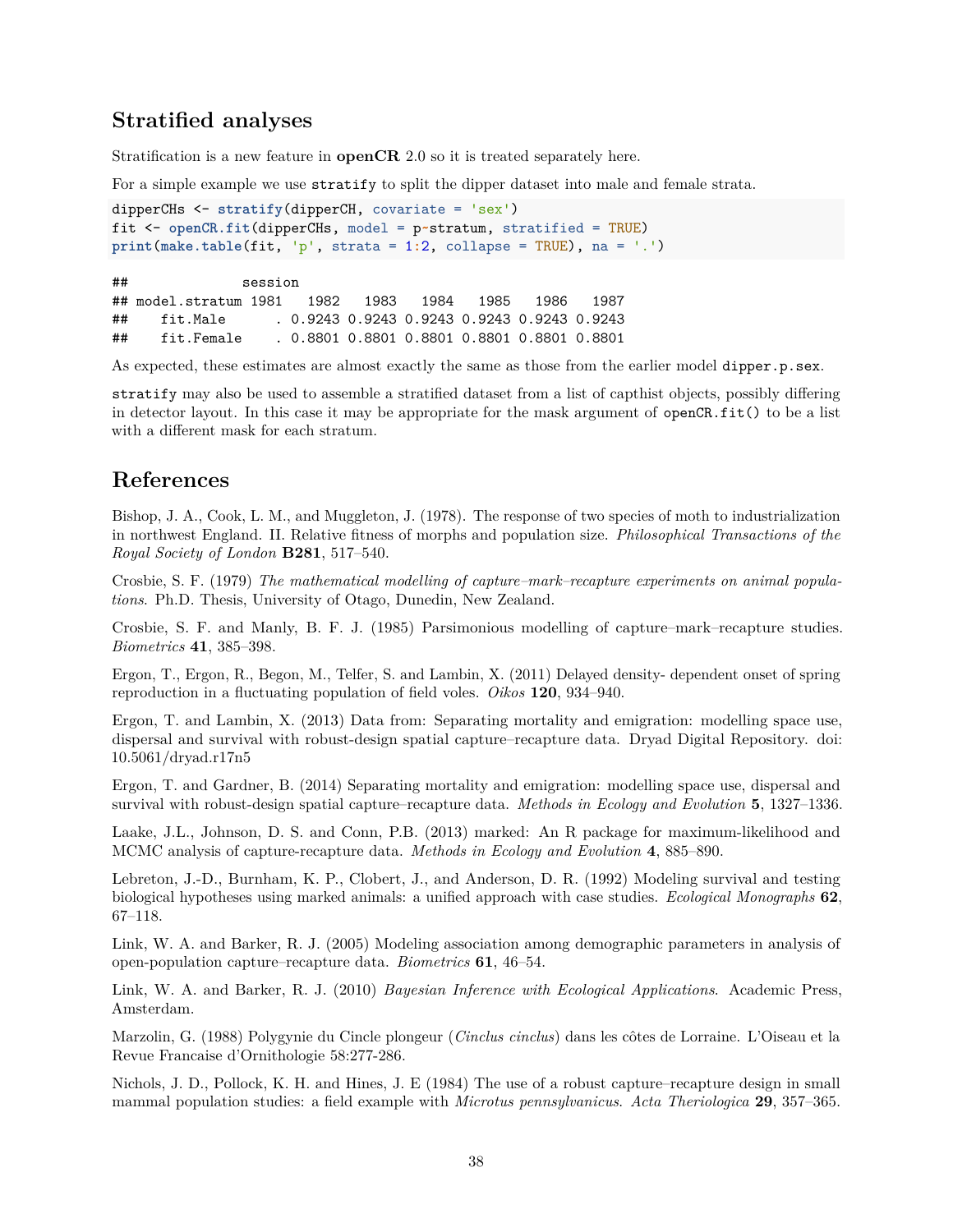## Stratified analyses

Stratification is a new feature in **openCR** 2.0 so it is treated separately here.

For a simple example we use `stratify` to split the dipper dataset into male and female strata.

```
dipperCHs <- stratify(dipperCH, covariate = 'sex')
fit <- openCR.fit(dipperCHs, model = p~stratum, stratified = TRUE)
print(make.table(fit, 'p', strata = 1:2, collapse = TRUE), na = '.')
```

```
##              session
## model.stratum 1981   1982   1983   1984   1985   1986   1987
##    fit.Male      . 0.9243 0.9243 0.9243 0.9243 0.9243 0.9243
##    fit.Female    . 0.8801 0.8801 0.8801 0.8801 0.8801 0.8801
```

As expected, these estimates are almost exactly the same as those from the earlier model `dipper.p.sex`.

`stratify` may also be used to assemble a stratified dataset from a list of capthist objects, possibly differing in detector layout. In this case it may be appropriate for the mask argument of `openCR.fit()` to be a list with a different mask for each stratum.

## References

Bishop, J. A., Cook, L. M., and Muggleton, J. (1978). The response of two species of moth to industrialization in northwest England. II. Relative fitness of morphs and population size. *Philosophical Transactions of the Royal Society of London* **B281**, 517–540.

Crosbie, S. F. (1979) *The mathematical modelling of capture–mark–recapture experiments on animal populations*. Ph.D. Thesis, University of Otago, Dunedin, New Zealand.

Crosbie, S. F. and Manly, B. F. J. (1985) Parsimonious modelling of capture–mark–recapture studies. *Biometrics* **41**, 385–398.

Ergon, T., Ergon, R., Begon, M., Telfer, S. and Lambin, X. (2011) Delayed density- dependent onset of spring reproduction in a fluctuating population of field voles. *Oikos* **120**, 934–940.

Ergon, T. and Lambin, X. (2013) Data from: Separating mortality and emigration: modelling space use, dispersal and survival with robust-design spatial capture–recapture data. Dryad Digital Repository. doi: 10.5061/dryad.r17n5

Ergon, T. and Gardner, B. (2014) Separating mortality and emigration: modelling space use, dispersal and survival with robust-design spatial capture–recapture data. *Methods in Ecology and Evolution* **5**, 1327–1336.

Laake, J.L., Johnson, D. S. and Conn, P.B. (2013) marked: An R package for maximum-likelihood and MCMC analysis of capture-recapture data. *Methods in Ecology and Evolution* **4**, 885–890.

Lebreton, J.-D., Burnham, K. P., Clobert, J., and Anderson, D. R. (1992) Modeling survival and testing biological hypotheses using marked animals: a unified approach with case studies. *Ecological Monographs* **62**, 67–118.

Link, W. A. and Barker, R. J. (2005) Modeling association among demographic parameters in analysis of open-population capture–recapture data. *Biometrics* **61**, 46–54.

Link, W. A. and Barker, R. J. (2010) *Bayesian Inference with Ecological Applications*. Academic Press, Amsterdam.

Marzolin, G. (1988) Polygynie du Cincle plongeur (*Cinclus cinclus*) dans les côtes de Lorraine. L'Oiseau et la Revue Francaise d'Ornithologie 58:277-286.

Nichols, J. D., Pollock, K. H. and Hines, J. E (1984) The use of a robust capture–recapture design in small mammal population studies: a field example with *Microtus pennsylvanicus*. *Acta Theriologica* **29**, 357–365.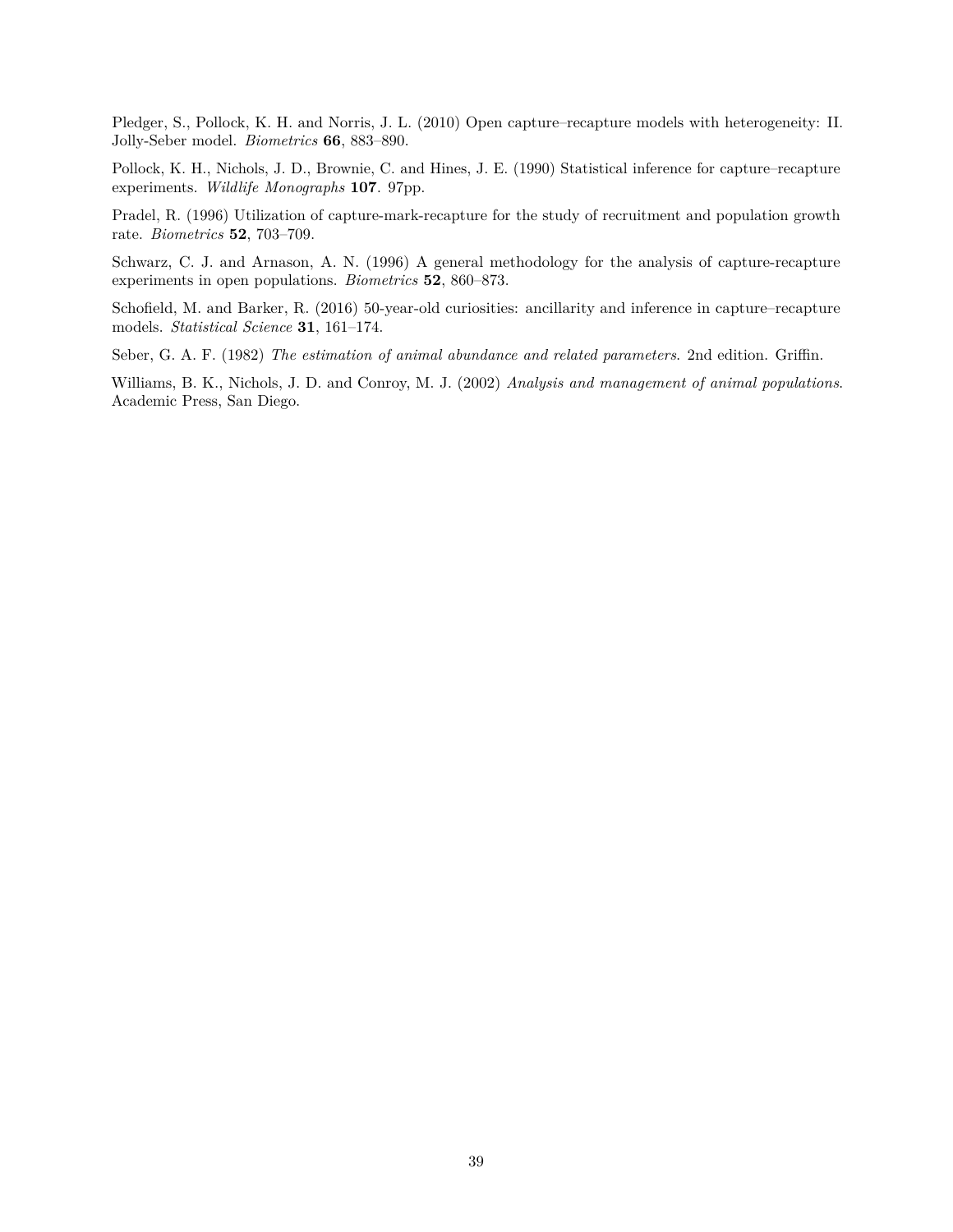Pledger, S., Pollock, K. H. and Norris, J. L. (2010) Open capture–recapture models with heterogeneity: II. Jolly-Seber model. *Biometrics* **66**, 883–890.

Pollock, K. H., Nichols, J. D., Brownie, C. and Hines, J. E. (1990) Statistical inference for capture–recapture experiments. *Wildlife Monographs* **107**. 97pp.

Pradel, R. (1996) Utilization of capture-mark-recapture for the study of recruitment and population growth rate. *Biometrics* **52**, 703–709.

Schwarz, C. J. and Arnason, A. N. (1996) A general methodology for the analysis of capture-recapture experiments in open populations. *Biometrics* **52**, 860–873.

Schofield, M. and Barker, R. (2016) 50-year-old curiosities: ancillarity and inference in capture–recapture models. *Statistical Science* **31**, 161–174.

Seber, G. A. F. (1982) *The estimation of animal abundance and related parameters.* 2nd edition. Griffin.

Williams, B. K., Nichols, J. D. and Conroy, M. J. (2002) *Analysis and management of animal populations*. Academic Press, San Diego.